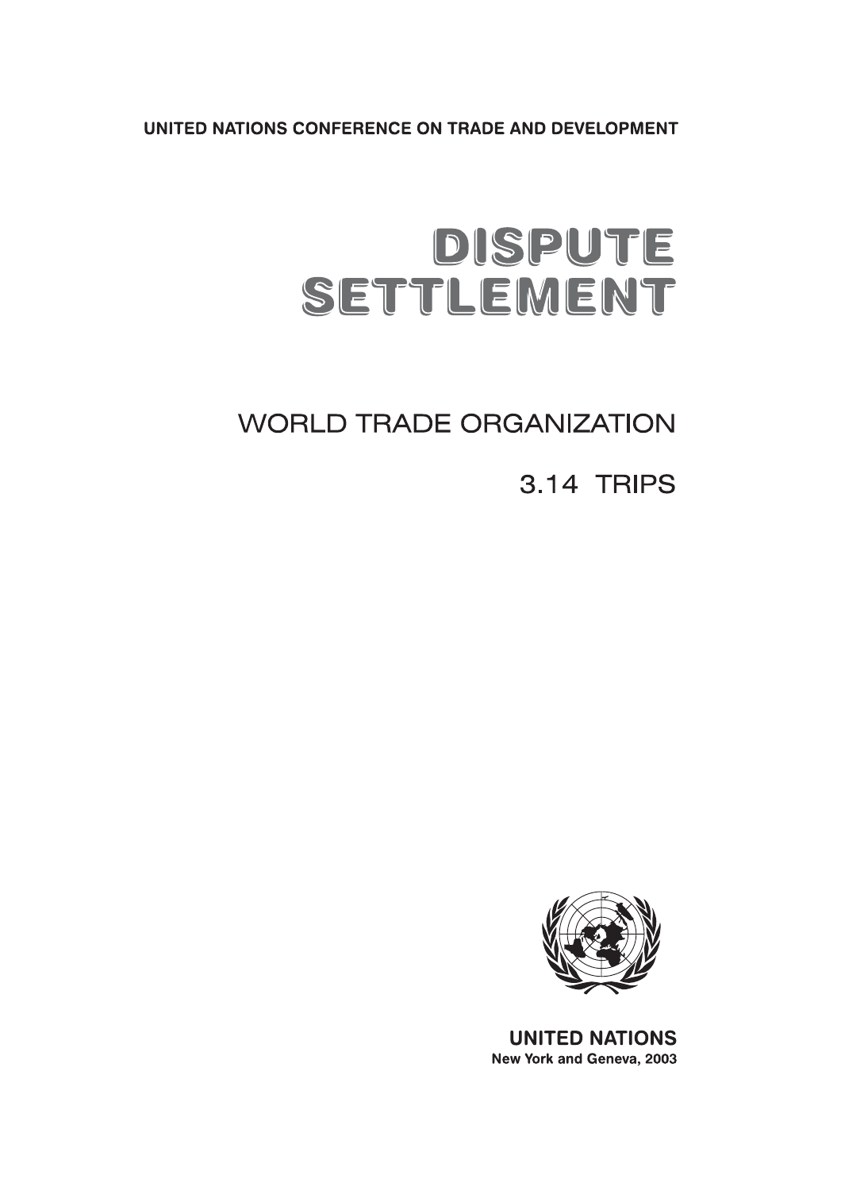UNITED NATIONS CONFERENCE ON TRADE AND DEVELOPMENT

# DISPUTE SETTLEMENT

## WORLD TRADE ORGANIZATION

## 3.14 TRIPS

**UNITED NATIONS**
**New York and Geneva, 2003**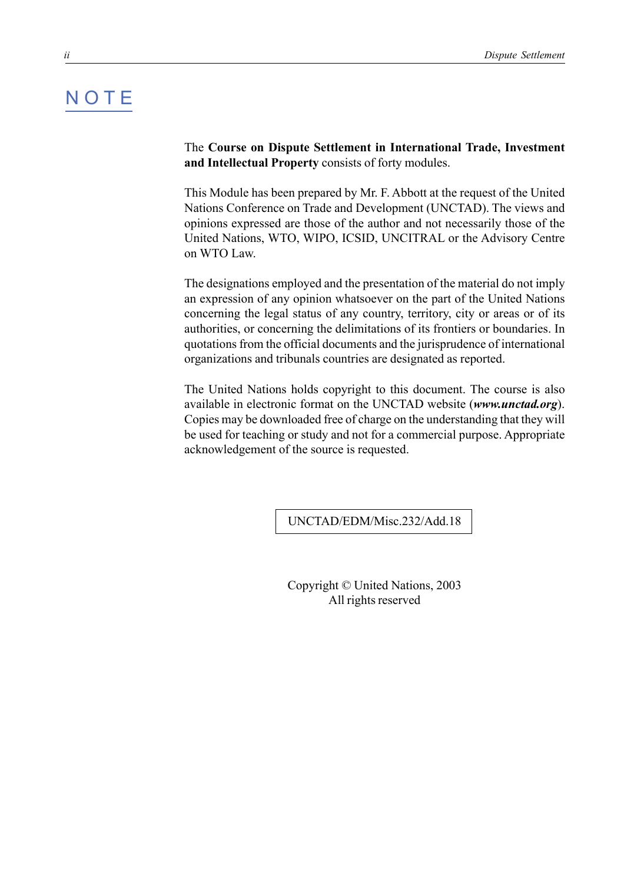# NOTE

The **Course on Dispute Settlement in International Trade, Investment and Intellectual Property** consists of forty modules.

This Module has been prepared by Mr. F. Abbott at the request of the United Nations Conference on Trade and Development (UNCTAD). The views and opinions expressed are those of the author and not necessarily those of the United Nations, WTO, WIPO, ICSID, UNCITRAL or the Advisory Centre on WTO Law.

The designations employed and the presentation of the material do not imply an expression of any opinion whatsoever on the part of the United Nations concerning the legal status of any country, territory, city or areas or of its authorities, or concerning the delimitations of its frontiers or boundaries. In quotations from the official documents and the jurisprudence of international organizations and tribunals countries are designated as reported.

The United Nations holds copyright to this document. The course is also available in electronic format on the UNCTAD website (***www.unctad.org***). Copies may be downloaded free of charge on the understanding that they will be used for teaching or study and not for a commercial purpose. Appropriate acknowledgement of the source is requested.

UNCTAD/EDM/Misc.232/Add.18

Copyright © United Nations, 2003
All rights reserved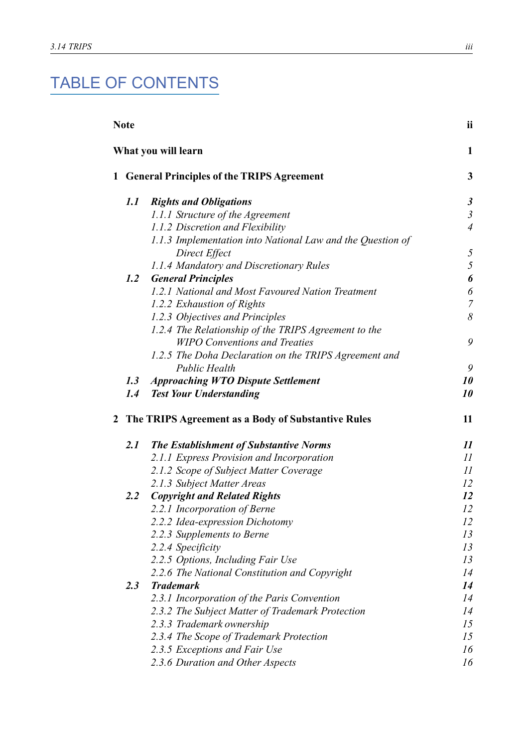# TABLE OF CONTENTS

**Note** ii

**What you will learn** 1

**1 General Principles of the TRIPS Agreement** 3

- ***1.1 Rights and Obligations*** ***3***
  - *1.1.1 Structure of the Agreement* *3*
  - *1.1.2 Discretion and Flexibility* *4*
  - *1.1.3 Implementation into National Law and the Question of Direct Effect* *5*
  - *1.1.4 Mandatory and Discretionary Rules* *5*
- ***1.2 General Principles*** ***6***
  - *1.2.1 National and Most Favoured Nation Treatment* *6*
  - *1.2.2 Exhaustion of Rights* *7*
  - *1.2.3 Objectives and Principles* *8*
  - *1.2.4 The Relationship of the TRIPS Agreement to the WIPO Conventions and Treaties* *9*
  - *1.2.5 The Doha Declaration on the TRIPS Agreement and Public Health* *9*
- ***1.3 Approaching WTO Dispute Settlement*** ***10***
- ***1.4 Test Your Understanding*** ***10***

**2 The TRIPS Agreement as a Body of Substantive Rules** 11

- ***2.1 The Establishment of Substantive Norms*** ***11***
  - *2.1.1 Express Provision and Incorporation* *11*
  - *2.1.2 Scope of Subject Matter Coverage* *11*
  - *2.1.3 Subject Matter Areas* *12*
- ***2.2 Copyright and Related Rights*** ***12***
  - *2.2.1 Incorporation of Berne* *12*
  - *2.2.2 Idea-expression Dichotomy* *12*
  - *2.2.3 Supplements to Berne* *13*
  - *2.2.4 Specificity* *13*
  - *2.2.5 Options, Including Fair Use* *13*
  - *2.2.6 The National Constitution and Copyright* *14*
- ***2.3 Trademark*** ***14***
  - *2.3.1 Incorporation of the Paris Convention* *14*
  - *2.3.2 The Subject Matter of Trademark Protection* *14*
  - *2.3.3 Trademark ownership* *15*
  - *2.3.4 The Scope of Trademark Protection* *15*
  - *2.3.5 Exceptions and Fair Use* *16*
  - *2.3.6 Duration and Other Aspects* *16*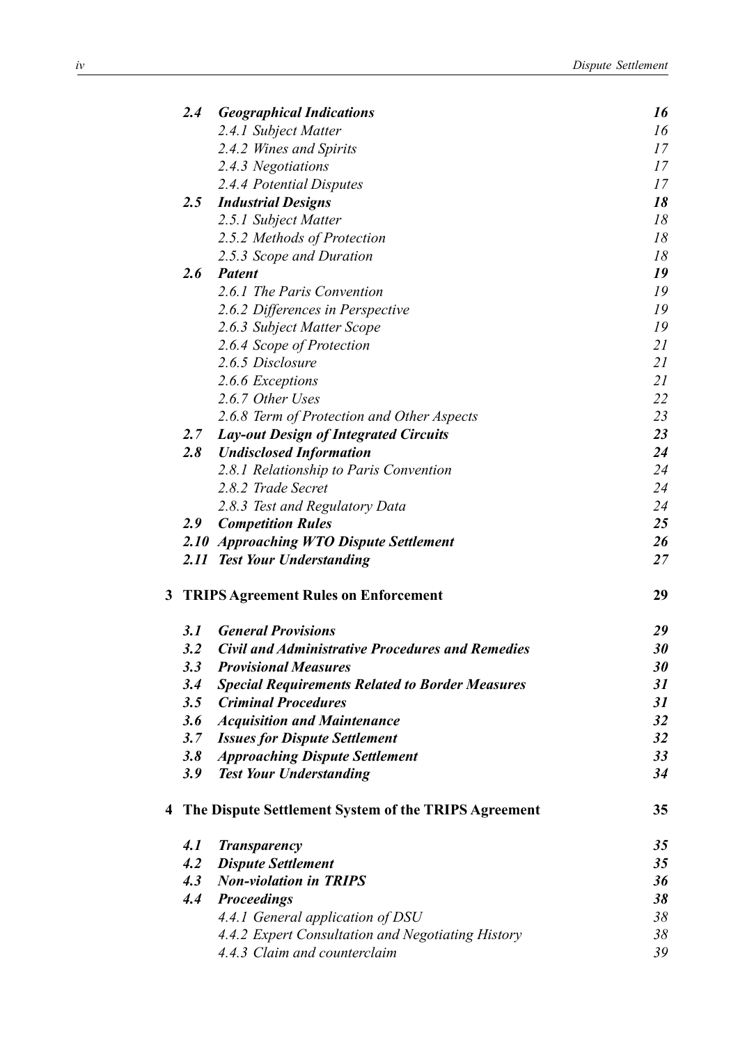| | | |
|---|---|---|
| ***2.4*** | ***Geographical Indications*** | ***16*** |
| | *2.4.1 Subject Matter* | *16* |
| | *2.4.2 Wines and Spirits* | *17* |
| | *2.4.3 Negotiations* | *17* |
| | *2.4.4 Potential Disputes* | *17* |
| ***2.5*** | ***Industrial Designs*** | ***18*** |
| | *2.5.1 Subject Matter* | *18* |
| | *2.5.2 Methods of Protection* | *18* |
| | *2.5.3 Scope and Duration* | *18* |
| ***2.6*** | ***Patent*** | ***19*** |
| | *2.6.1 The Paris Convention* | *19* |
| | *2.6.2 Differences in Perspective* | *19* |
| | *2.6.3 Subject Matter Scope* | *19* |
| | *2.6.4 Scope of Protection* | *21* |
| | *2.6.5 Disclosure* | *21* |
| | *2.6.6 Exceptions* | *21* |
| | *2.6.7 Other Uses* | *22* |
| | *2.6.8 Term of Protection and Other Aspects* | *23* |
| ***2.7*** | ***Lay-out Design of Integrated Circuits*** | ***23*** |
| ***2.8*** | ***Undisclosed Information*** | ***24*** |
| | *2.8.1 Relationship to Paris Convention* | *24* |
| | *2.8.2 Trade Secret* | *24* |
| | *2.8.3 Test and Regulatory Data* | *24* |
| ***2.9*** | ***Competition Rules*** | ***25*** |
| ***2.10*** | ***Approaching WTO Dispute Settlement*** | ***26*** |
| ***2.11*** | ***Test Your Understanding*** | ***27*** |

**3 TRIPS Agreement Rules on Enforcement** **29**

| | | |
|---|---|---|
| ***3.1*** | ***General Provisions*** | ***29*** |
| ***3.2*** | ***Civil and Administrative Procedures and Remedies*** | ***30*** |
| ***3.3*** | ***Provisional Measures*** | ***30*** |
| ***3.4*** | ***Special Requirements Related to Border Measures*** | ***31*** |
| ***3.5*** | ***Criminal Procedures*** | ***31*** |
| ***3.6*** | ***Acquisition and Maintenance*** | ***32*** |
| ***3.7*** | ***Issues for Dispute Settlement*** | ***32*** |
| ***3.8*** | ***Approaching Dispute Settlement*** | ***33*** |
| ***3.9*** | ***Test Your Understanding*** | ***34*** |

**4 The Dispute Settlement System of the TRIPS Agreement** **35**

| | | |
|---|---|---|
| ***4.1*** | ***Transparency*** | ***35*** |
| ***4.2*** | ***Dispute Settlement*** | ***35*** |
| ***4.3*** | ***Non-violation in TRIPS*** | ***36*** |
| ***4.4*** | ***Proceedings*** | ***38*** |
| | *4.4.1 General application of DSU* | *38* |
| | *4.4.2 Expert Consultation and Negotiating History* | *38* |
| | *4.4.3 Claim and counterclaim* | *39* |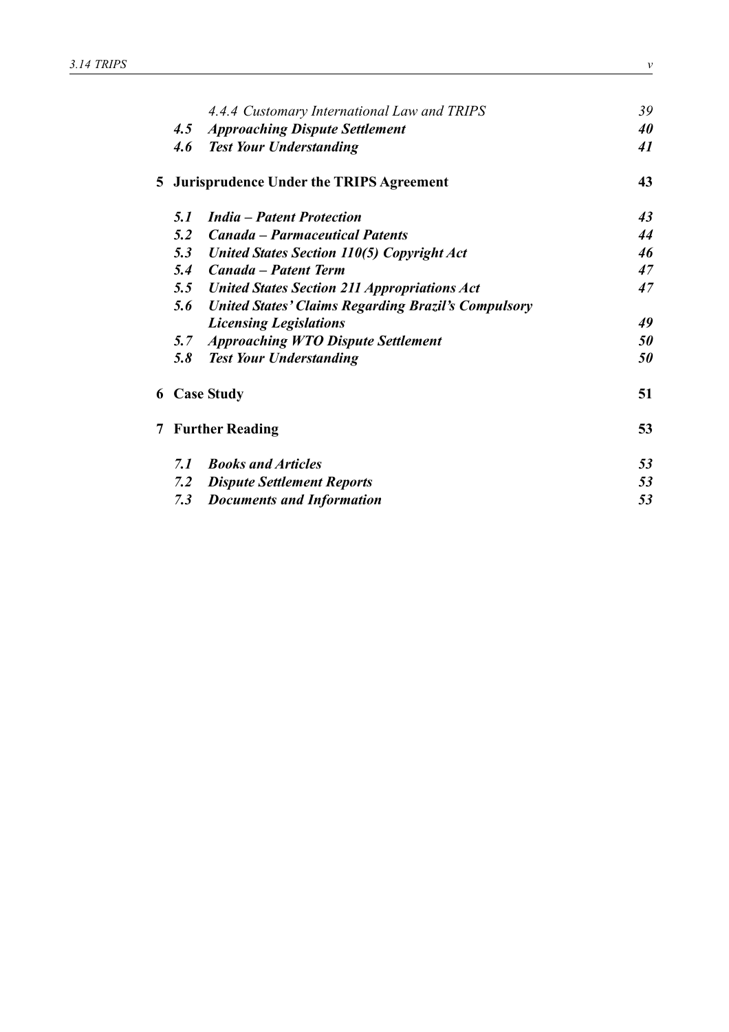4.4.4 Customary International Law and TRIPS 39

4.5 **Approaching Dispute Settlement** 40

4.6 **Test Your Understanding** 41

**5 Jurisprudence Under the TRIPS Agreement** **43**

5.1 ***India – Patent Protection*** 43

5.2 ***Canada – Parmaceutical Patents*** 44

5.3 ***United States Section 110(5) Copyright Act*** 46

5.4 ***Canada – Patent Term*** 47

5.5 ***United States Section 211 Appropriations Act*** 47

5.6 ***United States' Claims Regarding Brazil's Compulsory Licensing Legislations*** 49

5.7 ***Approaching WTO Dispute Settlement*** 50

5.8 ***Test Your Understanding*** 50

**6 Case Study** **51**

**7 Further Reading** **53**

7.1 ***Books and Articles*** 53

7.2 ***Dispute Settlement Reports*** 53

7.3 ***Documents and Information*** 53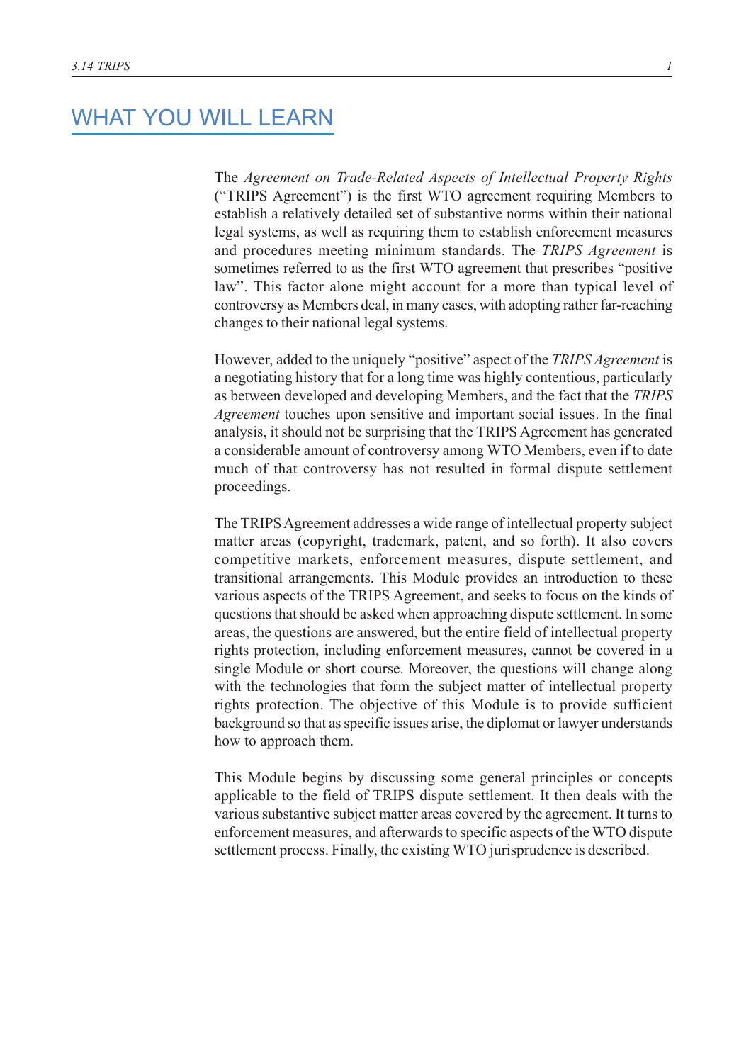# WHAT YOU WILL LEARN

The *Agreement on Trade-Related Aspects of Intellectual Property Rights* ("TRIPS Agreement") is the first WTO agreement requiring Members to establish a relatively detailed set of substantive norms within their national legal systems, as well as requiring them to establish enforcement measures and procedures meeting minimum standards. The *TRIPS Agreement* is sometimes referred to as the first WTO agreement that prescribes "positive law". This factor alone might account for a more than typical level of controversy as Members deal, in many cases, with adopting rather far-reaching changes to their national legal systems.

However, added to the uniquely "positive" aspect of the *TRIPS Agreement* is a negotiating history that for a long time was highly contentious, particularly as between developed and developing Members, and the fact that the *TRIPS Agreement* touches upon sensitive and important social issues. In the final analysis, it should not be surprising that the TRIPS Agreement has generated a considerable amount of controversy among WTO Members, even if to date much of that controversy has not resulted in formal dispute settlement proceedings.

The TRIPS Agreement addresses a wide range of intellectual property subject matter areas (copyright, trademark, patent, and so forth). It also covers competitive markets, enforcement measures, dispute settlement, and transitional arrangements. This Module provides an introduction to these various aspects of the TRIPS Agreement, and seeks to focus on the kinds of questions that should be asked when approaching dispute settlement. In some areas, the questions are answered, but the entire field of intellectual property rights protection, including enforcement measures, cannot be covered in a single Module or short course. Moreover, the questions will change along with the technologies that form the subject matter of intellectual property rights protection. The objective of this Module is to provide sufficient background so that as specific issues arise, the diplomat or lawyer understands how to approach them.

This Module begins by discussing some general principles or concepts applicable to the field of TRIPS dispute settlement. It then deals with the various substantive subject matter areas covered by the agreement. It turns to enforcement measures, and afterwards to specific aspects of the WTO dispute settlement process. Finally, the existing WTO jurisprudence is described.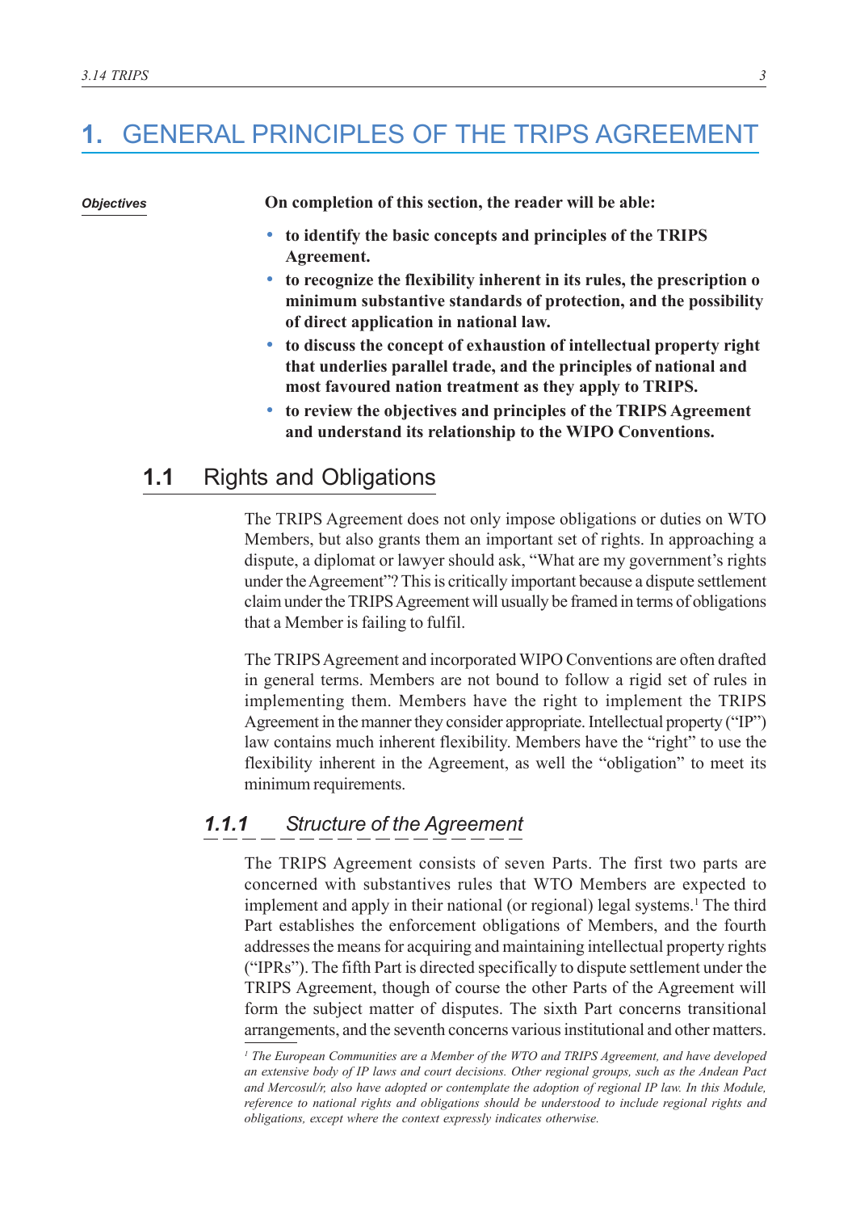# 1. GENERAL PRINCIPLES OF THE TRIPS AGREEMENT

*Objectives*

**On completion of this section, the reader will be able:**

- **to identify the basic concepts and principles of the TRIPS Agreement.**
- **to recognize the flexibility inherent in its rules, the prescription o minimum substantive standards of protection, and the possibility of direct application in national law.**
- **to discuss the concept of exhaustion of intellectual property right that underlies parallel trade, and the principles of national and most favoured nation treatment as they apply to TRIPS.**
- **to review the objectives and principles of the TRIPS Agreement and understand its relationship to the WIPO Conventions.**

## 1.1 Rights and Obligations

The TRIPS Agreement does not only impose obligations or duties on WTO Members, but also grants them an important set of rights. In approaching a dispute, a diplomat or lawyer should ask, "What are my government's rights under the Agreement"? This is critically important because a dispute settlement claim under the TRIPS Agreement will usually be framed in terms of obligations that a Member is failing to fulfil.

The TRIPS Agreement and incorporated WIPO Conventions are often drafted in general terms. Members are not bound to follow a rigid set of rules in implementing them. Members have the right to implement the TRIPS Agreement in the manner they consider appropriate. Intellectual property ("IP") law contains much inherent flexibility. Members have the "right" to use the flexibility inherent in the Agreement, as well the "obligation" to meet its minimum requirements.

### *1.1.1 Structure of the Agreement*

The TRIPS Agreement consists of seven Parts. The first two parts are concerned with substantives rules that WTO Members are expected to implement and apply in their national (or regional) legal systems.[1] The third Part establishes the enforcement obligations of Members, and the fourth addresses the means for acquiring and maintaining intellectual property rights ("IPRs"). The fifth Part is directed specifically to dispute settlement under the TRIPS Agreement, though of course the other Parts of the Agreement will form the subject matter of disputes. The sixth Part concerns transitional arrangements, and the seventh concerns various institutional and other matters.

*[1] The European Communities are a Member of the WTO and TRIPS Agreement, and have developed an extensive body of IP laws and court decisions. Other regional groups, such as the Andean Pact and Mercosul/r, also have adopted or contemplate the adoption of regional IP law. In this Module, reference to national rights and obligations should be understood to include regional rights and obligations, except where the context expressly indicates otherwise.*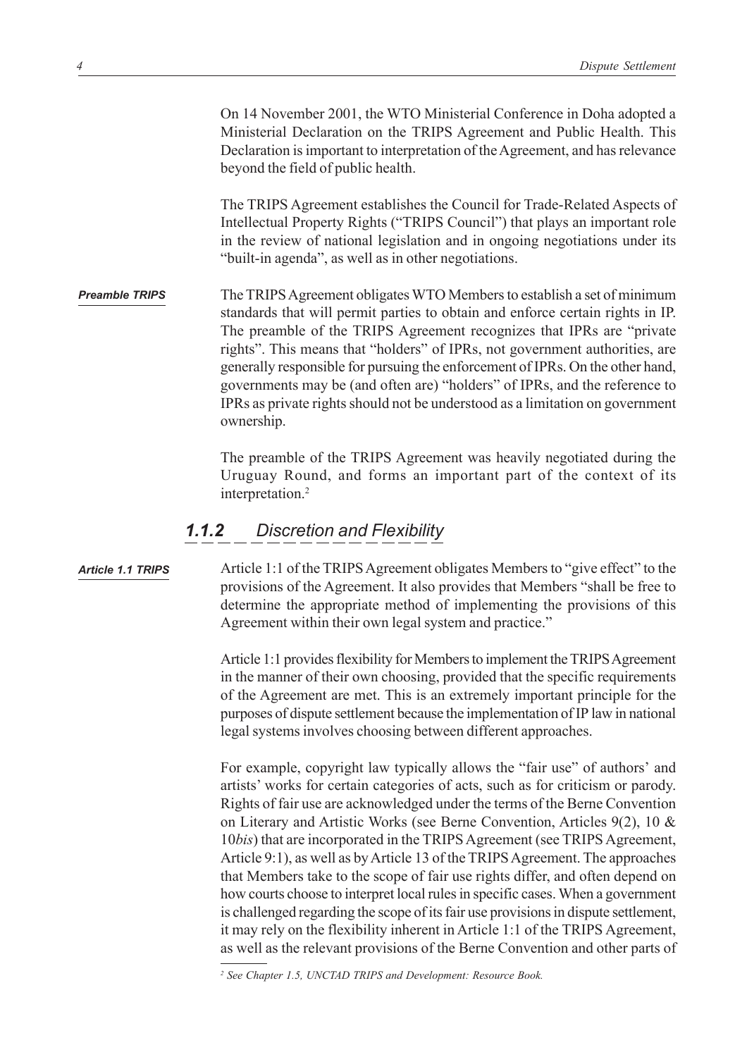On 14 November 2001, the WTO Ministerial Conference in Doha adopted a Ministerial Declaration on the TRIPS Agreement and Public Health. This Declaration is important to interpretation of the Agreement, and has relevance beyond the field of public health.

The TRIPS Agreement establishes the Council for Trade-Related Aspects of Intellectual Property Rights ("TRIPS Council") that plays an important role in the review of national legislation and in ongoing negotiations under its "built-in agenda", as well as in other negotiations.

***Preamble TRIPS***

The TRIPS Agreement obligates WTO Members to establish a set of minimum standards that will permit parties to obtain and enforce certain rights in IP. The preamble of the TRIPS Agreement recognizes that IPRs are "private rights". This means that "holders" of IPRs, not government authorities, are generally responsible for pursuing the enforcement of IPRs. On the other hand, governments may be (and often are) "holders" of IPRs, and the reference to IPRs as private rights should not be understood as a limitation on government ownership.

The preamble of the TRIPS Agreement was heavily negotiated during the Uruguay Round, and forms an important part of the context of its interpretation.[2]

### *1.1.2 Discretion and Flexibility*

***Article 1.1 TRIPS***

Article 1:1 of the TRIPS Agreement obligates Members to "give effect" to the provisions of the Agreement. It also provides that Members "shall be free to determine the appropriate method of implementing the provisions of this Agreement within their own legal system and practice."

Article 1:1 provides flexibility for Members to implement the TRIPS Agreement in the manner of their own choosing, provided that the specific requirements of the Agreement are met. This is an extremely important principle for the purposes of dispute settlement because the implementation of IP law in national legal systems involves choosing between different approaches.

For example, copyright law typically allows the "fair use" of authors' and artists' works for certain categories of acts, such as for criticism or parody. Rights of fair use are acknowledged under the terms of the Berne Convention on Literary and Artistic Works (see Berne Convention, Articles 9(2), 10 & 10*bis*) that are incorporated in the TRIPS Agreement (see TRIPS Agreement, Article 9:1), as well as by Article 13 of the TRIPS Agreement. The approaches that Members take to the scope of fair use rights differ, and often depend on how courts choose to interpret local rules in specific cases. When a government is challenged regarding the scope of its fair use provisions in dispute settlement, it may rely on the flexibility inherent in Article 1:1 of the TRIPS Agreement, as well as the relevant provisions of the Berne Convention and other parts of

[2] *See Chapter 1.5, UNCTAD TRIPS and Development: Resource Book.*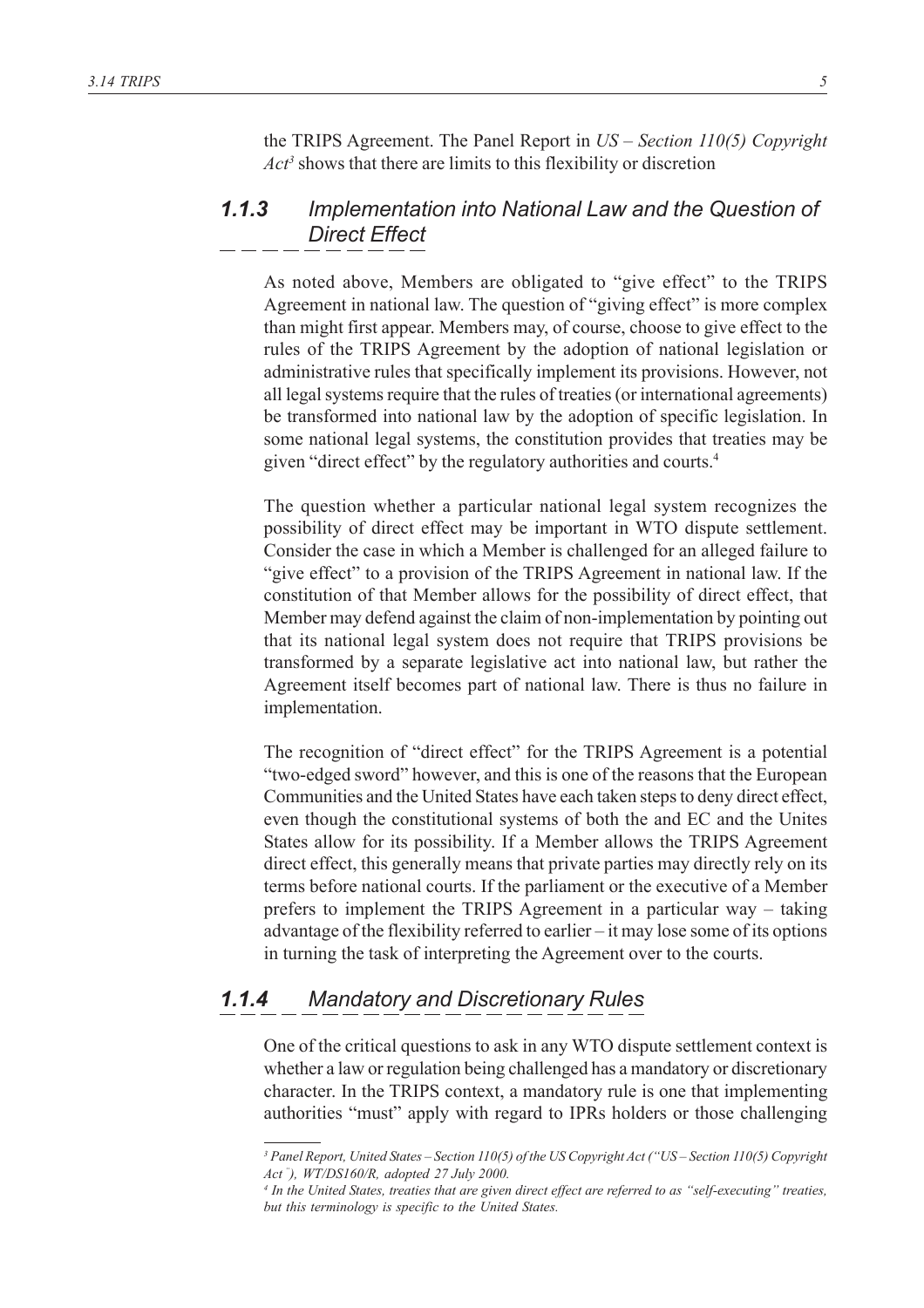the TRIPS Agreement. The Panel Report in *US – Section 110(5) Copyright Act*[3] shows that there are limits to this flexibility or discretion

### *1.1.3 Implementation into National Law and the Question of Direct Effect*

As noted above, Members are obligated to "give effect" to the TRIPS Agreement in national law. The question of "giving effect" is more complex than might first appear. Members may, of course, choose to give effect to the rules of the TRIPS Agreement by the adoption of national legislation or administrative rules that specifically implement its provisions. However, not all legal systems require that the rules of treaties (or international agreements) be transformed into national law by the adoption of specific legislation. In some national legal systems, the constitution provides that treaties may be given "direct effect" by the regulatory authorities and courts.[4]

The question whether a particular national legal system recognizes the possibility of direct effect may be important in WTO dispute settlement. Consider the case in which a Member is challenged for an alleged failure to "give effect" to a provision of the TRIPS Agreement in national law. If the constitution of that Member allows for the possibility of direct effect, that Member may defend against the claim of non-implementation by pointing out that its national legal system does not require that TRIPS provisions be transformed by a separate legislative act into national law, but rather the Agreement itself becomes part of national law. There is thus no failure in implementation.

The recognition of "direct effect" for the TRIPS Agreement is a potential "two-edged sword" however, and this is one of the reasons that the European Communities and the United States have each taken steps to deny direct effect, even though the constitutional systems of both the and EC and the Unites States allow for its possibility. If a Member allows the TRIPS Agreement direct effect, this generally means that private parties may directly rely on its terms before national courts. If the parliament or the executive of a Member prefers to implement the TRIPS Agreement in a particular way – taking advantage of the flexibility referred to earlier – it may lose some of its options in turning the task of interpreting the Agreement over to the courts.

### *1.1.4 Mandatory and Discretionary Rules*

One of the critical questions to ask in any WTO dispute settlement context is whether a law or regulation being challenged has a mandatory or discretionary character. In the TRIPS context, a mandatory rule is one that implementing authorities "must" apply with regard to IPRs holders or those challenging

---

*[3] Panel Report, United States – Section 110(5) of the US Copyright Act ("US – Section 110(5) Copyright Act¨), WT/DS160/R, adopted 27 July 2000.*

*[4] In the United States, treaties that are given direct effect are referred to as "self-executing" treaties, but this terminology is specific to the United States.*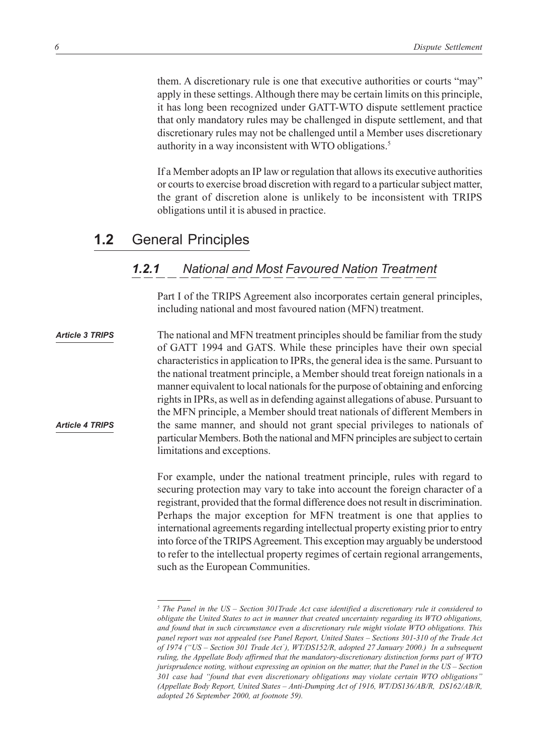them. A discretionary rule is one that executive authorities or courts "may" apply in these settings. Although there may be certain limits on this principle, it has long been recognized under GATT-WTO dispute settlement practice that only mandatory rules may be challenged in dispute settlement, and that discretionary rules may not be challenged until a Member uses discretionary authority in a way inconsistent with WTO obligations.[5]

If a Member adopts an IP law or regulation that allows its executive authorities or courts to exercise broad discretion with regard to a particular subject matter, the grant of discretion alone is unlikely to be inconsistent with TRIPS obligations until it is abused in practice.

## 1.2 General Principles

### *1.2.1 National and Most Favoured Nation Treatment*

Part I of the TRIPS Agreement also incorporates certain general principles, including national and most favoured nation (MFN) treatment.

***Article 3 TRIPS***

***Article 4 TRIPS***

The national and MFN treatment principles should be familiar from the study of GATT 1994 and GATS. While these principles have their own special characteristics in application to IPRs, the general idea is the same. Pursuant to the national treatment principle, a Member should treat foreign nationals in a manner equivalent to local nationals for the purpose of obtaining and enforcing rights in IPRs, as well as in defending against allegations of abuse. Pursuant to the MFN principle, a Member should treat nationals of different Members in the same manner, and should not grant special privileges to nationals of particular Members. Both the national and MFN principles are subject to certain limitations and exceptions.

For example, under the national treatment principle, rules with regard to securing protection may vary to take into account the foreign character of a registrant, provided that the formal difference does not result in discrimination. Perhaps the major exception for MFN treatment is one that applies to international agreements regarding intellectual property existing prior to entry into force of the TRIPS Agreement. This exception may arguably be understood to refer to the intellectual property regimes of certain regional arrangements, such as the European Communities.

---

*[5] The Panel in the US – Section 301Trade Act case identified a discretionary rule it considered to obligate the United States to act in manner that created uncertainty regarding its WTO obligations, and found that in such circumstance even a discretionary rule might violate WTO obligations. This panel report was not appealed (see Panel Report, United States – Sections 301-310 of the Trade Act of 1974 ("US – Section 301 Trade Act¨), WT/DS152/R, adopted 27 January 2000.) In a subsequent ruling, the Appellate Body affirmed that the mandatory-discretionary distinction forms part of WTO jurisprudence noting, without expressing an opinion on the matter, that the Panel in the US – Section 301 case had "found that even discretionary obligations may violate certain WTO obligations" (Appellate Body Report, United States – Anti-Dumping Act of 1916, WT/DS136/AB/R, DS162/AB/R, adopted 26 September 2000, at footnote 59).*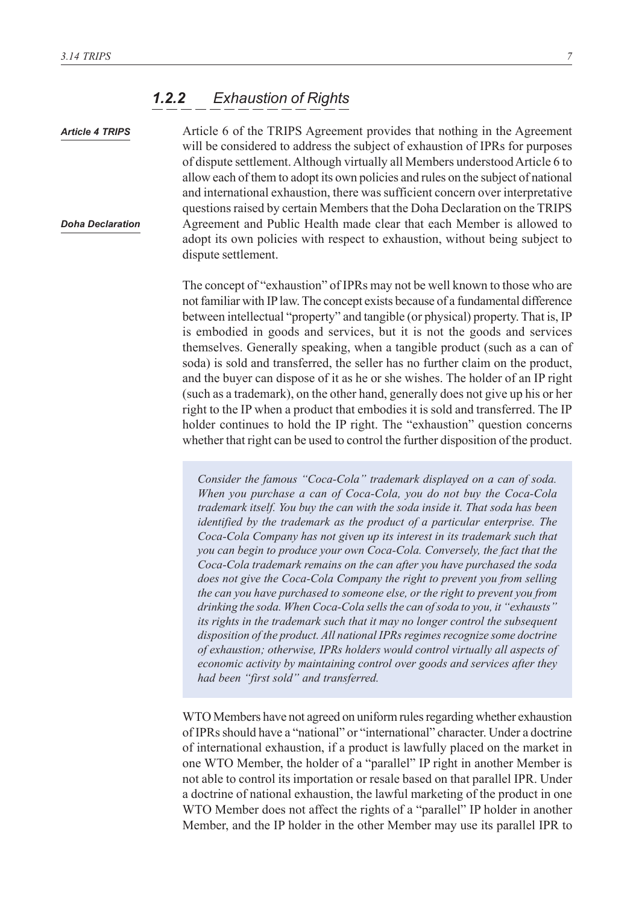### *1.2.2 Exhaustion of Rights*

*Article 4 TRIPS*

Article 6 of the TRIPS Agreement provides that nothing in the Agreement will be considered to address the subject of exhaustion of IPRs for purposes of dispute settlement. Although virtually all Members understood Article 6 to allow each of them to adopt its own policies and rules on the subject of national and international exhaustion, there was sufficient concern over interpretative questions raised by certain Members that the Doha Declaration on the TRIPS Agreement and Public Health made clear that each Member is allowed to adopt its own policies with respect to exhaustion, without being subject to dispute settlement.

*Doha Declaration*

The concept of "exhaustion" of IPRs may not be well known to those who are not familiar with IP law. The concept exists because of a fundamental difference between intellectual "property" and tangible (or physical) property. That is, IP is embodied in goods and services, but it is not the goods and services themselves. Generally speaking, when a tangible product (such as a can of soda) is sold and transferred, the seller has no further claim on the product, and the buyer can dispose of it as he or she wishes. The holder of an IP right (such as a trademark), on the other hand, generally does not give up his or her right to the IP when a product that embodies it is sold and transferred. The IP holder continues to hold the IP right. The "exhaustion" question concerns whether that right can be used to control the further disposition of the product.

> *Consider the famous "Coca-Cola" trademark displayed on a can of soda. When you purchase a can of Coca-Cola, you do not buy the Coca-Cola trademark itself. You buy the can with the soda inside it. That soda has been identified by the trademark as the product of a particular enterprise. The Coca-Cola Company has not given up its interest in its trademark such that you can begin to produce your own Coca-Cola. Conversely, the fact that the Coca-Cola trademark remains on the can after you have purchased the soda does not give the Coca-Cola Company the right to prevent you from selling the can you have purchased to someone else, or the right to prevent you from drinking the soda. When Coca-Cola sells the can of soda to you, it "exhausts" its rights in the trademark such that it may no longer control the subsequent disposition of the product. All national IPRs regimes recognize some doctrine of exhaustion; otherwise, IPRs holders would control virtually all aspects of economic activity by maintaining control over goods and services after they had been "first sold" and transferred.*

WTO Members have not agreed on uniform rules regarding whether exhaustion of IPRs should have a "national" or "international" character. Under a doctrine of international exhaustion, if a product is lawfully placed on the market in one WTO Member, the holder of a "parallel" IP right in another Member is not able to control its importation or resale based on that parallel IPR. Under a doctrine of national exhaustion, the lawful marketing of the product in one WTO Member does not affect the rights of a "parallel" IP holder in another Member, and the IP holder in the other Member may use its parallel IPR to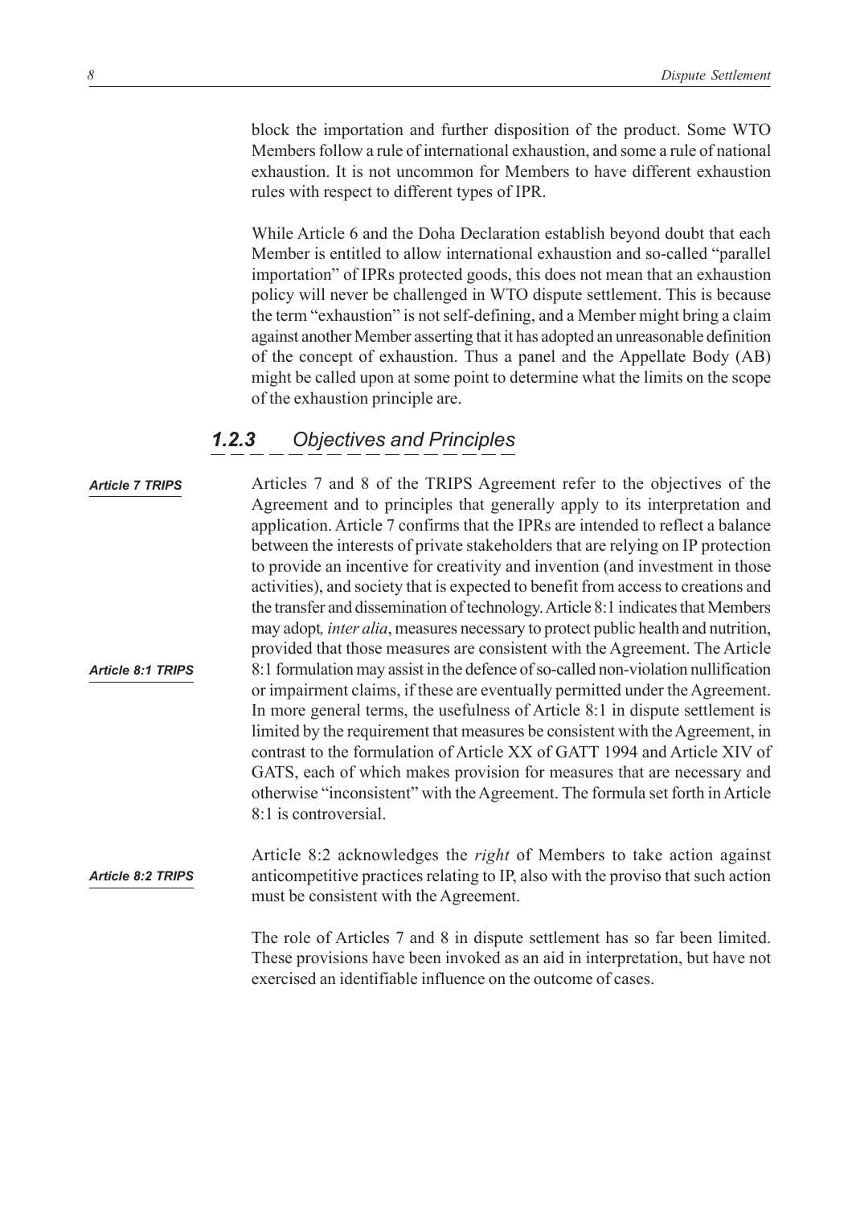block the importation and further disposition of the product. Some WTO Members follow a rule of international exhaustion, and some a rule of national exhaustion. It is not uncommon for Members to have different exhaustion rules with respect to different types of IPR.

While Article 6 and the Doha Declaration establish beyond doubt that each Member is entitled to allow international exhaustion and so-called "parallel importation" of IPRs protected goods, this does not mean that an exhaustion policy will never be challenged in WTO dispute settlement. This is because the term "exhaustion" is not self-defining, and a Member might bring a claim against another Member asserting that it has adopted an unreasonable definition of the concept of exhaustion. Thus a panel and the Appellate Body (AB) might be called upon at some point to determine what the limits on the scope of the exhaustion principle are.

### 1.2.3 Objectives and Principles

*Article 7 TRIPS*

Articles 7 and 8 of the TRIPS Agreement refer to the objectives of the Agreement and to principles that generally apply to its interpretation and application. Article 7 confirms that the IPRs are intended to reflect a balance between the interests of private stakeholders that are relying on IP protection to provide an incentive for creativity and invention (and investment in those activities), and society that is expected to benefit from access to creations and the transfer and dissemination of technology. Article 8:1 indicates that Members may adopt*, inter alia*, measures necessary to protect public health and nutrition, provided that those measures are consistent with the Agreement. The Article 8:1 formulation may assist in the defence of so-called non-violation nullification or impairment claims, if these are eventually permitted under the Agreement. In more general terms, the usefulness of Article 8:1 in dispute settlement is limited by the requirement that measures be consistent with the Agreement, in contrast to the formulation of Article XX of GATT 1994 and Article XIV of GATS, each of which makes provision for measures that are necessary and otherwise "inconsistent" with the Agreement. The formula set forth in Article 8:1 is controversial.

*Article 8:1 TRIPS*

*Article 8:2 TRIPS*

Article 8:2 acknowledges the *right* of Members to take action against anticompetitive practices relating to IP, also with the proviso that such action must be consistent with the Agreement.

The role of Articles 7 and 8 in dispute settlement has so far been limited. These provisions have been invoked as an aid in interpretation, but have not exercised an identifiable influence on the outcome of cases.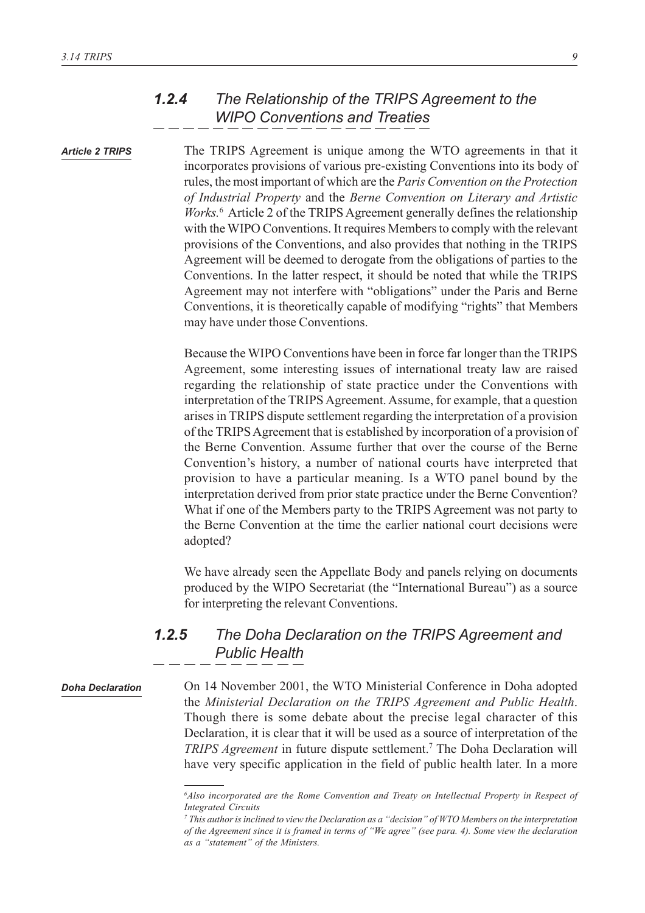### 1.2.4 The Relationship of the TRIPS Agreement to the WIPO Conventions and Treaties

*Article 2 TRIPS*

The TRIPS Agreement is unique among the WTO agreements in that it incorporates provisions of various pre-existing Conventions into its body of rules, the most important of which are the *Paris Convention on the Protection of Industrial Property* and the *Berne Convention on Literary and Artistic Works.*[6] Article 2 of the TRIPS Agreement generally defines the relationship with the WIPO Conventions. It requires Members to comply with the relevant provisions of the Conventions, and also provides that nothing in the TRIPS Agreement will be deemed to derogate from the obligations of parties to the Conventions. In the latter respect, it should be noted that while the TRIPS Agreement may not interfere with "obligations" under the Paris and Berne Conventions, it is theoretically capable of modifying "rights" that Members may have under those Conventions.

Because the WIPO Conventions have been in force far longer than the TRIPS Agreement, some interesting issues of international treaty law are raised regarding the relationship of state practice under the Conventions with interpretation of the TRIPS Agreement. Assume, for example, that a question arises in TRIPS dispute settlement regarding the interpretation of a provision of the TRIPS Agreement that is established by incorporation of a provision of the Berne Convention. Assume further that over the course of the Berne Convention's history, a number of national courts have interpreted that provision to have a particular meaning. Is a WTO panel bound by the interpretation derived from prior state practice under the Berne Convention? What if one of the Members party to the TRIPS Agreement was not party to the Berne Convention at the time the earlier national court decisions were adopted?

We have already seen the Appellate Body and panels relying on documents produced by the WIPO Secretariat (the "International Bureau") as a source for interpreting the relevant Conventions.

### 1.2.5 The Doha Declaration on the TRIPS Agreement and Public Health

*Doha Declaration*

On 14 November 2001, the WTO Ministerial Conference in Doha adopted the *Ministerial Declaration on the TRIPS Agreement and Public Health*. Though there is some debate about the precise legal character of this Declaration, it is clear that it will be used as a source of interpretation of the *TRIPS Agreement* in future dispute settlement.[7] The Doha Declaration will have very specific application in the field of public health later. In a more

---

[6] *Also incorporated are the Rome Convention and Treaty on Intellectual Property in Respect of Integrated Circuits*

[7] *This author is inclined to view the Declaration as a "decision" of WTO Members on the interpretation of the Agreement since it is framed in terms of "We agree" (see para. 4). Some view the declaration as a "statement" of the Ministers.*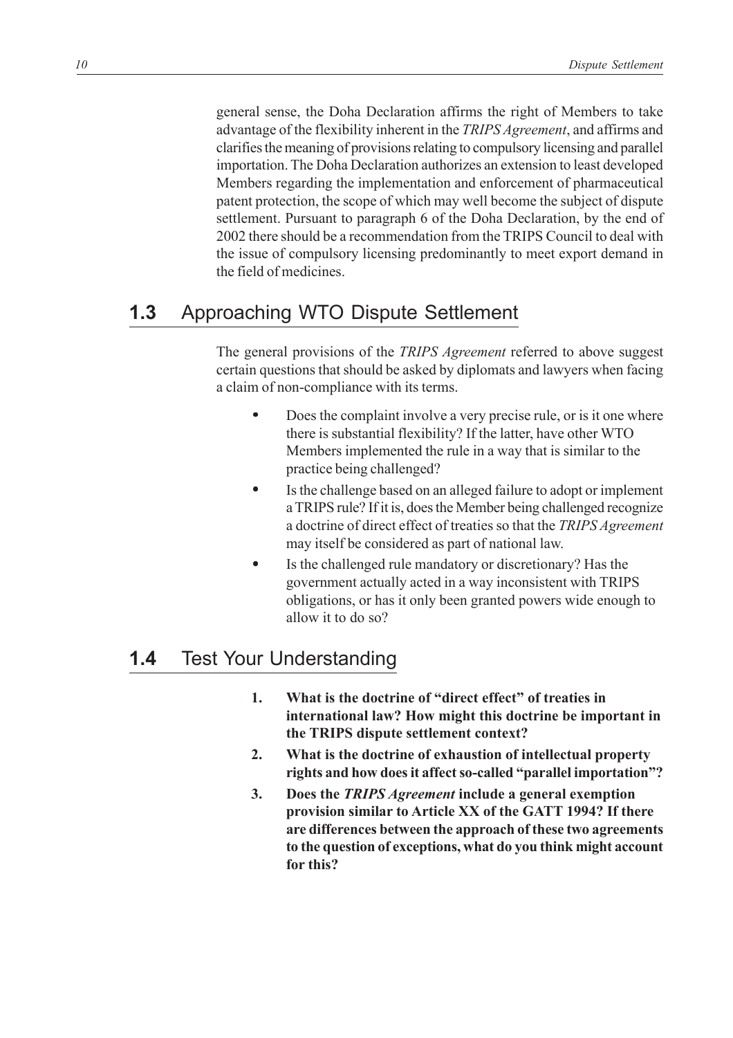general sense, the Doha Declaration affirms the right of Members to take advantage of the flexibility inherent in the *TRIPS Agreement*, and affirms and clarifies the meaning of provisions relating to compulsory licensing and parallel importation. The Doha Declaration authorizes an extension to least developed Members regarding the implementation and enforcement of pharmaceutical patent protection, the scope of which may well become the subject of dispute settlement. Pursuant to paragraph 6 of the Doha Declaration, by the end of 2002 there should be a recommendation from the TRIPS Council to deal with the issue of compulsory licensing predominantly to meet export demand in the field of medicines.

## 1.3 Approaching WTO Dispute Settlement

The general provisions of the *TRIPS Agreement* referred to above suggest certain questions that should be asked by diplomats and lawyers when facing a claim of non-compliance with its terms.

- Does the complaint involve a very precise rule, or is it one where there is substantial flexibility? If the latter, have other WTO Members implemented the rule in a way that is similar to the practice being challenged?
- Is the challenge based on an alleged failure to adopt or implement a TRIPS rule? If it is, does the Member being challenged recognize a doctrine of direct effect of treaties so that the *TRIPS Agreement* may itself be considered as part of national law.
- Is the challenged rule mandatory or discretionary? Has the government actually acted in a way inconsistent with TRIPS obligations, or has it only been granted powers wide enough to allow it to do so?

## 1.4 Test Your Understanding

1. **What is the doctrine of "direct effect" of treaties in international law? How might this doctrine be important in the TRIPS dispute settlement context?**
2. **What is the doctrine of exhaustion of intellectual property rights and how does it affect so-called "parallel importation"?**
3. **Does the *TRIPS Agreement* include a general exemption provision similar to Article XX of the GATT 1994? If there are differences between the approach of these two agreements to the question of exceptions, what do you think might account for this?**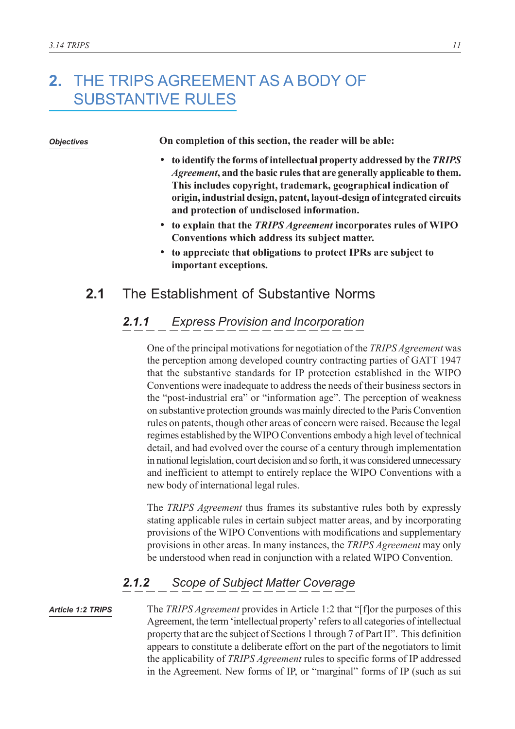# 2. THE TRIPS AGREEMENT AS A BODY OF SUBSTANTIVE RULES

***Objectives***

**On completion of this section, the reader will be able:**

- **to identify the forms of intellectual property addressed by the *TRIPS Agreement*, and the basic rules that are generally applicable to them. This includes copyright, trademark, geographical indication of origin, industrial design, patent, layout-design of integrated circuits and protection of undisclosed information.**
- **to explain that the *TRIPS Agreement* incorporates rules of WIPO Conventions which address its subject matter.**
- **to appreciate that obligations to protect IPRs are subject to important exceptions.**

## 2.1 The Establishment of Substantive Norms

### *2.1.1 Express Provision and Incorporation*

One of the principal motivations for negotiation of the *TRIPS Agreement* was the perception among developed country contracting parties of GATT 1947 that the substantive standards for IP protection established in the WIPO Conventions were inadequate to address the needs of their business sectors in the "post-industrial era" or "information age". The perception of weakness on substantive protection grounds was mainly directed to the Paris Convention rules on patents, though other areas of concern were raised. Because the legal regimes established by the WIPO Conventions embody a high level of technical detail, and had evolved over the course of a century through implementation in national legislation, court decision and so forth, it was considered unnecessary and inefficient to attempt to entirely replace the WIPO Conventions with a new body of international legal rules.

The *TRIPS Agreement* thus frames its substantive rules both by expressly stating applicable rules in certain subject matter areas, and by incorporating provisions of the WIPO Conventions with modifications and supplementary provisions in other areas. In many instances, the *TRIPS Agreement* may only be understood when read in conjunction with a related WIPO Convention.

### *2.1.2 Scope of Subject Matter Coverage*

***Article 1:2 TRIPS***

The *TRIPS Agreement* provides in Article 1:2 that "[f]or the purposes of this Agreement, the term 'intellectual property' refers to all categories of intellectual property that are the subject of Sections 1 through 7 of Part II". This definition appears to constitute a deliberate effort on the part of the negotiators to limit the applicability of *TRIPS Agreement* rules to specific forms of IP addressed in the Agreement. New forms of IP, or "marginal" forms of IP (such as sui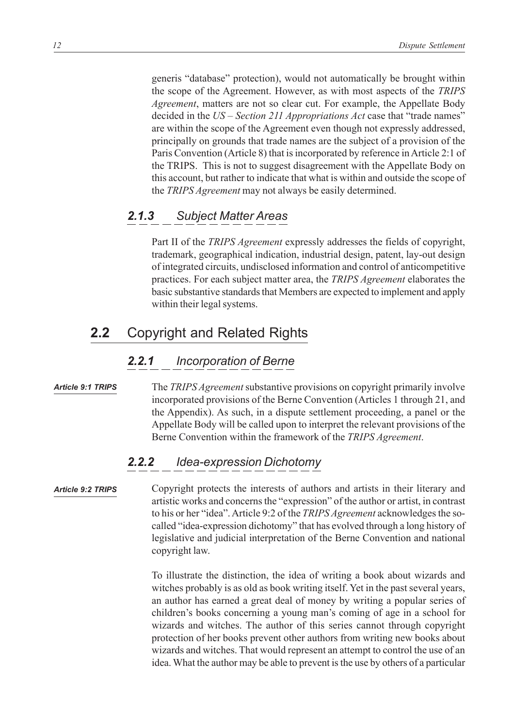generis "database" protection), would not automatically be brought within the scope of the Agreement. However, as with most aspects of the *TRIPS Agreement*, matters are not so clear cut. For example, the Appellate Body decided in the *US – Section 211 Appropriations Act* case that "trade names" are within the scope of the Agreement even though not expressly addressed, principally on grounds that trade names are the subject of a provision of the Paris Convention (Article 8) that is incorporated by reference in Article 2:1 of the TRIPS. This is not to suggest disagreement with the Appellate Body on this account, but rather to indicate that what is within and outside the scope of the *TRIPS Agreement* may not always be easily determined.

### 2.1.3 Subject Matter Areas

Part II of the *TRIPS Agreement* expressly addresses the fields of copyright, trademark, geographical indication, industrial design, patent, lay-out design of integrated circuits, undisclosed information and control of anticompetitive practices. For each subject matter area, the *TRIPS Agreement* elaborates the basic substantive standards that Members are expected to implement and apply within their legal systems.

## 2.2 Copyright and Related Rights

### 2.2.1 Incorporation of Berne

***Article 9:1 TRIPS***

The *TRIPS Agreement* substantive provisions on copyright primarily involve incorporated provisions of the Berne Convention (Articles 1 through 21, and the Appendix). As such, in a dispute settlement proceeding, a panel or the Appellate Body will be called upon to interpret the relevant provisions of the Berne Convention within the framework of the *TRIPS Agreement*.

### 2.2.2 Idea-expression Dichotomy

***Article 9:2 TRIPS***

Copyright protects the interests of authors and artists in their literary and artistic works and concerns the "expression" of the author or artist, in contrast to his or her "idea". Article 9:2 of the *TRIPS Agreement* acknowledges the so-called "idea-expression dichotomy" that has evolved through a long history of legislative and judicial interpretation of the Berne Convention and national copyright law.

To illustrate the distinction, the idea of writing a book about wizards and witches probably is as old as book writing itself. Yet in the past several years, an author has earned a great deal of money by writing a popular series of children's books concerning a young man's coming of age in a school for wizards and witches. The author of this series cannot through copyright protection of her books prevent other authors from writing new books about wizards and witches. That would represent an attempt to control the use of an idea. What the author may be able to prevent is the use by others of a particular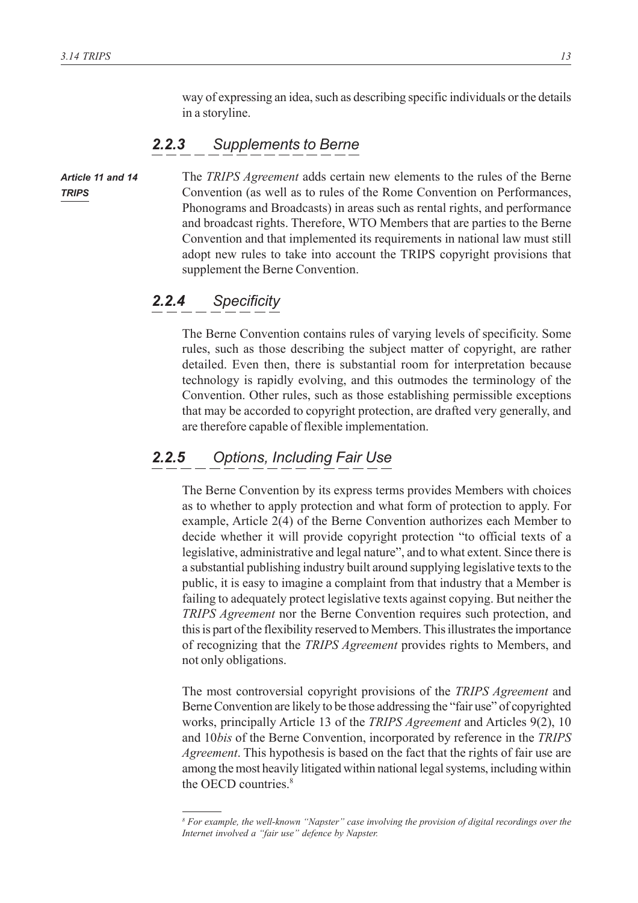way of expressing an idea, such as describing specific individuals or the details in a storyline.

### 2.2.3 Supplements to Berne

***Article 11 and 14 TRIPS***

The *TRIPS Agreement* adds certain new elements to the rules of the Berne Convention (as well as to rules of the Rome Convention on Performances, Phonograms and Broadcasts) in areas such as rental rights, and performance and broadcast rights. Therefore, WTO Members that are parties to the Berne Convention and that implemented its requirements in national law must still adopt new rules to take into account the TRIPS copyright provisions that supplement the Berne Convention.

### 2.2.4 Specificity

The Berne Convention contains rules of varying levels of specificity. Some rules, such as those describing the subject matter of copyright, are rather detailed. Even then, there is substantial room for interpretation because technology is rapidly evolving, and this outmodes the terminology of the Convention. Other rules, such as those establishing permissible exceptions that may be accorded to copyright protection, are drafted very generally, and are therefore capable of flexible implementation.

### 2.2.5 Options, Including Fair Use

The Berne Convention by its express terms provides Members with choices as to whether to apply protection and what form of protection to apply. For example, Article 2(4) of the Berne Convention authorizes each Member to decide whether it will provide copyright protection "to official texts of a legislative, administrative and legal nature", and to what extent. Since there is a substantial publishing industry built around supplying legislative texts to the public, it is easy to imagine a complaint from that industry that a Member is failing to adequately protect legislative texts against copying. But neither the *TRIPS Agreement* nor the Berne Convention requires such protection, and this is part of the flexibility reserved to Members. This illustrates the importance of recognizing that the *TRIPS Agreement* provides rights to Members, and not only obligations.

The most controversial copyright provisions of the *TRIPS Agreement* and Berne Convention are likely to be those addressing the "fair use" of copyrighted works, principally Article 13 of the *TRIPS Agreement* and Articles 9(2), 10 and 10*bis* of the Berne Convention, incorporated by reference in the *TRIPS Agreement*. This hypothesis is based on the fact that the rights of fair use are among the most heavily litigated within national legal systems, including within the OECD countries.[8]

---

[8] *For example, the well-known "Napster" case involving the provision of digital recordings over the Internet involved a "fair use" defence by Napster.*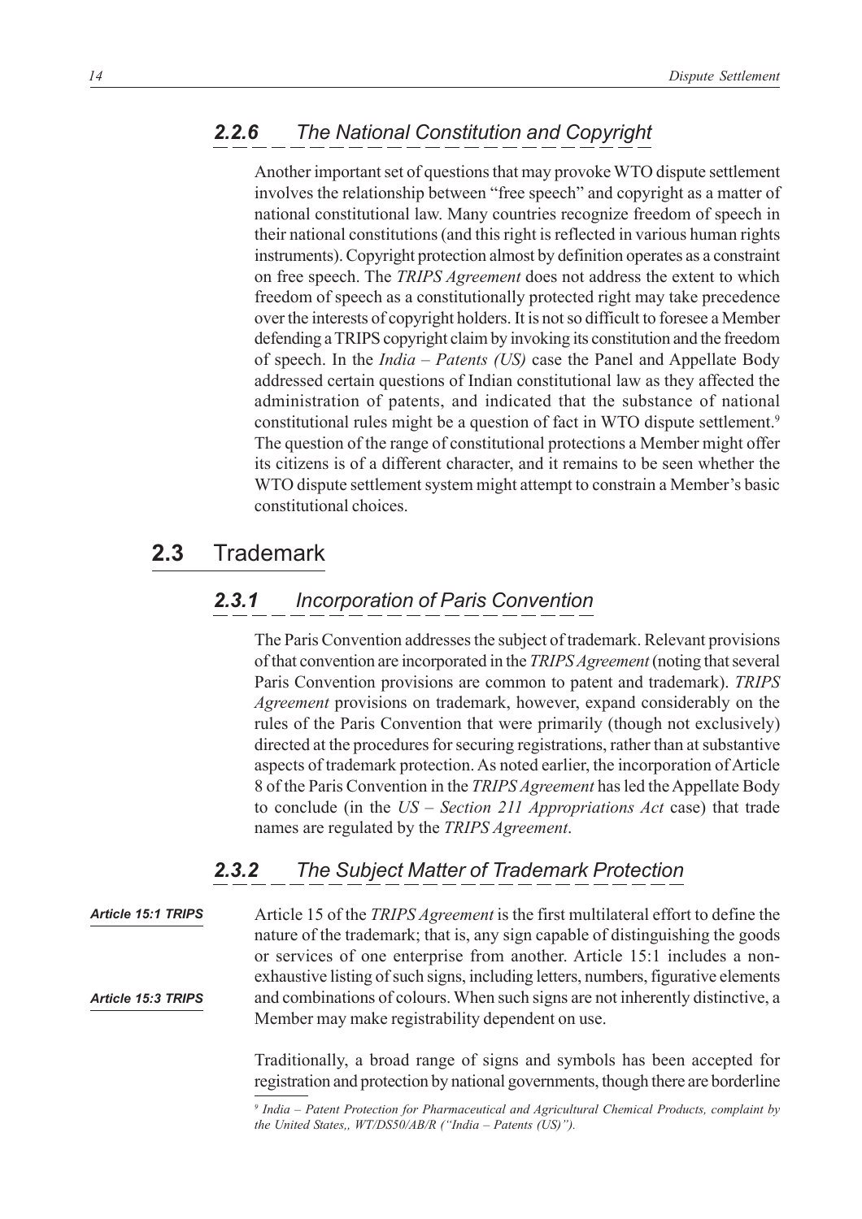### 2.2.6 The National Constitution and Copyright

Another important set of questions that may provoke WTO dispute settlement involves the relationship between "free speech" and copyright as a matter of national constitutional law. Many countries recognize freedom of speech in their national constitutions (and this right is reflected in various human rights instruments). Copyright protection almost by definition operates as a constraint on free speech. The *TRIPS Agreement* does not address the extent to which freedom of speech as a constitutionally protected right may take precedence over the interests of copyright holders. It is not so difficult to foresee a Member defending a TRIPS copyright claim by invoking its constitution and the freedom of speech. In the *India – Patents (US)* case the Panel and Appellate Body addressed certain questions of Indian constitutional law as they affected the administration of patents, and indicated that the substance of national constitutional rules might be a question of fact in WTO dispute settlement.[9] The question of the range of constitutional protections a Member might offer its citizens is of a different character, and it remains to be seen whether the WTO dispute settlement system might attempt to constrain a Member's basic constitutional choices.

## 2.3 Trademark

### 2.3.1 Incorporation of Paris Convention

The Paris Convention addresses the subject of trademark. Relevant provisions of that convention are incorporated in the *TRIPS Agreement* (noting that several Paris Convention provisions are common to patent and trademark). *TRIPS Agreement* provisions on trademark, however, expand considerably on the rules of the Paris Convention that were primarily (though not exclusively) directed at the procedures for securing registrations, rather than at substantive aspects of trademark protection. As noted earlier, the incorporation of Article 8 of the Paris Convention in the *TRIPS Agreement* has led the Appellate Body to conclude (in the *US – Section 211 Appropriations Act* case) that trade names are regulated by the *TRIPS Agreement*.

### 2.3.2 The Subject Matter of Trademark Protection

***Article 15:1 TRIPS***

***Article 15:3 TRIPS***

Article 15 of the *TRIPS Agreement* is the first multilateral effort to define the nature of the trademark; that is, any sign capable of distinguishing the goods or services of one enterprise from another. Article 15:1 includes a non-exhaustive listing of such signs, including letters, numbers, figurative elements and combinations of colours. When such signs are not inherently distinctive, a Member may make registrability dependent on use.

Traditionally, a broad range of signs and symbols has been accepted for registration and protection by national governments, though there are borderline

[9] *India – Patent Protection for Pharmaceutical and Agricultural Chemical Products, complaint by the United States,, WT/DS50/AB/R ("India – Patents (US)").*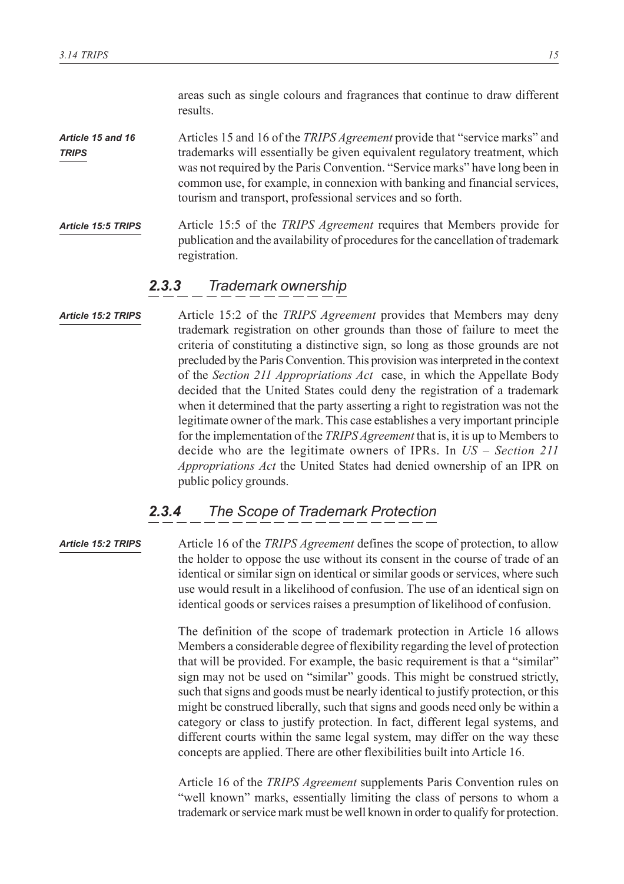areas such as single colours and fragrances that continue to draw different results.

*Article 15 and 16 TRIPS*

Articles 15 and 16 of the *TRIPS Agreement* provide that "service marks" and trademarks will essentially be given equivalent regulatory treatment, which was not required by the Paris Convention. "Service marks" have long been in common use, for example, in connexion with banking and financial services, tourism and transport, professional services and so forth.

*Article 15:5 TRIPS*

Article 15:5 of the *TRIPS Agreement* requires that Members provide for publication and the availability of procedures for the cancellation of trademark registration.

### 2.3.3 Trademark ownership

*Article 15:2 TRIPS*

Article 15:2 of the *TRIPS Agreement* provides that Members may deny trademark registration on other grounds than those of failure to meet the criteria of constituting a distinctive sign, so long as those grounds are not precluded by the Paris Convention. This provision was interpreted in the context of the *Section 211 Appropriations Act* case, in which the Appellate Body decided that the United States could deny the registration of a trademark when it determined that the party asserting a right to registration was not the legitimate owner of the mark. This case establishes a very important principle for the implementation of the *TRIPS Agreement* that is, it is up to Members to decide who are the legitimate owners of IPRs. In *US – Section 211 Appropriations Act* the United States had denied ownership of an IPR on public policy grounds.

### 2.3.4 The Scope of Trademark Protection

*Article 15:2 TRIPS*

Article 16 of the *TRIPS Agreement* defines the scope of protection, to allow the holder to oppose the use without its consent in the course of trade of an identical or similar sign on identical or similar goods or services, where such use would result in a likelihood of confusion. The use of an identical sign on identical goods or services raises a presumption of likelihood of confusion.

The definition of the scope of trademark protection in Article 16 allows Members a considerable degree of flexibility regarding the level of protection that will be provided. For example, the basic requirement is that a "similar" sign may not be used on "similar" goods. This might be construed strictly, such that signs and goods must be nearly identical to justify protection, or this might be construed liberally, such that signs and goods need only be within a category or class to justify protection. In fact, different legal systems, and different courts within the same legal system, may differ on the way these concepts are applied. There are other flexibilities built into Article 16.

Article 16 of the *TRIPS Agreement* supplements Paris Convention rules on "well known" marks, essentially limiting the class of persons to whom a trademark or service mark must be well known in order to qualify for protection.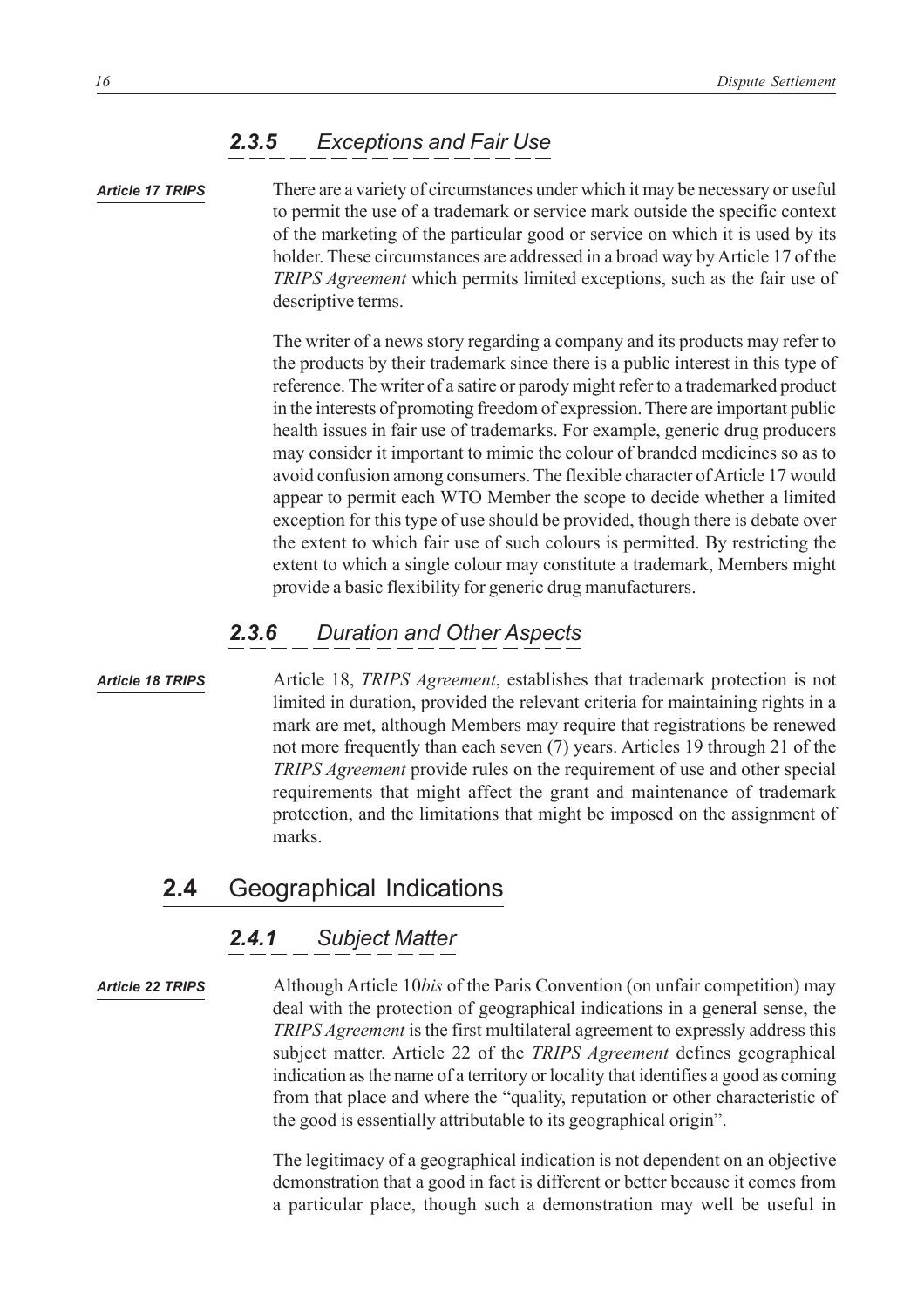### 2.3.5 Exceptions and Fair Use

*Article 17 TRIPS*

There are a variety of circumstances under which it may be necessary or useful to permit the use of a trademark or service mark outside the specific context of the marketing of the particular good or service on which it is used by its holder. These circumstances are addressed in a broad way by Article 17 of the *TRIPS Agreement* which permits limited exceptions, such as the fair use of descriptive terms.

The writer of a news story regarding a company and its products may refer to the products by their trademark since there is a public interest in this type of reference. The writer of a satire or parody might refer to a trademarked product in the interests of promoting freedom of expression. There are important public health issues in fair use of trademarks. For example, generic drug producers may consider it important to mimic the colour of branded medicines so as to avoid confusion among consumers. The flexible character of Article 17 would appear to permit each WTO Member the scope to decide whether a limited exception for this type of use should be provided, though there is debate over the extent to which fair use of such colours is permitted. By restricting the extent to which a single colour may constitute a trademark, Members might provide a basic flexibility for generic drug manufacturers.

### 2.3.6 Duration and Other Aspects

*Article 18 TRIPS*

Article 18, *TRIPS Agreement*, establishes that trademark protection is not limited in duration, provided the relevant criteria for maintaining rights in a mark are met, although Members may require that registrations be renewed not more frequently than each seven (7) years. Articles 19 through 21 of the *TRIPS Agreement* provide rules on the requirement of use and other special requirements that might affect the grant and maintenance of trademark protection, and the limitations that might be imposed on the assignment of marks.

## 2.4 Geographical Indications

### 2.4.1 Subject Matter

*Article 22 TRIPS*

Although Article 10*bis* of the Paris Convention (on unfair competition) may deal with the protection of geographical indications in a general sense, the *TRIPS Agreement* is the first multilateral agreement to expressly address this subject matter. Article 22 of the *TRIPS Agreement* defines geographical indication as the name of a territory or locality that identifies a good as coming from that place and where the "quality, reputation or other characteristic of the good is essentially attributable to its geographical origin".

The legitimacy of a geographical indication is not dependent on an objective demonstration that a good in fact is different or better because it comes from a particular place, though such a demonstration may well be useful in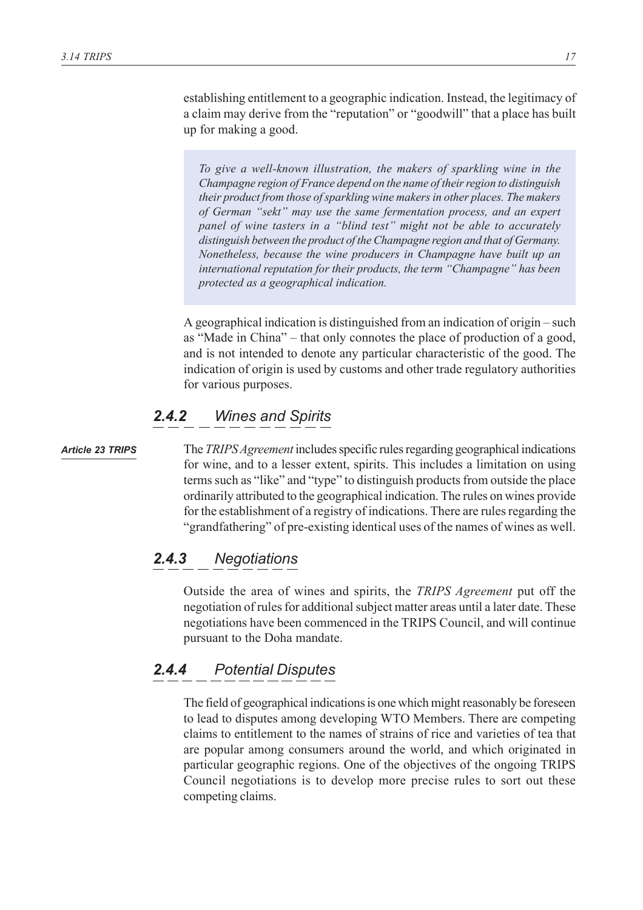establishing entitlement to a geographic indication. Instead, the legitimacy of a claim may derive from the "reputation" or "goodwill" that a place has built up for making a good.

> *To give a well-known illustration, the makers of sparkling wine in the Champagne region of France depend on the name of their region to distinguish their product from those of sparkling wine makers in other places. The makers of German "sekt" may use the same fermentation process, and an expert panel of wine tasters in a "blind test" might not be able to accurately distinguish between the product of the Champagne region and that of Germany. Nonetheless, because the wine producers in Champagne have built up an international reputation for their products, the term "Champagne" has been protected as a geographical indication.*

A geographical indication is distinguished from an indication of origin – such as "Made in China" – that only connotes the place of production of a good, and is not intended to denote any particular characteristic of the good. The indication of origin is used by customs and other trade regulatory authorities for various purposes.

### 2.4.2 Wines and Spirits

*Article 23 TRIPS*

The *TRIPS Agreement* includes specific rules regarding geographical indications for wine, and to a lesser extent, spirits. This includes a limitation on using terms such as "like" and "type" to distinguish products from outside the place ordinarily attributed to the geographical indication. The rules on wines provide for the establishment of a registry of indications. There are rules regarding the "grandfathering" of pre-existing identical uses of the names of wines as well.

### 2.4.3 Negotiations

Outside the area of wines and spirits, the *TRIPS Agreement* put off the negotiation of rules for additional subject matter areas until a later date. These negotiations have been commenced in the TRIPS Council, and will continue pursuant to the Doha mandate.

### 2.4.4 Potential Disputes

The field of geographical indications is one which might reasonably be foreseen to lead to disputes among developing WTO Members. There are competing claims to entitlement to the names of strains of rice and varieties of tea that are popular among consumers around the world, and which originated in particular geographic regions. One of the objectives of the ongoing TRIPS Council negotiations is to develop more precise rules to sort out these competing claims.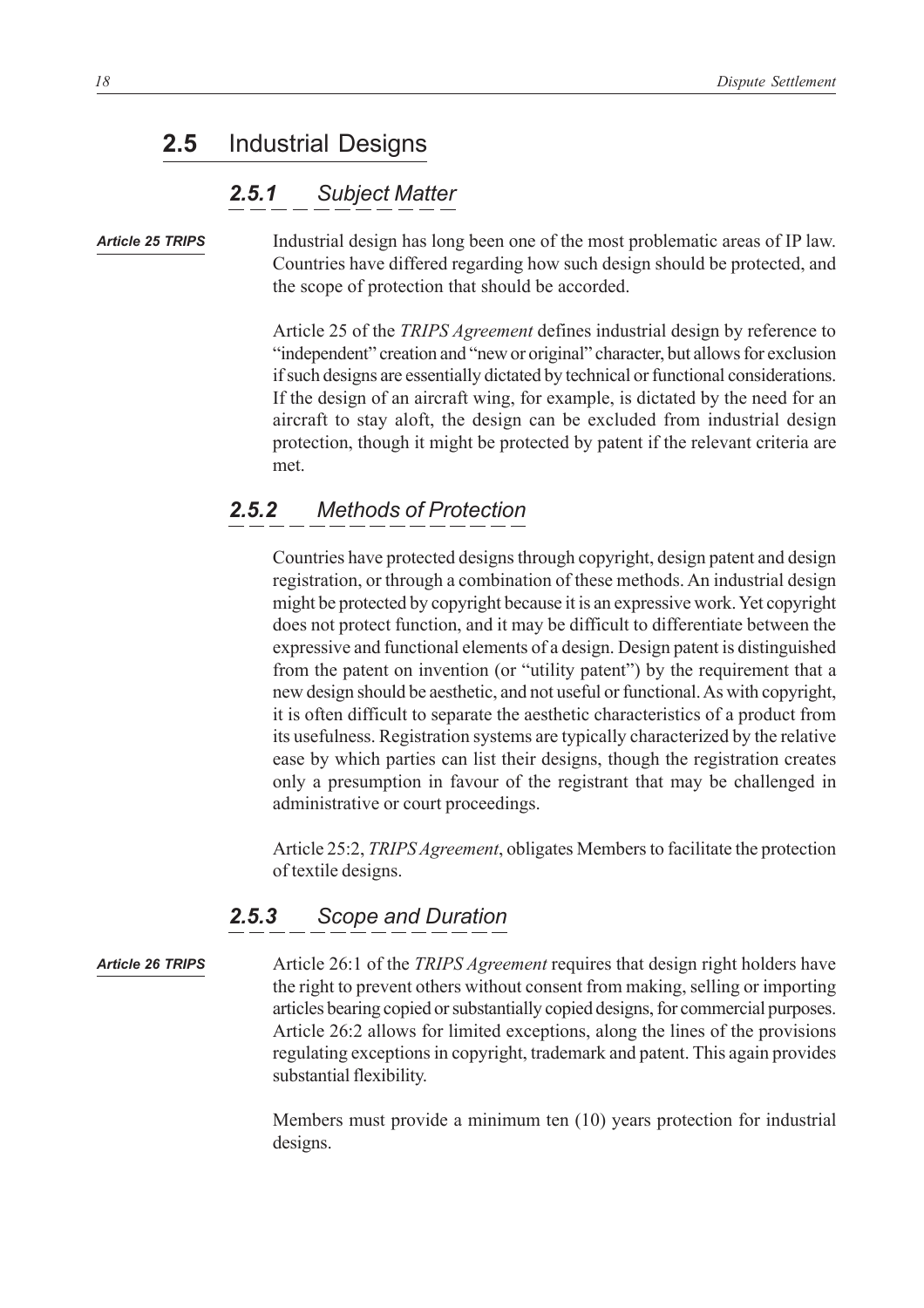## 2.5 Industrial Designs

### *2.5.1 Subject Matter*

***Article 25 TRIPS***

Industrial design has long been one of the most problematic areas of IP law. Countries have differed regarding how such design should be protected, and the scope of protection that should be accorded.

Article 25 of the *TRIPS Agreement* defines industrial design by reference to "independent" creation and "new or original" character, but allows for exclusion if such designs are essentially dictated by technical or functional considerations. If the design of an aircraft wing, for example, is dictated by the need for an aircraft to stay aloft, the design can be excluded from industrial design protection, though it might be protected by patent if the relevant criteria are met.

### *2.5.2 Methods of Protection*

Countries have protected designs through copyright, design patent and design registration, or through a combination of these methods. An industrial design might be protected by copyright because it is an expressive work. Yet copyright does not protect function, and it may be difficult to differentiate between the expressive and functional elements of a design. Design patent is distinguished from the patent on invention (or "utility patent") by the requirement that a new design should be aesthetic, and not useful or functional. As with copyright, it is often difficult to separate the aesthetic characteristics of a product from its usefulness. Registration systems are typically characterized by the relative ease by which parties can list their designs, though the registration creates only a presumption in favour of the registrant that may be challenged in administrative or court proceedings.

Article 25:2, *TRIPS Agreement*, obligates Members to facilitate the protection of textile designs.

### *2.5.3 Scope and Duration*

***Article 26 TRIPS***

Article 26:1 of the *TRIPS Agreement* requires that design right holders have the right to prevent others without consent from making, selling or importing articles bearing copied or substantially copied designs, for commercial purposes. Article 26:2 allows for limited exceptions, along the lines of the provisions regulating exceptions in copyright, trademark and patent. This again provides substantial flexibility.

Members must provide a minimum ten (10) years protection for industrial designs.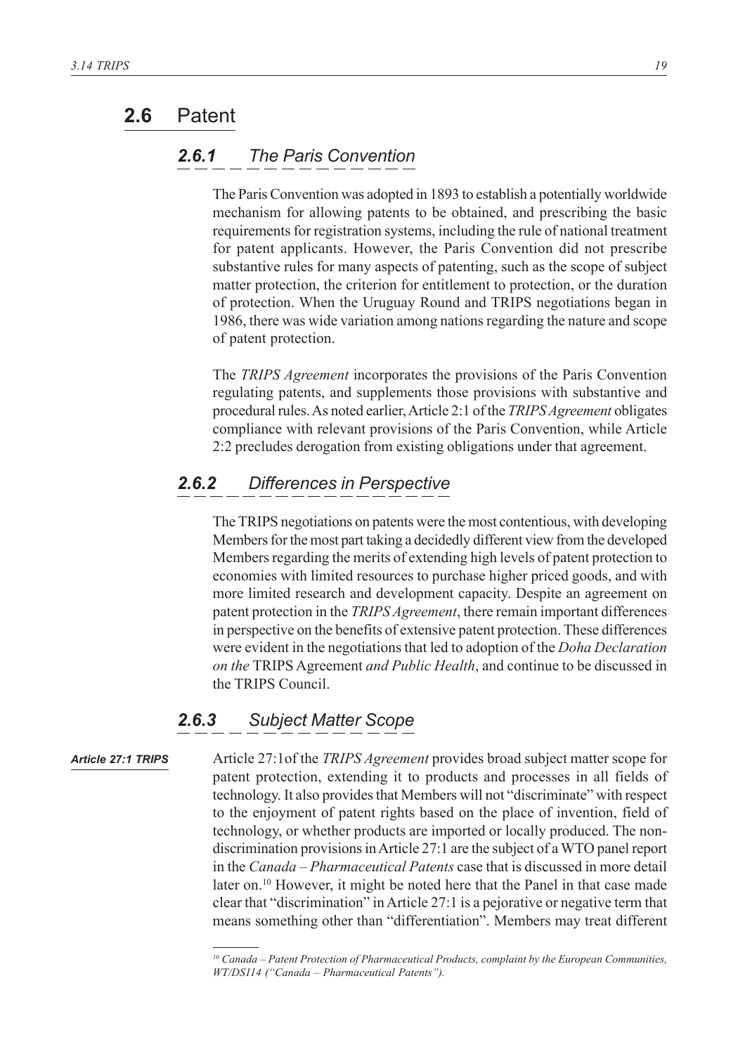## 2.6 Patent

### 2.6.1 The Paris Convention

The Paris Convention was adopted in 1893 to establish a potentially worldwide mechanism for allowing patents to be obtained, and prescribing the basic requirements for registration systems, including the rule of national treatment for patent applicants. However, the Paris Convention did not prescribe substantive rules for many aspects of patenting, such as the scope of subject matter protection, the criterion for entitlement to protection, or the duration of protection. When the Uruguay Round and TRIPS negotiations began in 1986, there was wide variation among nations regarding the nature and scope of patent protection.

The *TRIPS Agreement* incorporates the provisions of the Paris Convention regulating patents, and supplements those provisions with substantive and procedural rules. As noted earlier, Article 2:1 of the *TRIPS Agreement* obligates compliance with relevant provisions of the Paris Convention, while Article 2:2 precludes derogation from existing obligations under that agreement.

### 2.6.2 Differences in Perspective

The TRIPS negotiations on patents were the most contentious, with developing Members for the most part taking a decidedly different view from the developed Members regarding the merits of extending high levels of patent protection to economies with limited resources to purchase higher priced goods, and with more limited research and development capacity. Despite an agreement on patent protection in the *TRIPS Agreement*, there remain important differences in perspective on the benefits of extensive patent protection. These differences were evident in the negotiations that led to adoption of the *Doha Declaration on the* TRIPS Agreement *and Public Health*, and continue to be discussed in the TRIPS Council.

### 2.6.3 Subject Matter Scope

***Article 27:1 TRIPS***

Article 27:1of the *TRIPS Agreement* provides broad subject matter scope for patent protection, extending it to products and processes in all fields of technology. It also provides that Members will not "discriminate" with respect to the enjoyment of patent rights based on the place of invention, field of technology, or whether products are imported or locally produced. The non-discrimination provisions in Article 27:1 are the subject of a WTO panel report in the *Canada – Pharmaceutical Patents* case that is discussed in more detail later on.[10] However, it might be noted here that the Panel in that case made clear that "discrimination" in Article 27:1 is a pejorative or negative term that means something other than "differentiation". Members may treat different

---

[10] *Canada – Patent Protection of Pharmaceutical Products, complaint by the European Communities, WT/DS114 ("Canada – Pharmaceutical Patents").*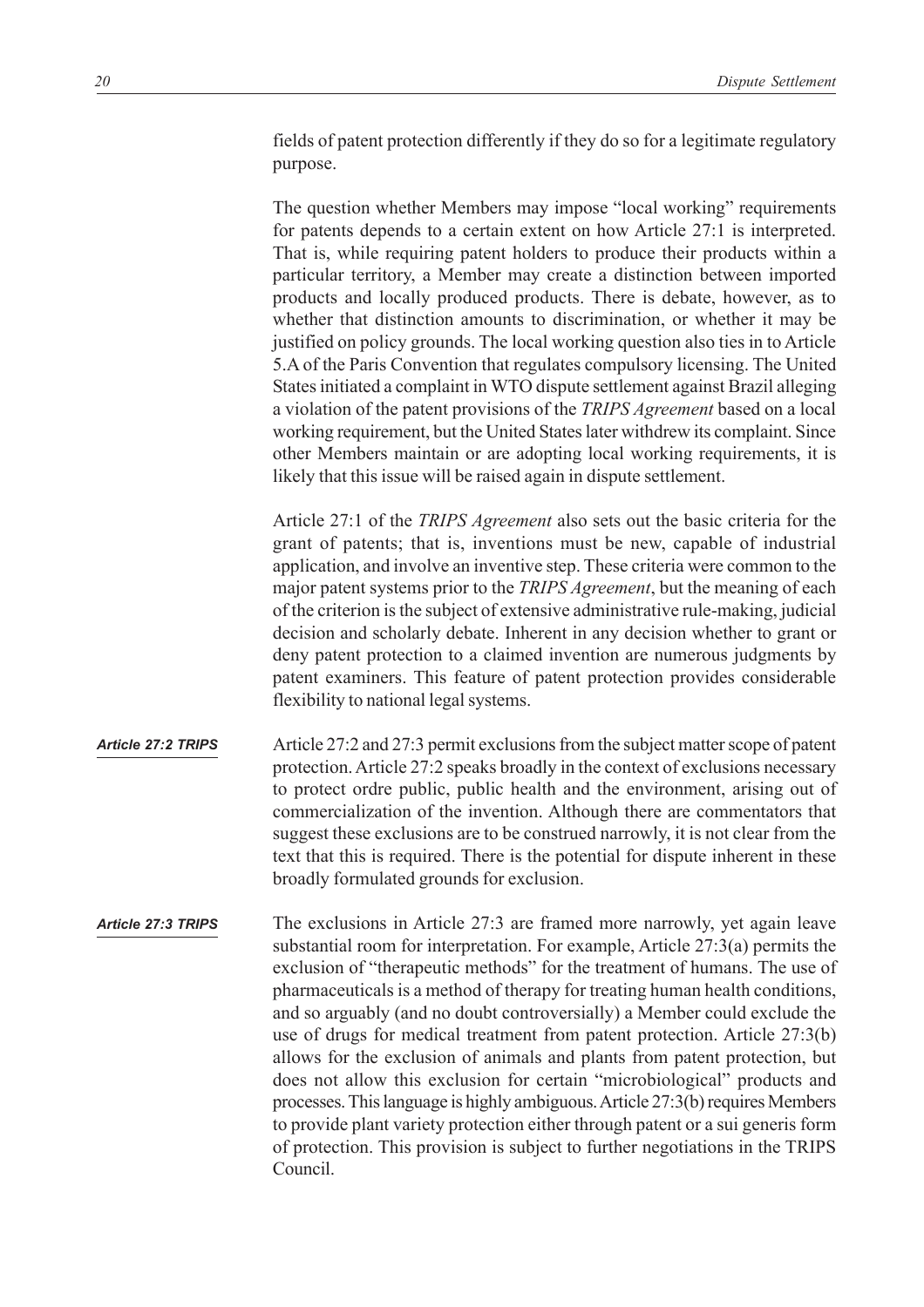fields of patent protection differently if they do so for a legitimate regulatory purpose.

The question whether Members may impose "local working" requirements for patents depends to a certain extent on how Article 27:1 is interpreted. That is, while requiring patent holders to produce their products within a particular territory, a Member may create a distinction between imported products and locally produced products. There is debate, however, as to whether that distinction amounts to discrimination, or whether it may be justified on policy grounds. The local working question also ties in to Article 5.A of the Paris Convention that regulates compulsory licensing. The United States initiated a complaint in WTO dispute settlement against Brazil alleging a violation of the patent provisions of the *TRIPS Agreement* based on a local working requirement, but the United States later withdrew its complaint. Since other Members maintain or are adopting local working requirements, it is likely that this issue will be raised again in dispute settlement.

Article 27:1 of the *TRIPS Agreement* also sets out the basic criteria for the grant of patents; that is, inventions must be new, capable of industrial application, and involve an inventive step. These criteria were common to the major patent systems prior to the *TRIPS Agreement*, but the meaning of each of the criterion is the subject of extensive administrative rule-making, judicial decision and scholarly debate. Inherent in any decision whether to grant or deny patent protection to a claimed invention are numerous judgments by patent examiners. This feature of patent protection provides considerable flexibility to national legal systems.

***Article 27:2 TRIPS***

Article 27:2 and 27:3 permit exclusions from the subject matter scope of patent protection. Article 27:2 speaks broadly in the context of exclusions necessary to protect ordre public, public health and the environment, arising out of commercialization of the invention. Although there are commentators that suggest these exclusions are to be construed narrowly, it is not clear from the text that this is required. There is the potential for dispute inherent in these broadly formulated grounds for exclusion.

***Article 27:3 TRIPS***

The exclusions in Article 27:3 are framed more narrowly, yet again leave substantial room for interpretation. For example, Article 27:3(a) permits the exclusion of "therapeutic methods" for the treatment of humans. The use of pharmaceuticals is a method of therapy for treating human health conditions, and so arguably (and no doubt controversially) a Member could exclude the use of drugs for medical treatment from patent protection. Article 27:3(b) allows for the exclusion of animals and plants from patent protection, but does not allow this exclusion for certain "microbiological" products and processes. This language is highly ambiguous. Article 27:3(b) requires Members to provide plant variety protection either through patent or a sui generis form of protection. This provision is subject to further negotiations in the TRIPS Council.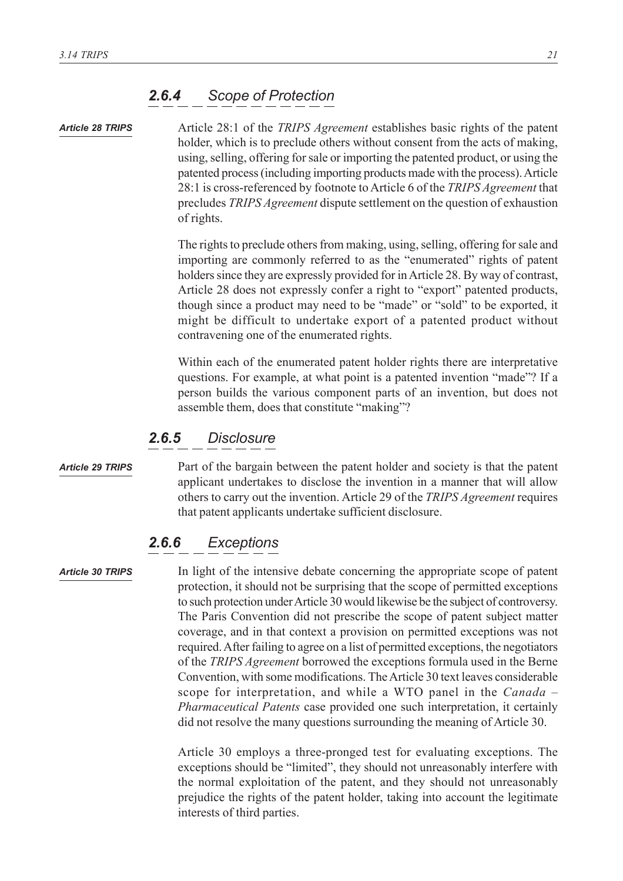### *2.6.4 Scope of Protection*

*Article 28 TRIPS*

Article 28:1 of the *TRIPS Agreement* establishes basic rights of the patent holder, which is to preclude others without consent from the acts of making, using, selling, offering for sale or importing the patented product, or using the patented process (including importing products made with the process). Article 28:1 is cross-referenced by footnote to Article 6 of the *TRIPS Agreement* that precludes *TRIPS Agreement* dispute settlement on the question of exhaustion of rights.

The rights to preclude others from making, using, selling, offering for sale and importing are commonly referred to as the "enumerated" rights of patent holders since they are expressly provided for in Article 28. By way of contrast, Article 28 does not expressly confer a right to "export" patented products, though since a product may need to be "made" or "sold" to be exported, it might be difficult to undertake export of a patented product without contravening one of the enumerated rights.

Within each of the enumerated patent holder rights there are interpretative questions. For example, at what point is a patented invention "made"? If a person builds the various component parts of an invention, but does not assemble them, does that constitute "making"?

### *2.6.5 Disclosure*

*Article 29 TRIPS*

Part of the bargain between the patent holder and society is that the patent applicant undertakes to disclose the invention in a manner that will allow others to carry out the invention. Article 29 of the *TRIPS Agreement* requires that patent applicants undertake sufficient disclosure.

### *2.6.6 Exceptions*

*Article 30 TRIPS*

In light of the intensive debate concerning the appropriate scope of patent protection, it should not be surprising that the scope of permitted exceptions to such protection under Article 30 would likewise be the subject of controversy. The Paris Convention did not prescribe the scope of patent subject matter coverage, and in that context a provision on permitted exceptions was not required. After failing to agree on a list of permitted exceptions, the negotiators of the *TRIPS Agreement* borrowed the exceptions formula used in the Berne Convention, with some modifications. The Article 30 text leaves considerable scope for interpretation, and while a WTO panel in the *Canada – Pharmaceutical Patents* case provided one such interpretation, it certainly did not resolve the many questions surrounding the meaning of Article 30.

Article 30 employs a three-pronged test for evaluating exceptions. The exceptions should be "limited", they should not unreasonably interfere with the normal exploitation of the patent, and they should not unreasonably prejudice the rights of the patent holder, taking into account the legitimate interests of third parties.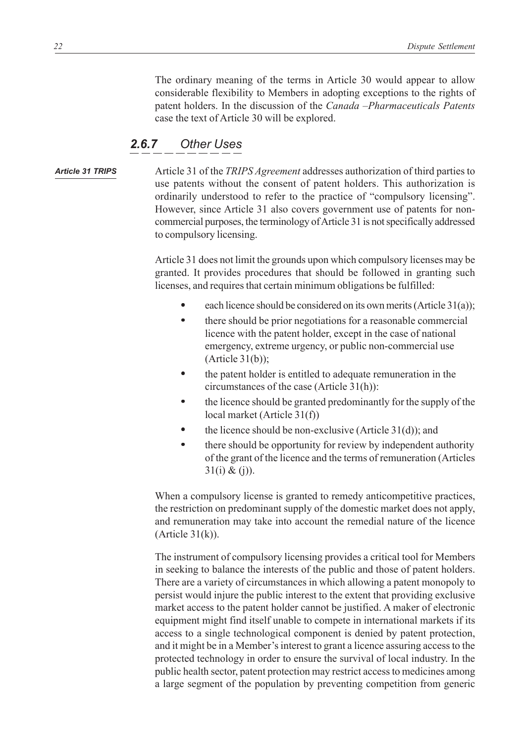The ordinary meaning of the terms in Article 30 would appear to allow considerable flexibility to Members in adopting exceptions to the rights of patent holders. In the discussion of the *Canada –Pharmaceuticals Patents* case the text of Article 30 will be explored.

### *2.6.7 Other Uses*

***Article 31 TRIPS***

Article 31 of the *TRIPS Agreement* addresses authorization of third parties to use patents without the consent of patent holders. This authorization is ordinarily understood to refer to the practice of "compulsory licensing". However, since Article 31 also covers government use of patents for non-commercial purposes, the terminology of Article 31 is not specifically addressed to compulsory licensing.

Article 31 does not limit the grounds upon which compulsory licenses may be granted. It provides procedures that should be followed in granting such licenses, and requires that certain minimum obligations be fulfilled:

- each licence should be considered on its own merits (Article 31(a));
- there should be prior negotiations for a reasonable commercial licence with the patent holder, except in the case of national emergency, extreme urgency, or public non-commercial use (Article 31(b));
- the patent holder is entitled to adequate remuneration in the circumstances of the case (Article 31(h)):
- the licence should be granted predominantly for the supply of the local market (Article 31(f))
- the licence should be non-exclusive (Article 31(d)); and
- there should be opportunity for review by independent authority of the grant of the licence and the terms of remuneration (Articles 31(i) & (j)).

When a compulsory license is granted to remedy anticompetitive practices, the restriction on predominant supply of the domestic market does not apply, and remuneration may take into account the remedial nature of the licence (Article 31(k)).

The instrument of compulsory licensing provides a critical tool for Members in seeking to balance the interests of the public and those of patent holders. There are a variety of circumstances in which allowing a patent monopoly to persist would injure the public interest to the extent that providing exclusive market access to the patent holder cannot be justified. A maker of electronic equipment might find itself unable to compete in international markets if its access to a single technological component is denied by patent protection, and it might be in a Member's interest to grant a licence assuring access to the protected technology in order to ensure the survival of local industry. In the public health sector, patent protection may restrict access to medicines among a large segment of the population by preventing competition from generic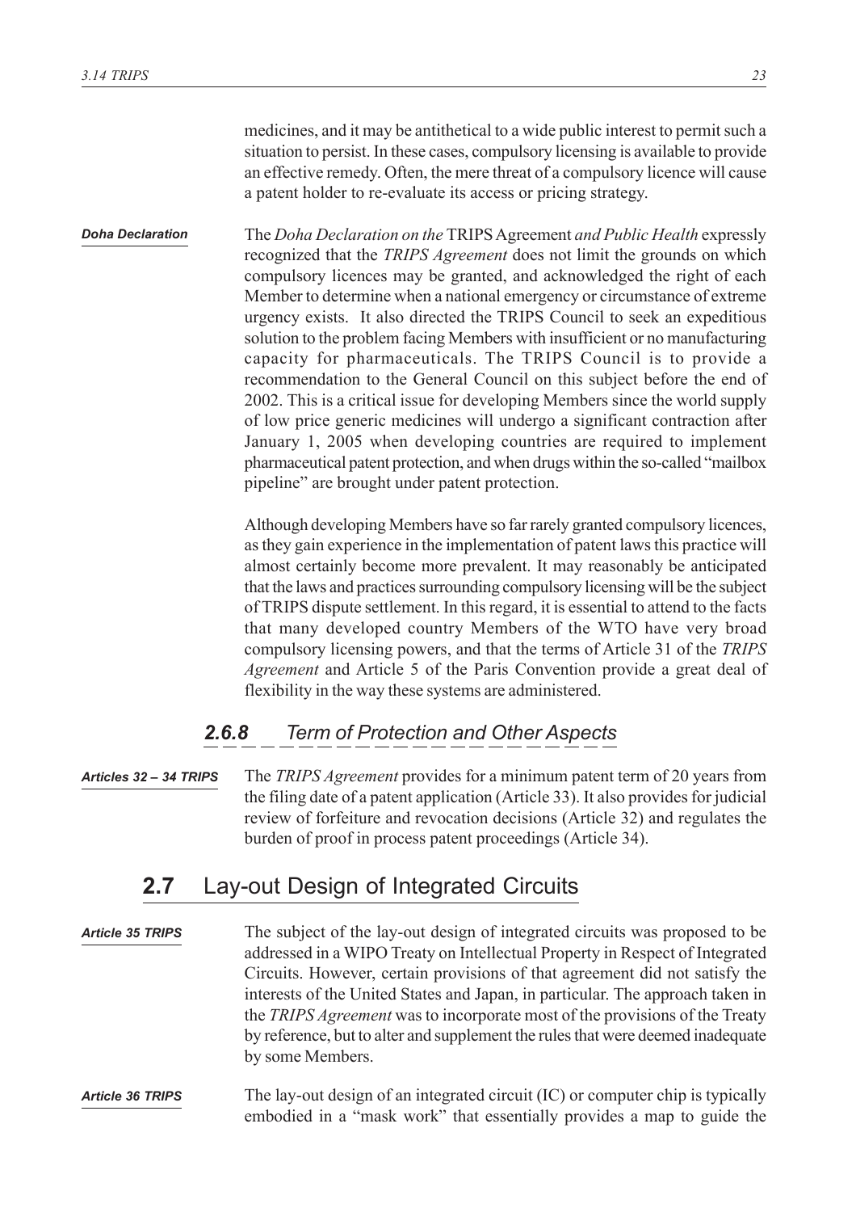medicines, and it may be antithetical to a wide public interest to permit such a situation to persist. In these cases, compulsory licensing is available to provide an effective remedy. Often, the mere threat of a compulsory licence will cause a patent holder to re-evaluate its access or pricing strategy.

*Doha Declaration*

The *Doha Declaration on the* TRIPS Agreement *and Public Health* expressly recognized that the *TRIPS Agreement* does not limit the grounds on which compulsory licences may be granted, and acknowledged the right of each Member to determine when a national emergency or circumstance of extreme urgency exists. It also directed the TRIPS Council to seek an expeditious solution to the problem facing Members with insufficient or no manufacturing capacity for pharmaceuticals. The TRIPS Council is to provide a recommendation to the General Council on this subject before the end of 2002. This is a critical issue for developing Members since the world supply of low price generic medicines will undergo a significant contraction after January 1, 2005 when developing countries are required to implement pharmaceutical patent protection, and when drugs within the so-called "mailbox pipeline" are brought under patent protection.

Although developing Members have so far rarely granted compulsory licences, as they gain experience in the implementation of patent laws this practice will almost certainly become more prevalent. It may reasonably be anticipated that the laws and practices surrounding compulsory licensing will be the subject of TRIPS dispute settlement. In this regard, it is essential to attend to the facts that many developed country Members of the WTO have very broad compulsory licensing powers, and that the terms of Article 31 of the *TRIPS Agreement* and Article 5 of the Paris Convention provide a great deal of flexibility in the way these systems are administered.

### *2.6.8 Term of Protection and Other Aspects*

*Articles 32 – 34 TRIPS*

The *TRIPS Agreement* provides for a minimum patent term of 20 years from the filing date of a patent application (Article 33). It also provides for judicial review of forfeiture and revocation decisions (Article 32) and regulates the burden of proof in process patent proceedings (Article 34).

## **2.7** Lay-out Design of Integrated Circuits

*Article 35 TRIPS*

The subject of the lay-out design of integrated circuits was proposed to be addressed in a WIPO Treaty on Intellectual Property in Respect of Integrated Circuits. However, certain provisions of that agreement did not satisfy the interests of the United States and Japan, in particular. The approach taken in the *TRIPS Agreement* was to incorporate most of the provisions of the Treaty by reference, but to alter and supplement the rules that were deemed inadequate by some Members.

*Article 36 TRIPS*

The lay-out design of an integrated circuit (IC) or computer chip is typically embodied in a "mask work" that essentially provides a map to guide the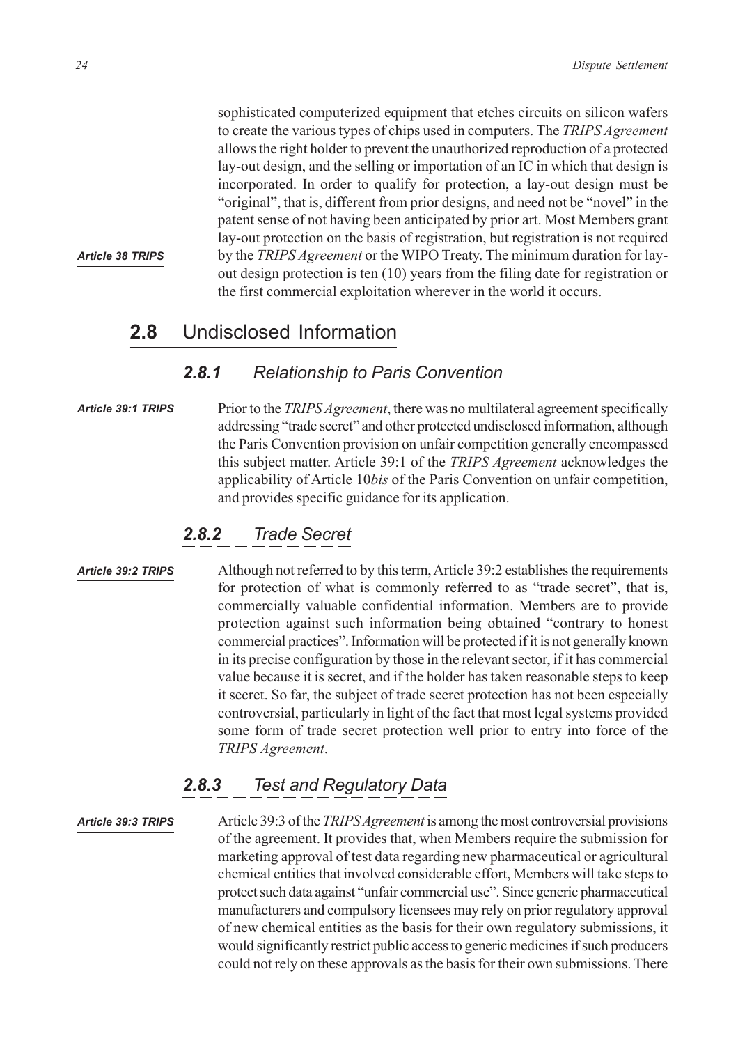sophisticated computerized equipment that etches circuits on silicon wafers to create the various types of chips used in computers. The *TRIPS Agreement* allows the right holder to prevent the unauthorized reproduction of a protected lay-out design, and the selling or importation of an IC in which that design is incorporated. In order to qualify for protection, a lay-out design must be "original", that is, different from prior designs, and need not be "novel" in the patent sense of not having been anticipated by prior art. Most Members grant lay-out protection on the basis of registration, but registration is not required by the *TRIPS Agreement* or the WIPO Treaty. The minimum duration for lay-out design protection is ten (10) years from the filing date for registration or the first commercial exploitation wherever in the world it occurs.

*Article 38 TRIPS*

## 2.8 Undisclosed Information

### 2.8.1 Relationship to Paris Convention

*Article 39:1 TRIPS*

Prior to the *TRIPS Agreement*, there was no multilateral agreement specifically addressing "trade secret" and other protected undisclosed information, although the Paris Convention provision on unfair competition generally encompassed this subject matter. Article 39:1 of the *TRIPS Agreement* acknowledges the applicability of Article 10*bis* of the Paris Convention on unfair competition, and provides specific guidance for its application.

### 2.8.2 Trade Secret

*Article 39:2 TRIPS*

Although not referred to by this term, Article 39:2 establishes the requirements for protection of what is commonly referred to as "trade secret", that is, commercially valuable confidential information. Members are to provide protection against such information being obtained "contrary to honest commercial practices". Information will be protected if it is not generally known in its precise configuration by those in the relevant sector, if it has commercial value because it is secret, and if the holder has taken reasonable steps to keep it secret. So far, the subject of trade secret protection has not been especially controversial, particularly in light of the fact that most legal systems provided some form of trade secret protection well prior to entry into force of the *TRIPS Agreement*.

### 2.8.3 Test and Regulatory Data

*Article 39:3 TRIPS*

Article 39:3 of the *TRIPS Agreement* is among the most controversial provisions of the agreement. It provides that, when Members require the submission for marketing approval of test data regarding new pharmaceutical or agricultural chemical entities that involved considerable effort, Members will take steps to protect such data against "unfair commercial use". Since generic pharmaceutical manufacturers and compulsory licensees may rely on prior regulatory approval of new chemical entities as the basis for their own regulatory submissions, it would significantly restrict public access to generic medicines if such producers could not rely on these approvals as the basis for their own submissions. There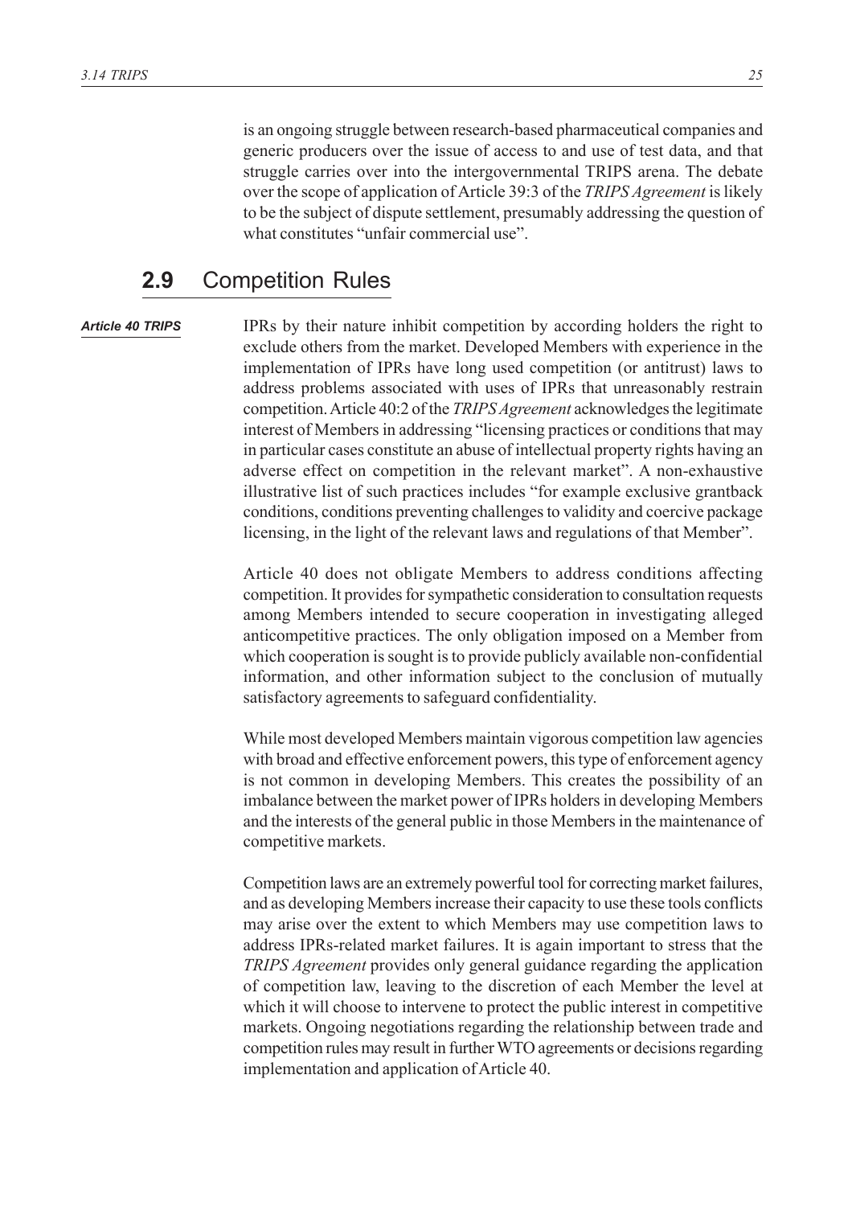is an ongoing struggle between research-based pharmaceutical companies and generic producers over the issue of access to and use of test data, and that struggle carries over into the intergovernmental TRIPS arena. The debate over the scope of application of Article 39:3 of the *TRIPS Agreement* is likely to be the subject of dispute settlement, presumably addressing the question of what constitutes "unfair commercial use".

## 2.9 Competition Rules

***Article 40 TRIPS***

IPRs by their nature inhibit competition by according holders the right to exclude others from the market. Developed Members with experience in the implementation of IPRs have long used competition (or antitrust) laws to address problems associated with uses of IPRs that unreasonably restrain competition. Article 40:2 of the *TRIPS Agreement* acknowledges the legitimate interest of Members in addressing "licensing practices or conditions that may in particular cases constitute an abuse of intellectual property rights having an adverse effect on competition in the relevant market". A non-exhaustive illustrative list of such practices includes "for example exclusive grantback conditions, conditions preventing challenges to validity and coercive package licensing, in the light of the relevant laws and regulations of that Member".

Article 40 does not obligate Members to address conditions affecting competition. It provides for sympathetic consideration to consultation requests among Members intended to secure cooperation in investigating alleged anticompetitive practices. The only obligation imposed on a Member from which cooperation is sought is to provide publicly available non-confidential information, and other information subject to the conclusion of mutually satisfactory agreements to safeguard confidentiality.

While most developed Members maintain vigorous competition law agencies with broad and effective enforcement powers, this type of enforcement agency is not common in developing Members. This creates the possibility of an imbalance between the market power of IPRs holders in developing Members and the interests of the general public in those Members in the maintenance of competitive markets.

Competition laws are an extremely powerful tool for correcting market failures, and as developing Members increase their capacity to use these tools conflicts may arise over the extent to which Members may use competition laws to address IPRs-related market failures. It is again important to stress that the *TRIPS Agreement* provides only general guidance regarding the application of competition law, leaving to the discretion of each Member the level at which it will choose to intervene to protect the public interest in competitive markets. Ongoing negotiations regarding the relationship between trade and competition rules may result in further WTO agreements or decisions regarding implementation and application of Article 40.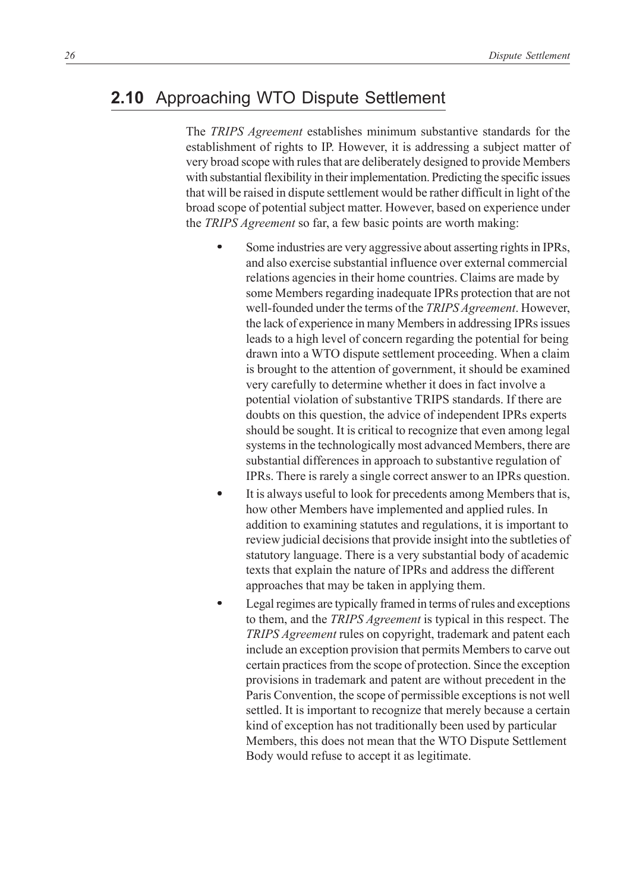## 2.10 Approaching WTO Dispute Settlement

The *TRIPS Agreement* establishes minimum substantive standards for the establishment of rights to IP. However, it is addressing a subject matter of very broad scope with rules that are deliberately designed to provide Members with substantial flexibility in their implementation. Predicting the specific issues that will be raised in dispute settlement would be rather difficult in light of the broad scope of potential subject matter. However, based on experience under the *TRIPS Agreement* so far, a few basic points are worth making:

- Some industries are very aggressive about asserting rights in IPRs, and also exercise substantial influence over external commercial relations agencies in their home countries. Claims are made by some Members regarding inadequate IPRs protection that are not well-founded under the terms of the *TRIPS Agreement*. However, the lack of experience in many Members in addressing IPRs issues leads to a high level of concern regarding the potential for being drawn into a WTO dispute settlement proceeding. When a claim is brought to the attention of government, it should be examined very carefully to determine whether it does in fact involve a potential violation of substantive TRIPS standards. If there are doubts on this question, the advice of independent IPRs experts should be sought. It is critical to recognize that even among legal systems in the technologically most advanced Members, there are substantial differences in approach to substantive regulation of IPRs. There is rarely a single correct answer to an IPRs question.
- It is always useful to look for precedents among Members that is, how other Members have implemented and applied rules. In addition to examining statutes and regulations, it is important to review judicial decisions that provide insight into the subtleties of statutory language. There is a very substantial body of academic texts that explain the nature of IPRs and address the different approaches that may be taken in applying them.
- Legal regimes are typically framed in terms of rules and exceptions to them, and the *TRIPS Agreement* is typical in this respect. The *TRIPS Agreement* rules on copyright, trademark and patent each include an exception provision that permits Members to carve out certain practices from the scope of protection. Since the exception provisions in trademark and patent are without precedent in the Paris Convention, the scope of permissible exceptions is not well settled. It is important to recognize that merely because a certain kind of exception has not traditionally been used by particular Members, this does not mean that the WTO Dispute Settlement Body would refuse to accept it as legitimate.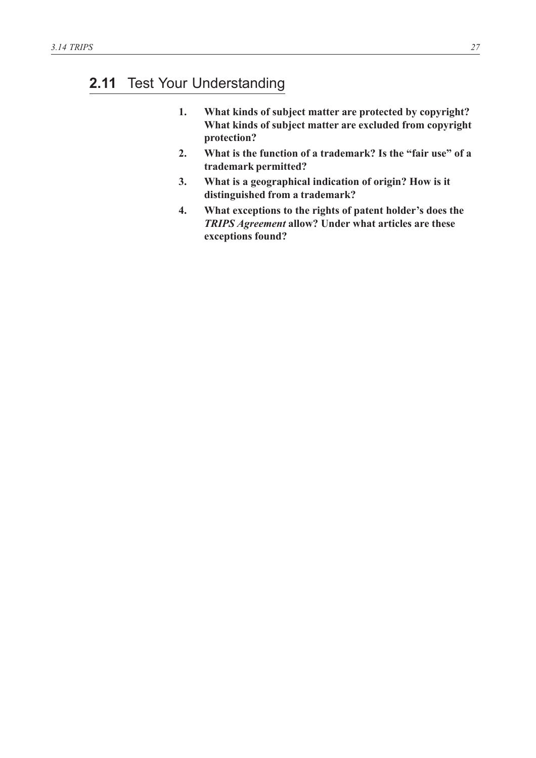## 2.11 Test Your Understanding

1. **What kinds of subject matter are protected by copyright? What kinds of subject matter are excluded from copyright protection?**
2. **What is the function of a trademark? Is the "fair use" of a trademark permitted?**
3. **What is a geographical indication of origin? How is it distinguished from a trademark?**
4. **What exceptions to the rights of patent holder's does the *TRIPS Agreement* allow? Under what articles are these exceptions found?**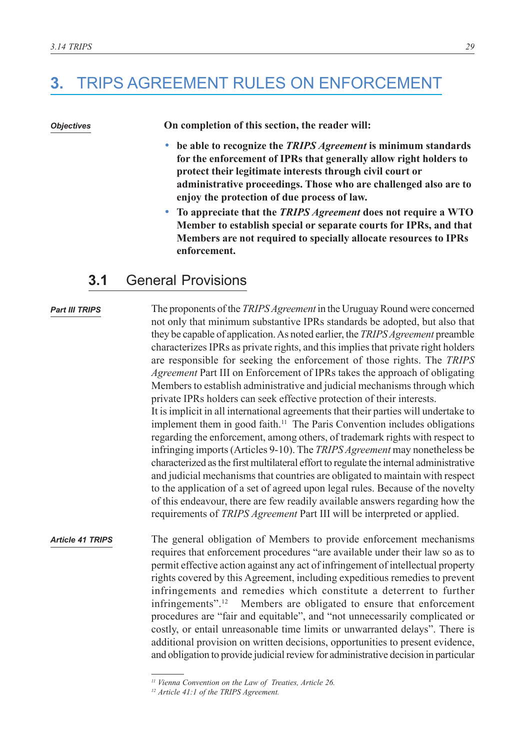# 3. TRIPS AGREEMENT RULES ON ENFORCEMENT

*Objectives*

**On completion of this section, the reader will:**

- **be able to recognize the *TRIPS Agreement* is minimum standards for the enforcement of IPRs that generally allow right holders to protect their legitimate interests through civil court or administrative proceedings. Those who are challenged also are to enjoy the protection of due process of law.**
- **To appreciate that the *TRIPS Agreement* does not require a WTO Member to establish special or separate courts for IPRs, and that Members are not required to specially allocate resources to IPRs enforcement.**

## 3.1 General Provisions

*Part III TRIPS*

The proponents of the *TRIPS Agreement* in the Uruguay Round were concerned not only that minimum substantive IPRs standards be adopted, but also that they be capable of application. As noted earlier, the *TRIPS Agreement* preamble characterizes IPRs as private rights, and this implies that private right holders are responsible for seeking the enforcement of those rights. The *TRIPS Agreement* Part III on Enforcement of IPRs takes the approach of obligating Members to establish administrative and judicial mechanisms through which private IPRs holders can seek effective protection of their interests.

It is implicit in all international agreements that their parties will undertake to implement them in good faith.[11] The Paris Convention includes obligations regarding the enforcement, among others, of trademark rights with respect to infringing imports (Articles 9-10). The *TRIPS Agreement* may nonetheless be characterized as the first multilateral effort to regulate the internal administrative and judicial mechanisms that countries are obligated to maintain with respect to the application of a set of agreed upon legal rules. Because of the novelty of this endeavour, there are few readily available answers regarding how the requirements of *TRIPS Agreement* Part III will be interpreted or applied.

*Article 41 TRIPS*

The general obligation of Members to provide enforcement mechanisms requires that enforcement procedures "are available under their law so as to permit effective action against any act of infringement of intellectual property rights covered by this Agreement, including expeditious remedies to prevent infringements and remedies which constitute a deterrent to further infringements".[12] Members are obligated to ensure that enforcement procedures are "fair and equitable", and "not unnecessarily complicated or costly, or entail unreasonable time limits or unwarranted delays". There is additional provision on written decisions, opportunities to present evidence, and obligation to provide judicial review for administrative decision in particular

---

[11] *Vienna Convention on the Law of Treaties, Article 26.*

[12] *Article 41:1 of the TRIPS Agreement.*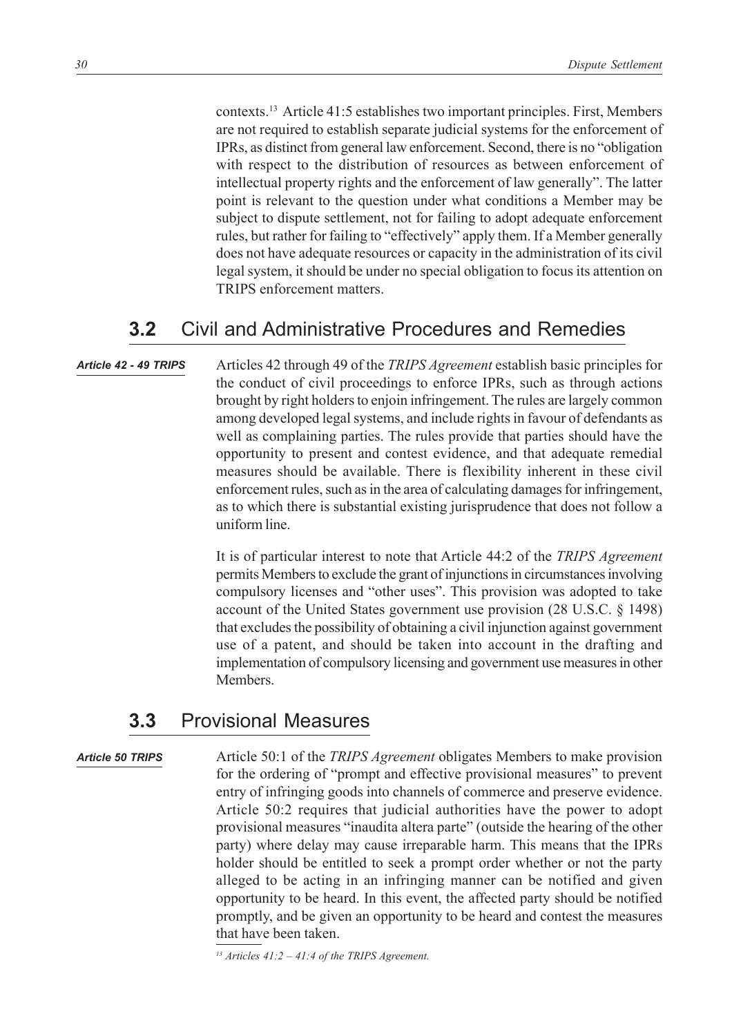contexts.[13] Article 41:5 establishes two important principles. First, Members are not required to establish separate judicial systems for the enforcement of IPRs, as distinct from general law enforcement. Second, there is no "obligation with respect to the distribution of resources as between enforcement of intellectual property rights and the enforcement of law generally". The latter point is relevant to the question under what conditions a Member may be subject to dispute settlement, not for failing to adopt adequate enforcement rules, but rather for failing to "effectively" apply them. If a Member generally does not have adequate resources or capacity in the administration of its civil legal system, it should be under no special obligation to focus its attention on TRIPS enforcement matters.

## 3.2 Civil and Administrative Procedures and Remedies

***Article 42 - 49 TRIPS***

Articles 42 through 49 of the *TRIPS Agreement* establish basic principles for the conduct of civil proceedings to enforce IPRs, such as through actions brought by right holders to enjoin infringement. The rules are largely common among developed legal systems, and include rights in favour of defendants as well as complaining parties. The rules provide that parties should have the opportunity to present and contest evidence, and that adequate remedial measures should be available. There is flexibility inherent in these civil enforcement rules, such as in the area of calculating damages for infringement, as to which there is substantial existing jurisprudence that does not follow a uniform line.

It is of particular interest to note that Article 44:2 of the *TRIPS Agreement* permits Members to exclude the grant of injunctions in circumstances involving compulsory licenses and "other uses". This provision was adopted to take account of the United States government use provision (28 U.S.C. § 1498) that excludes the possibility of obtaining a civil injunction against government use of a patent, and should be taken into account in the drafting and implementation of compulsory licensing and government use measures in other Members.

## 3.3 Provisional Measures

***Article 50 TRIPS***

Article 50:1 of the *TRIPS Agreement* obligates Members to make provision for the ordering of "prompt and effective provisional measures" to prevent entry of infringing goods into channels of commerce and preserve evidence. Article 50:2 requires that judicial authorities have the power to adopt provisional measures "inaudita altera parte" (outside the hearing of the other party) where delay may cause irreparable harm. This means that the IPRs holder should be entitled to seek a prompt order whether or not the party alleged to be acting in an infringing manner can be notified and given opportunity to be heard. In this event, the affected party should be notified promptly, and be given an opportunity to be heard and contest the measures that have been taken.

---

[13] *Articles 41:2 – 41:4 of the TRIPS Agreement.*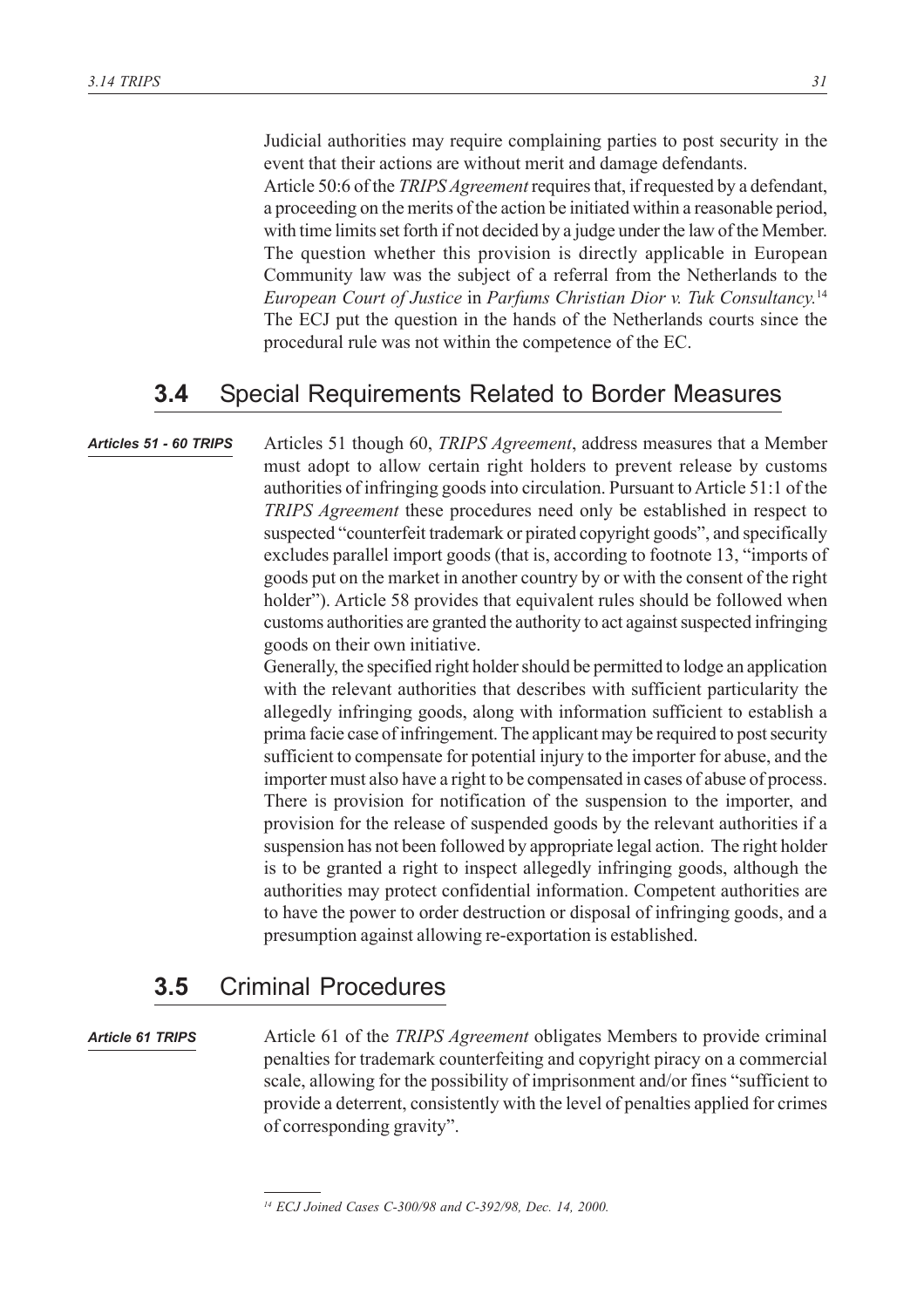Judicial authorities may require complaining parties to post security in the event that their actions are without merit and damage defendants.

Article 50:6 of the *TRIPS Agreement* requires that, if requested by a defendant, a proceeding on the merits of the action be initiated within a reasonable period, with time limits set forth if not decided by a judge under the law of the Member. The question whether this provision is directly applicable in European Community law was the subject of a referral from the Netherlands to the *European Court of Justice* in *Parfums Christian Dior v. Tuk Consultancy.*[14] The ECJ put the question in the hands of the Netherlands courts since the procedural rule was not within the competence of the EC.

## 3.4 Special Requirements Related to Border Measures

***Articles 51 - 60 TRIPS***

Articles 51 though 60, *TRIPS Agreement*, address measures that a Member must adopt to allow certain right holders to prevent release by customs authorities of infringing goods into circulation. Pursuant to Article 51:1 of the *TRIPS Agreement* these procedures need only be established in respect to suspected "counterfeit trademark or pirated copyright goods", and specifically excludes parallel import goods (that is, according to footnote 13, "imports of goods put on the market in another country by or with the consent of the right holder"). Article 58 provides that equivalent rules should be followed when customs authorities are granted the authority to act against suspected infringing goods on their own initiative.

Generally, the specified right holder should be permitted to lodge an application with the relevant authorities that describes with sufficient particularity the allegedly infringing goods, along with information sufficient to establish a prima facie case of infringement. The applicant may be required to post security sufficient to compensate for potential injury to the importer for abuse, and the importer must also have a right to be compensated in cases of abuse of process. There is provision for notification of the suspension to the importer, and provision for the release of suspended goods by the relevant authorities if a suspension has not been followed by appropriate legal action. The right holder is to be granted a right to inspect allegedly infringing goods, although the authorities may protect confidential information. Competent authorities are to have the power to order destruction or disposal of infringing goods, and a presumption against allowing re-exportation is established.

## 3.5 Criminal Procedures

***Article 61 TRIPS***

Article 61 of the *TRIPS Agreement* obligates Members to provide criminal penalties for trademark counterfeiting and copyright piracy on a commercial scale, allowing for the possibility of imprisonment and/or fines "sufficient to provide a deterrent, consistently with the level of penalties applied for crimes of corresponding gravity".

---

[14] *ECJ Joined Cases C-300/98 and C-392/98, Dec. 14, 2000.*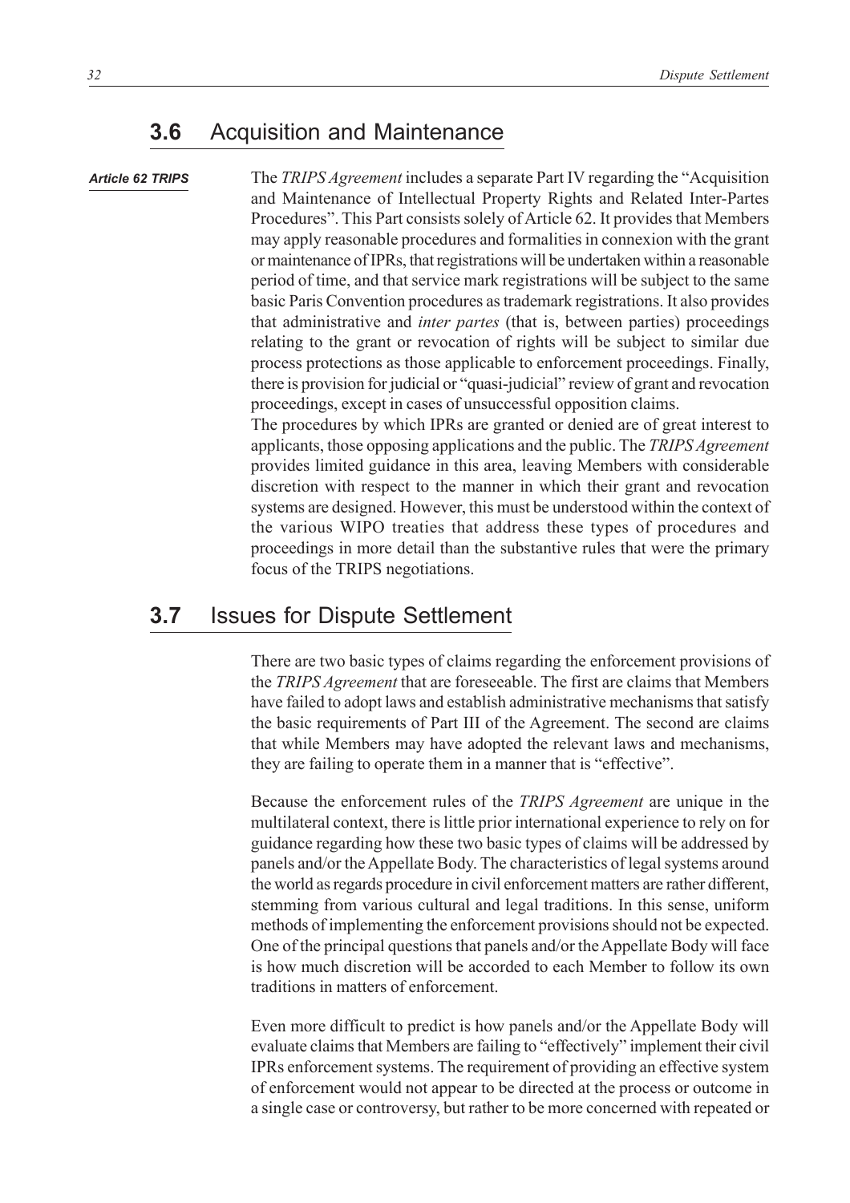## 3.6 Acquisition and Maintenance

*Article 62 TRIPS*

The *TRIPS Agreement* includes a separate Part IV regarding the "Acquisition and Maintenance of Intellectual Property Rights and Related Inter-Partes Procedures". This Part consists solely of Article 62. It provides that Members may apply reasonable procedures and formalities in connexion with the grant or maintenance of IPRs, that registrations will be undertaken within a reasonable period of time, and that service mark registrations will be subject to the same basic Paris Convention procedures as trademark registrations. It also provides that administrative and *inter partes* (that is, between parties) proceedings relating to the grant or revocation of rights will be subject to similar due process protections as those applicable to enforcement proceedings. Finally, there is provision for judicial or "quasi-judicial" review of grant and revocation proceedings, except in cases of unsuccessful opposition claims.

The procedures by which IPRs are granted or denied are of great interest to applicants, those opposing applications and the public. The *TRIPS Agreement* provides limited guidance in this area, leaving Members with considerable discretion with respect to the manner in which their grant and revocation systems are designed. However, this must be understood within the context of the various WIPO treaties that address these types of procedures and proceedings in more detail than the substantive rules that were the primary focus of the TRIPS negotiations.

## 3.7 Issues for Dispute Settlement

There are two basic types of claims regarding the enforcement provisions of the *TRIPS Agreement* that are foreseeable. The first are claims that Members have failed to adopt laws and establish administrative mechanisms that satisfy the basic requirements of Part III of the Agreement. The second are claims that while Members may have adopted the relevant laws and mechanisms, they are failing to operate them in a manner that is "effective".

Because the enforcement rules of the *TRIPS Agreement* are unique in the multilateral context, there is little prior international experience to rely on for guidance regarding how these two basic types of claims will be addressed by panels and/or the Appellate Body. The characteristics of legal systems around the world as regards procedure in civil enforcement matters are rather different, stemming from various cultural and legal traditions. In this sense, uniform methods of implementing the enforcement provisions should not be expected. One of the principal questions that panels and/or the Appellate Body will face is how much discretion will be accorded to each Member to follow its own traditions in matters of enforcement.

Even more difficult to predict is how panels and/or the Appellate Body will evaluate claims that Members are failing to "effectively" implement their civil IPRs enforcement systems. The requirement of providing an effective system of enforcement would not appear to be directed at the process or outcome in a single case or controversy, but rather to be more concerned with repeated or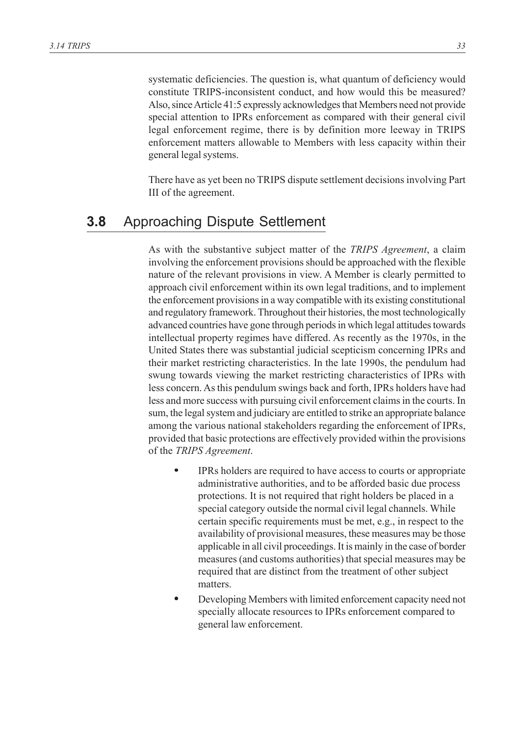systematic deficiencies. The question is, what quantum of deficiency would constitute TRIPS-inconsistent conduct, and how would this be measured? Also, since Article 41:5 expressly acknowledges that Members need not provide special attention to IPRs enforcement as compared with their general civil legal enforcement regime, there is by definition more leeway in TRIPS enforcement matters allowable to Members with less capacity within their general legal systems.

There have as yet been no TRIPS dispute settlement decisions involving Part III of the agreement.

## 3.8 Approaching Dispute Settlement

As with the substantive subject matter of the *TRIPS Agreement*, a claim involving the enforcement provisions should be approached with the flexible nature of the relevant provisions in view. A Member is clearly permitted to approach civil enforcement within its own legal traditions, and to implement the enforcement provisions in a way compatible with its existing constitutional and regulatory framework. Throughout their histories, the most technologically advanced countries have gone through periods in which legal attitudes towards intellectual property regimes have differed. As recently as the 1970s, in the United States there was substantial judicial scepticism concerning IPRs and their market restricting characteristics. In the late 1990s, the pendulum had swung towards viewing the market restricting characteristics of IPRs with less concern. As this pendulum swings back and forth, IPRs holders have had less and more success with pursuing civil enforcement claims in the courts. In sum, the legal system and judiciary are entitled to strike an appropriate balance among the various national stakeholders regarding the enforcement of IPRs, provided that basic protections are effectively provided within the provisions of the *TRIPS Agreement*.

- IPRs holders are required to have access to courts or appropriate administrative authorities, and to be afforded basic due process protections. It is not required that right holders be placed in a special category outside the normal civil legal channels. While certain specific requirements must be met, e.g., in respect to the availability of provisional measures, these measures may be those applicable in all civil proceedings. It is mainly in the case of border measures (and customs authorities) that special measures may be required that are distinct from the treatment of other subject matters.
- Developing Members with limited enforcement capacity need not specially allocate resources to IPRs enforcement compared to general law enforcement.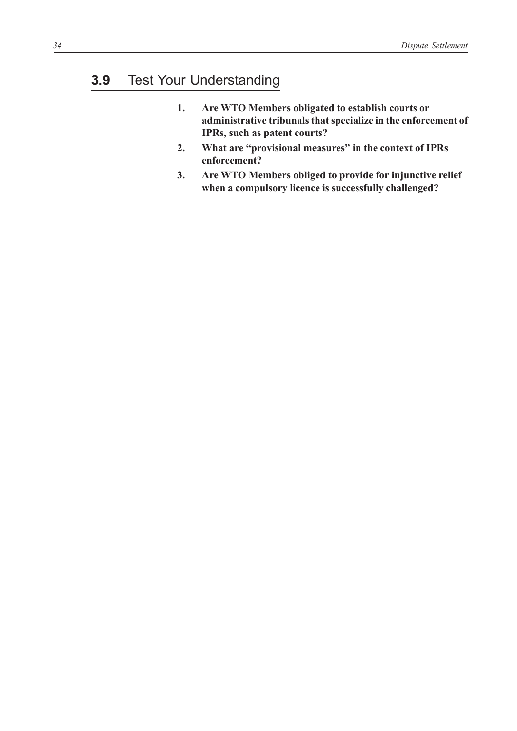## **3.9** Test Your Understanding

1. **Are WTO Members obligated to establish courts or administrative tribunals that specialize in the enforcement of IPRs, such as patent courts?**
2. **What are "provisional measures" in the context of IPRs enforcement?**
3. **Are WTO Members obliged to provide for injunctive relief when a compulsory licence is successfully challenged?**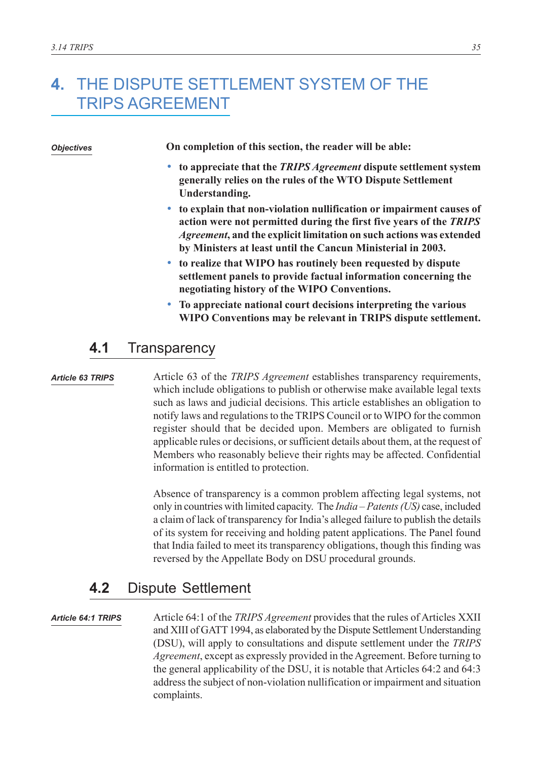# 4. THE DISPUTE SETTLEMENT SYSTEM OF THE TRIPS AGREEMENT

*Objectives*

**On completion of this section, the reader will be able:**

- **to appreciate that the *TRIPS Agreement* dispute settlement system generally relies on the rules of the WTO Dispute Settlement Understanding.**
- **to explain that non-violation nullification or impairment causes of action were not permitted during the first five years of the *TRIPS Agreement*, and the explicit limitation on such actions was extended by Ministers at least until the Cancun Ministerial in 2003.**
- **to realize that WIPO has routinely been requested by dispute settlement panels to provide factual information concerning the negotiating history of the WIPO Conventions.**
- **To appreciate national court decisions interpreting the various WIPO Conventions may be relevant in TRIPS dispute settlement.**

## 4.1 Transparency

*Article 63 TRIPS*

Article 63 of the *TRIPS Agreement* establishes transparency requirements, which include obligations to publish or otherwise make available legal texts such as laws and judicial decisions. This article establishes an obligation to notify laws and regulations to the TRIPS Council or to WIPO for the common register should that be decided upon. Members are obligated to furnish applicable rules or decisions, or sufficient details about them, at the request of Members who reasonably believe their rights may be affected. Confidential information is entitled to protection.

Absence of transparency is a common problem affecting legal systems, not only in countries with limited capacity. The *India – Patents (US)* case, included a claim of lack of transparency for India's alleged failure to publish the details of its system for receiving and holding patent applications. The Panel found that India failed to meet its transparency obligations, though this finding was reversed by the Appellate Body on DSU procedural grounds.

## 4.2 Dispute Settlement

*Article 64:1 TRIPS*

Article 64:1 of the *TRIPS Agreement* provides that the rules of Articles XXII and XIII of GATT 1994, as elaborated by the Dispute Settlement Understanding (DSU), will apply to consultations and dispute settlement under the *TRIPS Agreement*, except as expressly provided in the Agreement. Before turning to the general applicability of the DSU, it is notable that Articles 64:2 and 64:3 address the subject of non-violation nullification or impairment and situation complaints.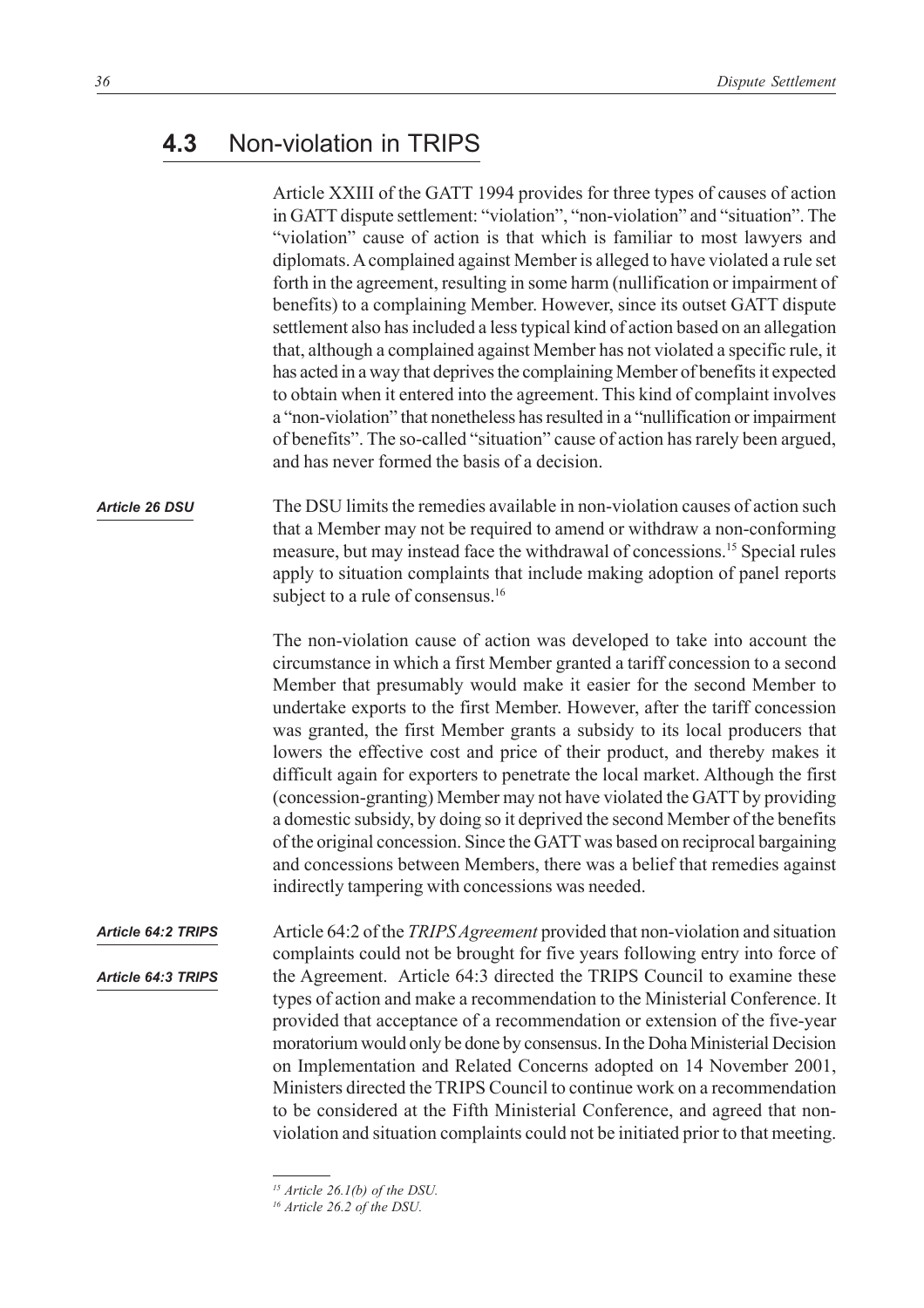## 4.3 Non-violation in TRIPS

Article XXIII of the GATT 1994 provides for three types of causes of action in GATT dispute settlement: "violation", "non-violation" and "situation". The "violation" cause of action is that which is familiar to most lawyers and diplomats. A complained against Member is alleged to have violated a rule set forth in the agreement, resulting in some harm (nullification or impairment of benefits) to a complaining Member. However, since its outset GATT dispute settlement also has included a less typical kind of action based on an allegation that, although a complained against Member has not violated a specific rule, it has acted in a way that deprives the complaining Member of benefits it expected to obtain when it entered into the agreement. This kind of complaint involves a "non-violation" that nonetheless has resulted in a "nullification or impairment of benefits". The so-called "situation" cause of action has rarely been argued, and has never formed the basis of a decision.

***Article 26 DSU***

The DSU limits the remedies available in non-violation causes of action such that a Member may not be required to amend or withdraw a non-conforming measure, but may instead face the withdrawal of concessions.[15] Special rules apply to situation complaints that include making adoption of panel reports subject to a rule of consensus.[16]

The non-violation cause of action was developed to take into account the circumstance in which a first Member granted a tariff concession to a second Member that presumably would make it easier for the second Member to undertake exports to the first Member. However, after the tariff concession was granted, the first Member grants a subsidy to its local producers that lowers the effective cost and price of their product, and thereby makes it difficult again for exporters to penetrate the local market. Although the first (concession-granting) Member may not have violated the GATT by providing a domestic subsidy, by doing so it deprived the second Member of the benefits of the original concession. Since the GATT was based on reciprocal bargaining and concessions between Members, there was a belief that remedies against indirectly tampering with concessions was needed.

***Article 64:2 TRIPS***

***Article 64:3 TRIPS***

Article 64:2 of the *TRIPS Agreement* provided that non-violation and situation complaints could not be brought for five years following entry into force of the Agreement. Article 64:3 directed the TRIPS Council to examine these types of action and make a recommendation to the Ministerial Conference. It provided that acceptance of a recommendation or extension of the five-year moratorium would only be done by consensus. In the Doha Ministerial Decision on Implementation and Related Concerns adopted on 14 November 2001, Ministers directed the TRIPS Council to continue work on a recommendation to be considered at the Fifth Ministerial Conference, and agreed that non-violation and situation complaints could not be initiated prior to that meeting.

---

[15] *Article 26.1(b) of the DSU.*

[16] *Article 26.2 of the DSU.*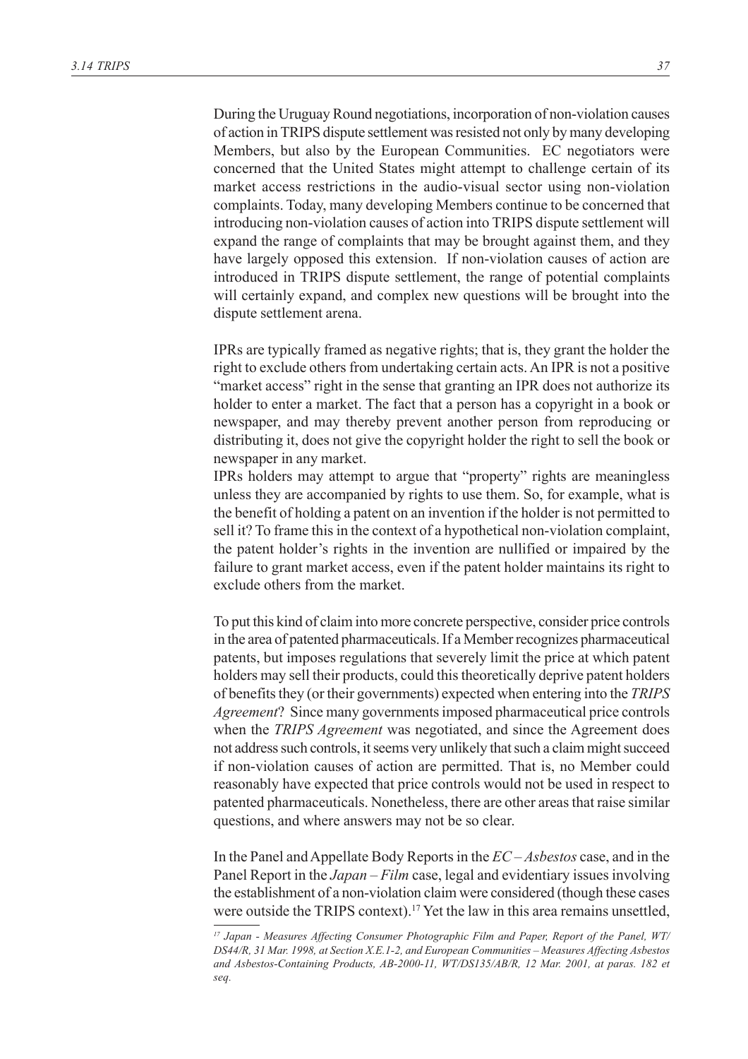During the Uruguay Round negotiations, incorporation of non-violation causes of action in TRIPS dispute settlement was resisted not only by many developing Members, but also by the European Communities. EC negotiators were concerned that the United States might attempt to challenge certain of its market access restrictions in the audio-visual sector using non-violation complaints. Today, many developing Members continue to be concerned that introducing non-violation causes of action into TRIPS dispute settlement will expand the range of complaints that may be brought against them, and they have largely opposed this extension. If non-violation causes of action are introduced in TRIPS dispute settlement, the range of potential complaints will certainly expand, and complex new questions will be brought into the dispute settlement arena.

IPRs are typically framed as negative rights; that is, they grant the holder the right to exclude others from undertaking certain acts. An IPR is not a positive "market access" right in the sense that granting an IPR does not authorize its holder to enter a market. The fact that a person has a copyright in a book or newspaper, and may thereby prevent another person from reproducing or distributing it, does not give the copyright holder the right to sell the book or newspaper in any market.

IPRs holders may attempt to argue that "property" rights are meaningless unless they are accompanied by rights to use them. So, for example, what is the benefit of holding a patent on an invention if the holder is not permitted to sell it? To frame this in the context of a hypothetical non-violation complaint, the patent holder's rights in the invention are nullified or impaired by the failure to grant market access, even if the patent holder maintains its right to exclude others from the market.

To put this kind of claim into more concrete perspective, consider price controls in the area of patented pharmaceuticals. If a Member recognizes pharmaceutical patents, but imposes regulations that severely limit the price at which patent holders may sell their products, could this theoretically deprive patent holders of benefits they (or their governments) expected when entering into the *TRIPS Agreement*? Since many governments imposed pharmaceutical price controls when the *TRIPS Agreement* was negotiated, and since the Agreement does not address such controls, it seems very unlikely that such a claim might succeed if non-violation causes of action are permitted. That is, no Member could reasonably have expected that price controls would not be used in respect to patented pharmaceuticals. Nonetheless, there are other areas that raise similar questions, and where answers may not be so clear.

In the Panel and Appellate Body Reports in the *EC – Asbestos* case, and in the Panel Report in the *Japan – Film* case, legal and evidentiary issues involving the establishment of a non-violation claim were considered (though these cases were outside the TRIPS context).[17] Yet the law in this area remains unsettled,

---

[17] *Japan - Measures Affecting Consumer Photographic Film and Paper, Report of the Panel, WT/DS44/R, 31 Mar. 1998, at Section X.E.1-2, and European Communities – Measures Affecting Asbestos and Asbestos-Containing Products, AB-2000-11, WT/DS135/AB/R, 12 Mar. 2001, at paras. 182 et seq.*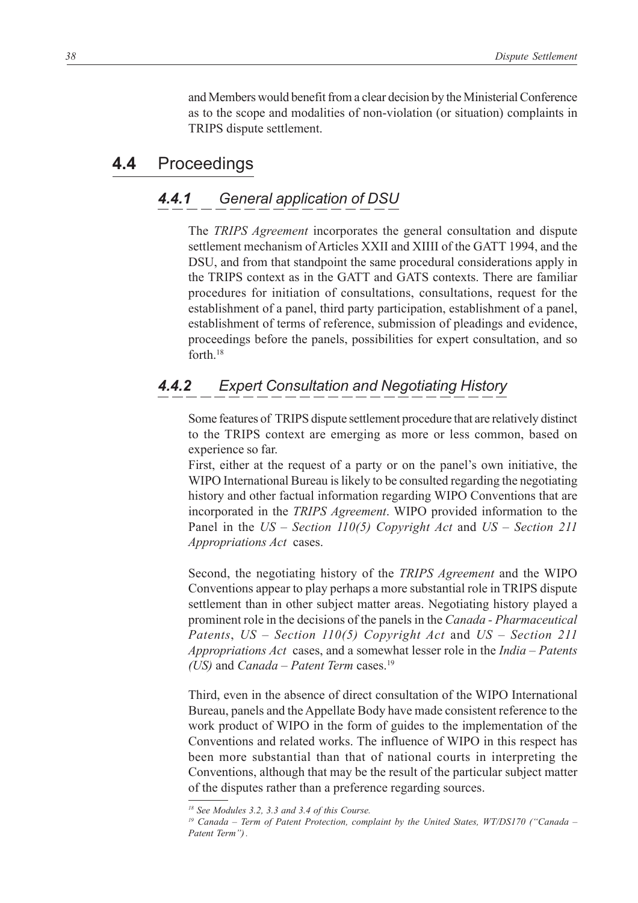and Members would benefit from a clear decision by the Ministerial Conference as to the scope and modalities of non-violation (or situation) complaints in TRIPS dispute settlement.

## 4.4 Proceedings

### 4.4.1 General application of DSU

The *TRIPS Agreement* incorporates the general consultation and dispute settlement mechanism of Articles XXII and XIIII of the GATT 1994, and the DSU, and from that standpoint the same procedural considerations apply in the TRIPS context as in the GATT and GATS contexts. There are familiar procedures for initiation of consultations, consultations, request for the establishment of a panel, third party participation, establishment of a panel, establishment of terms of reference, submission of pleadings and evidence, proceedings before the panels, possibilities for expert consultation, and so forth.[18]

### 4.4.2 Expert Consultation and Negotiating History

Some features of TRIPS dispute settlement procedure that are relatively distinct to the TRIPS context are emerging as more or less common, based on experience so far.

First, either at the request of a party or on the panel's own initiative, the WIPO International Bureau is likely to be consulted regarding the negotiating history and other factual information regarding WIPO Conventions that are incorporated in the *TRIPS Agreement*. WIPO provided information to the Panel in the *US – Section 110(5) Copyright Act* and *US – Section 211 Appropriations Act* cases.

Second, the negotiating history of the *TRIPS Agreement* and the WIPO Conventions appear to play perhaps a more substantial role in TRIPS dispute settlement than in other subject matter areas. Negotiating history played a prominent role in the decisions of the panels in the *Canada - Pharmaceutical Patents*, *US – Section 110(5) Copyright Act* and *US – Section 211 Appropriations Act* cases, and a somewhat lesser role in the *India – Patents (US)* and *Canada – Patent Term* cases.[19]

Third, even in the absence of direct consultation of the WIPO International Bureau, panels and the Appellate Body have made consistent reference to the work product of WIPO in the form of guides to the implementation of the Conventions and related works. The influence of WIPO in this respect has been more substantial than that of national courts in interpreting the Conventions, although that may be the result of the particular subject matter of the disputes rather than a preference regarding sources.

---

[18] *See Modules 3.2, 3.3 and 3.4 of this Course.*

[19] *Canada – Term of Patent Protection, complaint by the United States, WT/DS170 ("Canada – Patent Term").*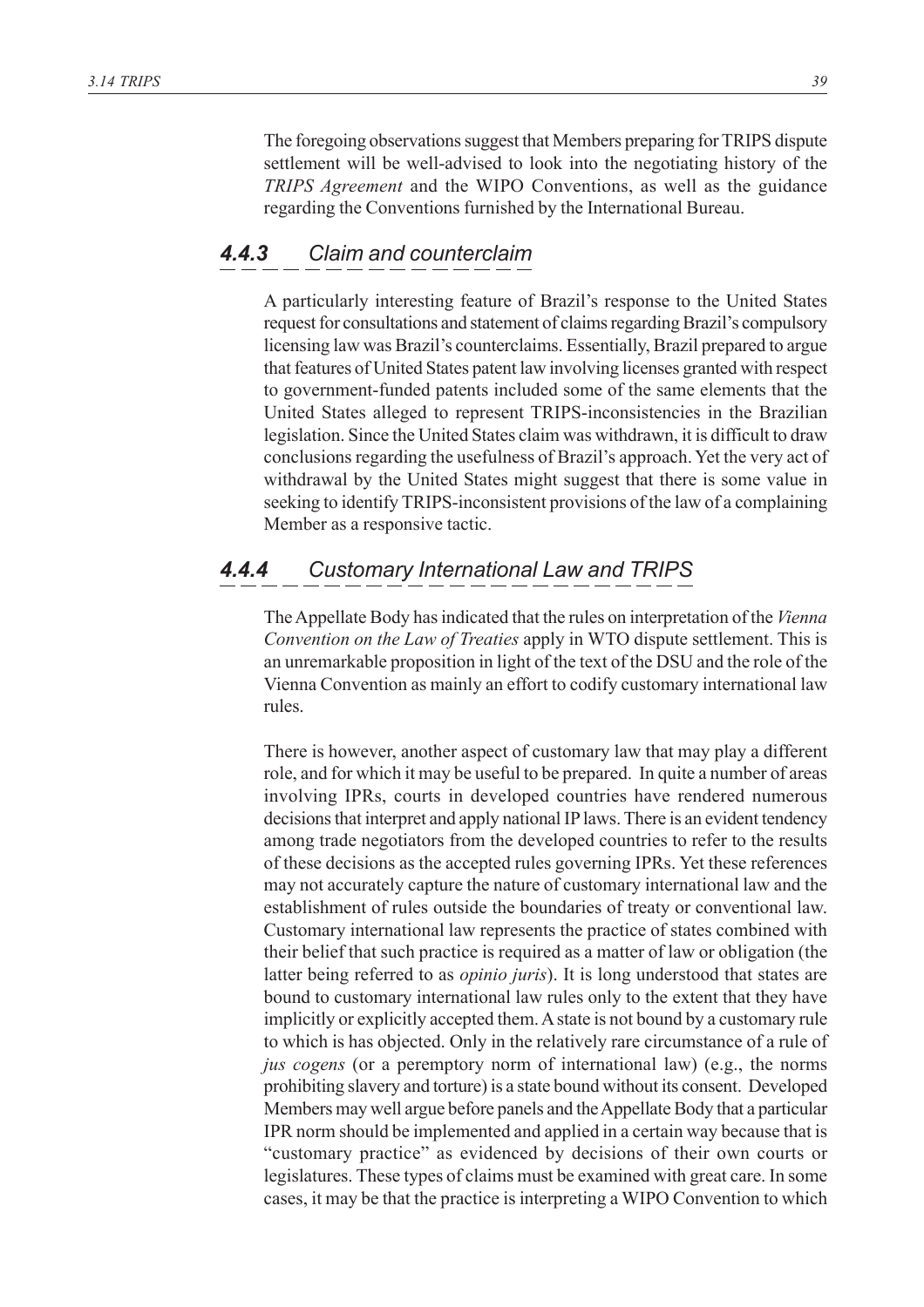The foregoing observations suggest that Members preparing for TRIPS dispute settlement will be well-advised to look into the negotiating history of the *TRIPS Agreement* and the WIPO Conventions, as well as the guidance regarding the Conventions furnished by the International Bureau.

### *4.4.3 Claim and counterclaim*

A particularly interesting feature of Brazil's response to the United States request for consultations and statement of claims regarding Brazil's compulsory licensing law was Brazil's counterclaims. Essentially, Brazil prepared to argue that features of United States patent law involving licenses granted with respect to government-funded patents included some of the same elements that the United States alleged to represent TRIPS-inconsistencies in the Brazilian legislation. Since the United States claim was withdrawn, it is difficult to draw conclusions regarding the usefulness of Brazil's approach. Yet the very act of withdrawal by the United States might suggest that there is some value in seeking to identify TRIPS-inconsistent provisions of the law of a complaining Member as a responsive tactic.

### *4.4.4 Customary International Law and TRIPS*

The Appellate Body has indicated that the rules on interpretation of the *Vienna Convention on the Law of Treaties* apply in WTO dispute settlement. This is an unremarkable proposition in light of the text of the DSU and the role of the Vienna Convention as mainly an effort to codify customary international law rules.

There is however, another aspect of customary law that may play a different role, and for which it may be useful to be prepared. In quite a number of areas involving IPRs, courts in developed countries have rendered numerous decisions that interpret and apply national IP laws. There is an evident tendency among trade negotiators from the developed countries to refer to the results of these decisions as the accepted rules governing IPRs. Yet these references may not accurately capture the nature of customary international law and the establishment of rules outside the boundaries of treaty or conventional law. Customary international law represents the practice of states combined with their belief that such practice is required as a matter of law or obligation (the latter being referred to as *opinio juris*). It is long understood that states are bound to customary international law rules only to the extent that they have implicitly or explicitly accepted them. A state is not bound by a customary rule to which is has objected. Only in the relatively rare circumstance of a rule of *jus cogens* (or a peremptory norm of international law) (e.g., the norms prohibiting slavery and torture) is a state bound without its consent. Developed Members may well argue before panels and the Appellate Body that a particular IPR norm should be implemented and applied in a certain way because that is "customary practice" as evidenced by decisions of their own courts or legislatures. These types of claims must be examined with great care. In some cases, it may be that the practice is interpreting a WIPO Convention to which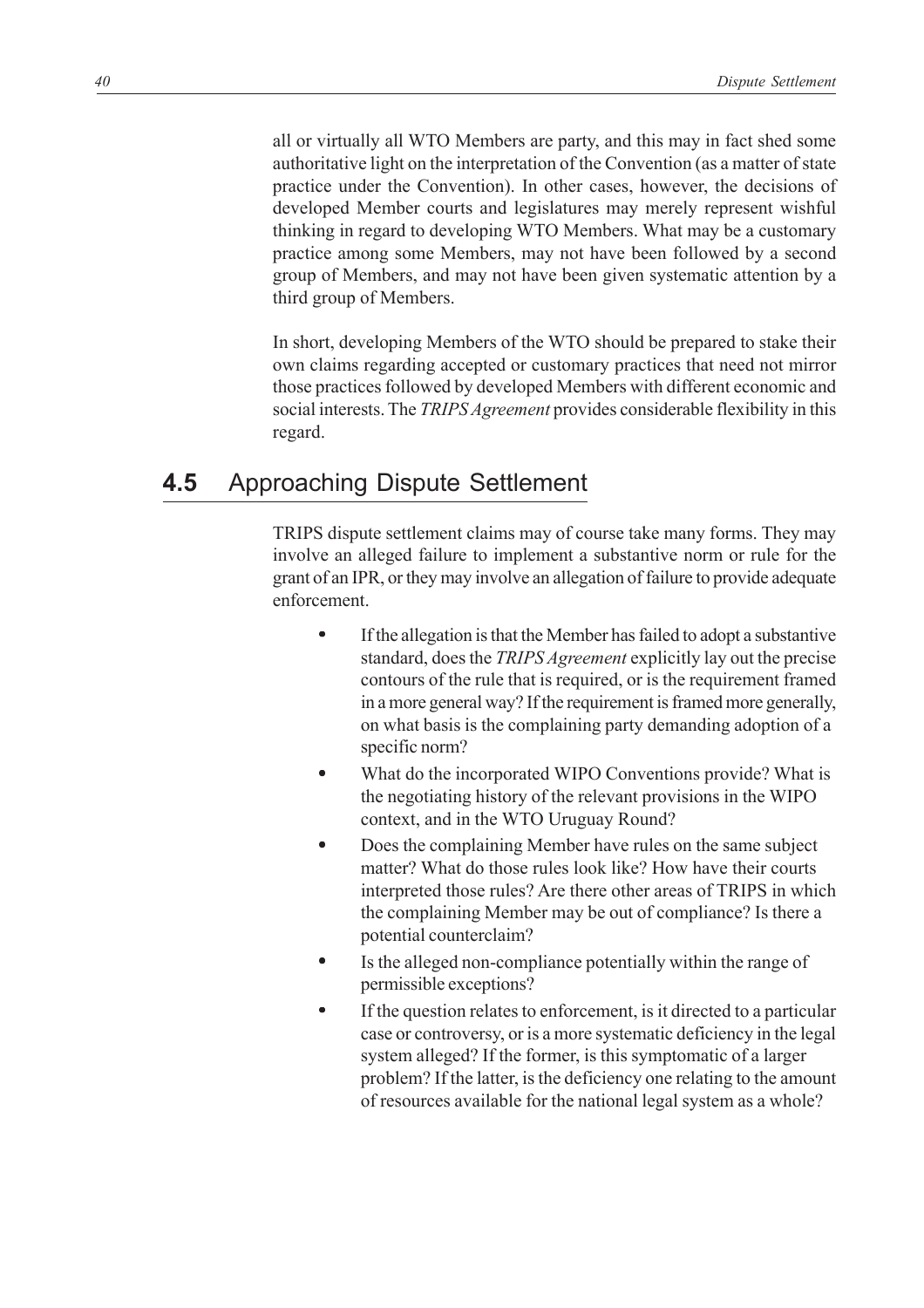all or virtually all WTO Members are party, and this may in fact shed some authoritative light on the interpretation of the Convention (as a matter of state practice under the Convention). In other cases, however, the decisions of developed Member courts and legislatures may merely represent wishful thinking in regard to developing WTO Members. What may be a customary practice among some Members, may not have been followed by a second group of Members, and may not have been given systematic attention by a third group of Members.

In short, developing Members of the WTO should be prepared to stake their own claims regarding accepted or customary practices that need not mirror those practices followed by developed Members with different economic and social interests. The *TRIPS Agreement* provides considerable flexibility in this regard.

## 4.5 Approaching Dispute Settlement

TRIPS dispute settlement claims may of course take many forms. They may involve an alleged failure to implement a substantive norm or rule for the grant of an IPR, or they may involve an allegation of failure to provide adequate enforcement.

- If the allegation is that the Member has failed to adopt a substantive standard, does the *TRIPS Agreement* explicitly lay out the precise contours of the rule that is required, or is the requirement framed in a more general way? If the requirement is framed more generally, on what basis is the complaining party demanding adoption of a specific norm?
- What do the incorporated WIPO Conventions provide? What is the negotiating history of the relevant provisions in the WIPO context, and in the WTO Uruguay Round?
- Does the complaining Member have rules on the same subject matter? What do those rules look like? How have their courts interpreted those rules? Are there other areas of TRIPS in which the complaining Member may be out of compliance? Is there a potential counterclaim?
- Is the alleged non-compliance potentially within the range of permissible exceptions?
- If the question relates to enforcement, is it directed to a particular case or controversy, or is a more systematic deficiency in the legal system alleged? If the former, is this symptomatic of a larger problem? If the latter, is the deficiency one relating to the amount of resources available for the national legal system as a whole?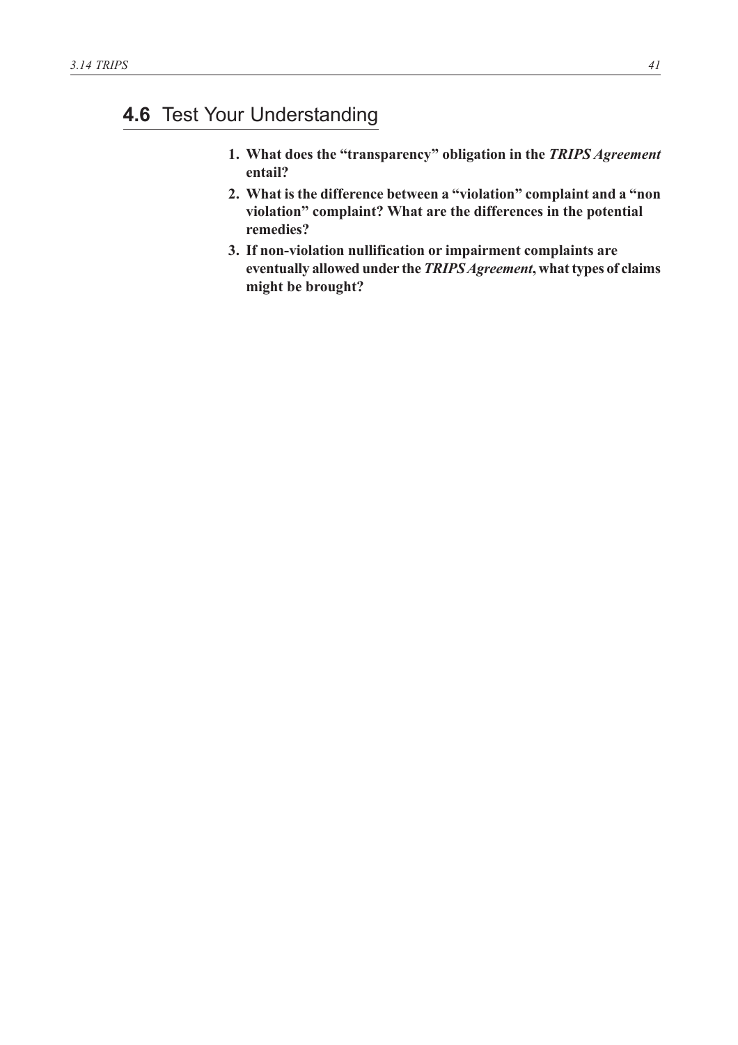## **4.6** Test Your Understanding

1. **What does the "transparency" obligation in the *TRIPS Agreement* entail?**
2. **What is the difference between a "violation" complaint and a "non violation" complaint? What are the differences in the potential remedies?**
3. **If non-violation nullification or impairment complaints are eventually allowed under the *TRIPS Agreement*, what types of claims might be brought?**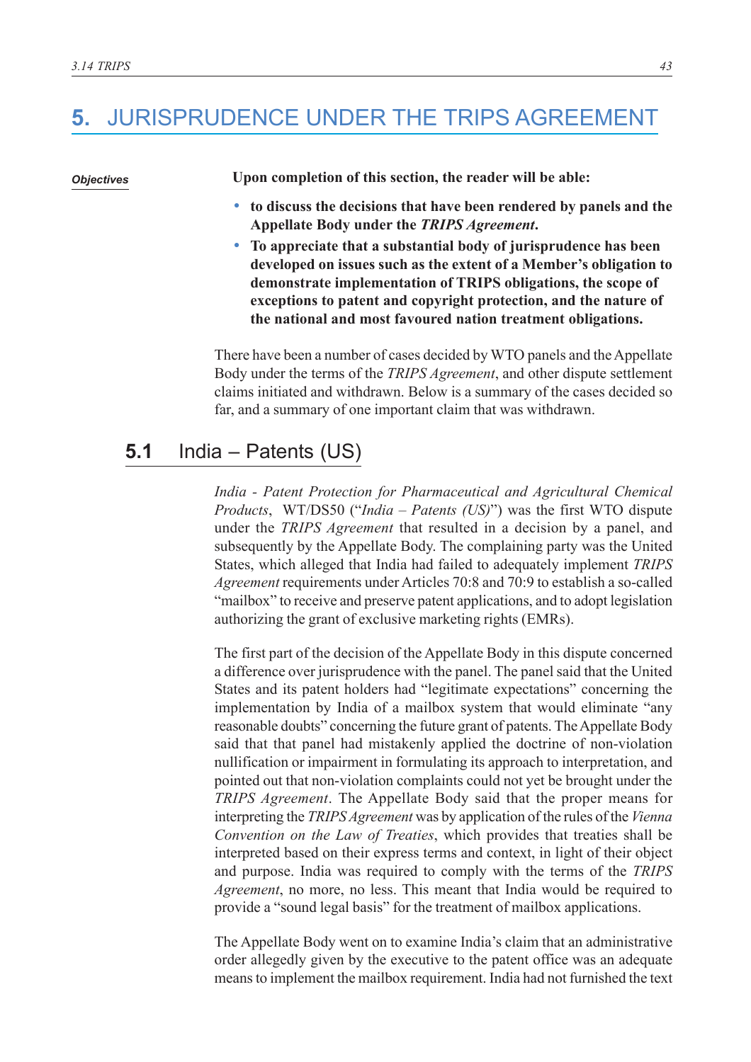# 5. JURISPRUDENCE UNDER THE TRIPS AGREEMENT

***Objectives***

**Upon completion of this section, the reader will be able:**

- **to discuss the decisions that have been rendered by panels and the Appellate Body under the *TRIPS Agreement*.**
- **To appreciate that a substantial body of jurisprudence has been developed on issues such as the extent of a Member's obligation to demonstrate implementation of TRIPS obligations, the scope of exceptions to patent and copyright protection, and the nature of the national and most favoured nation treatment obligations.**

There have been a number of cases decided by WTO panels and the Appellate Body under the terms of the *TRIPS Agreement*, and other dispute settlement claims initiated and withdrawn. Below is a summary of the cases decided so far, and a summary of one important claim that was withdrawn.

## 5.1 India – Patents (US)

*India - Patent Protection for Pharmaceutical and Agricultural Chemical Products*, WT/DS50 ("*India – Patents (US)*") was the first WTO dispute under the *TRIPS Agreement* that resulted in a decision by a panel, and subsequently by the Appellate Body. The complaining party was the United States, which alleged that India had failed to adequately implement *TRIPS Agreement* requirements under Articles 70:8 and 70:9 to establish a so-called "mailbox" to receive and preserve patent applications, and to adopt legislation authorizing the grant of exclusive marketing rights (EMRs).

The first part of the decision of the Appellate Body in this dispute concerned a difference over jurisprudence with the panel. The panel said that the United States and its patent holders had "legitimate expectations" concerning the implementation by India of a mailbox system that would eliminate "any reasonable doubts" concerning the future grant of patents. The Appellate Body said that that panel had mistakenly applied the doctrine of non-violation nullification or impairment in formulating its approach to interpretation, and pointed out that non-violation complaints could not yet be brought under the *TRIPS Agreement*. The Appellate Body said that the proper means for interpreting the *TRIPS Agreement* was by application of the rules of the *Vienna Convention on the Law of Treaties*, which provides that treaties shall be interpreted based on their express terms and context, in light of their object and purpose. India was required to comply with the terms of the *TRIPS Agreement*, no more, no less. This meant that India would be required to provide a "sound legal basis" for the treatment of mailbox applications.

The Appellate Body went on to examine India's claim that an administrative order allegedly given by the executive to the patent office was an adequate means to implement the mailbox requirement. India had not furnished the text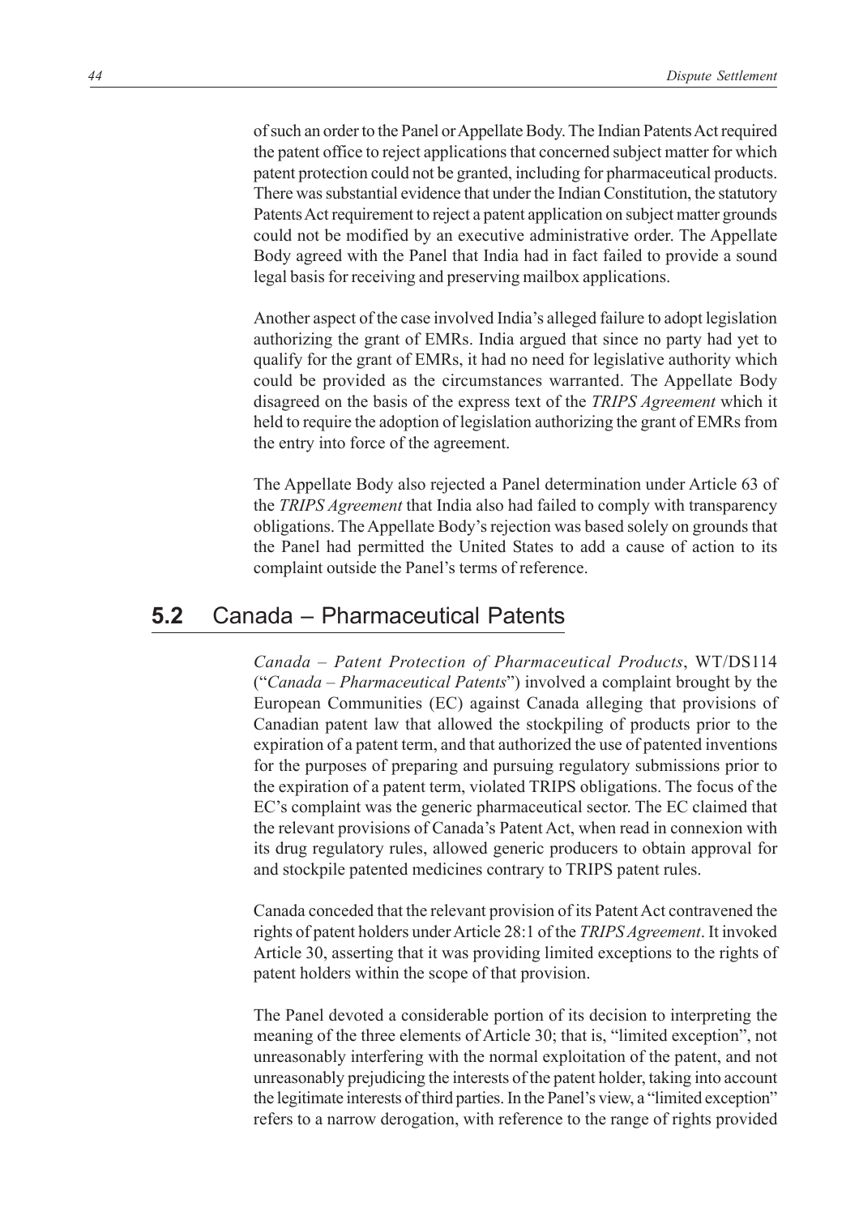of such an order to the Panel or Appellate Body. The Indian Patents Act required the patent office to reject applications that concerned subject matter for which patent protection could not be granted, including for pharmaceutical products. There was substantial evidence that under the Indian Constitution, the statutory Patents Act requirement to reject a patent application on subject matter grounds could not be modified by an executive administrative order. The Appellate Body agreed with the Panel that India had in fact failed to provide a sound legal basis for receiving and preserving mailbox applications.

Another aspect of the case involved India's alleged failure to adopt legislation authorizing the grant of EMRs. India argued that since no party had yet to qualify for the grant of EMRs, it had no need for legislative authority which could be provided as the circumstances warranted. The Appellate Body disagreed on the basis of the express text of the *TRIPS Agreement* which it held to require the adoption of legislation authorizing the grant of EMRs from the entry into force of the agreement.

The Appellate Body also rejected a Panel determination under Article 63 of the *TRIPS Agreement* that India also had failed to comply with transparency obligations. The Appellate Body's rejection was based solely on grounds that the Panel had permitted the United States to add a cause of action to its complaint outside the Panel's terms of reference.

## **5.2** Canada – Pharmaceutical Patents

*Canada – Patent Protection of Pharmaceutical Products*, WT/DS114 ("*Canada – Pharmaceutical Patents*") involved a complaint brought by the European Communities (EC) against Canada alleging that provisions of Canadian patent law that allowed the stockpiling of products prior to the expiration of a patent term, and that authorized the use of patented inventions for the purposes of preparing and pursuing regulatory submissions prior to the expiration of a patent term, violated TRIPS obligations. The focus of the EC's complaint was the generic pharmaceutical sector. The EC claimed that the relevant provisions of Canada's Patent Act, when read in connexion with its drug regulatory rules, allowed generic producers to obtain approval for and stockpile patented medicines contrary to TRIPS patent rules.

Canada conceded that the relevant provision of its Patent Act contravened the rights of patent holders under Article 28:1 of the *TRIPS Agreement*. It invoked Article 30, asserting that it was providing limited exceptions to the rights of patent holders within the scope of that provision.

The Panel devoted a considerable portion of its decision to interpreting the meaning of the three elements of Article 30; that is, "limited exception", not unreasonably interfering with the normal exploitation of the patent, and not unreasonably prejudicing the interests of the patent holder, taking into account the legitimate interests of third parties. In the Panel's view, a "limited exception" refers to a narrow derogation, with reference to the range of rights provided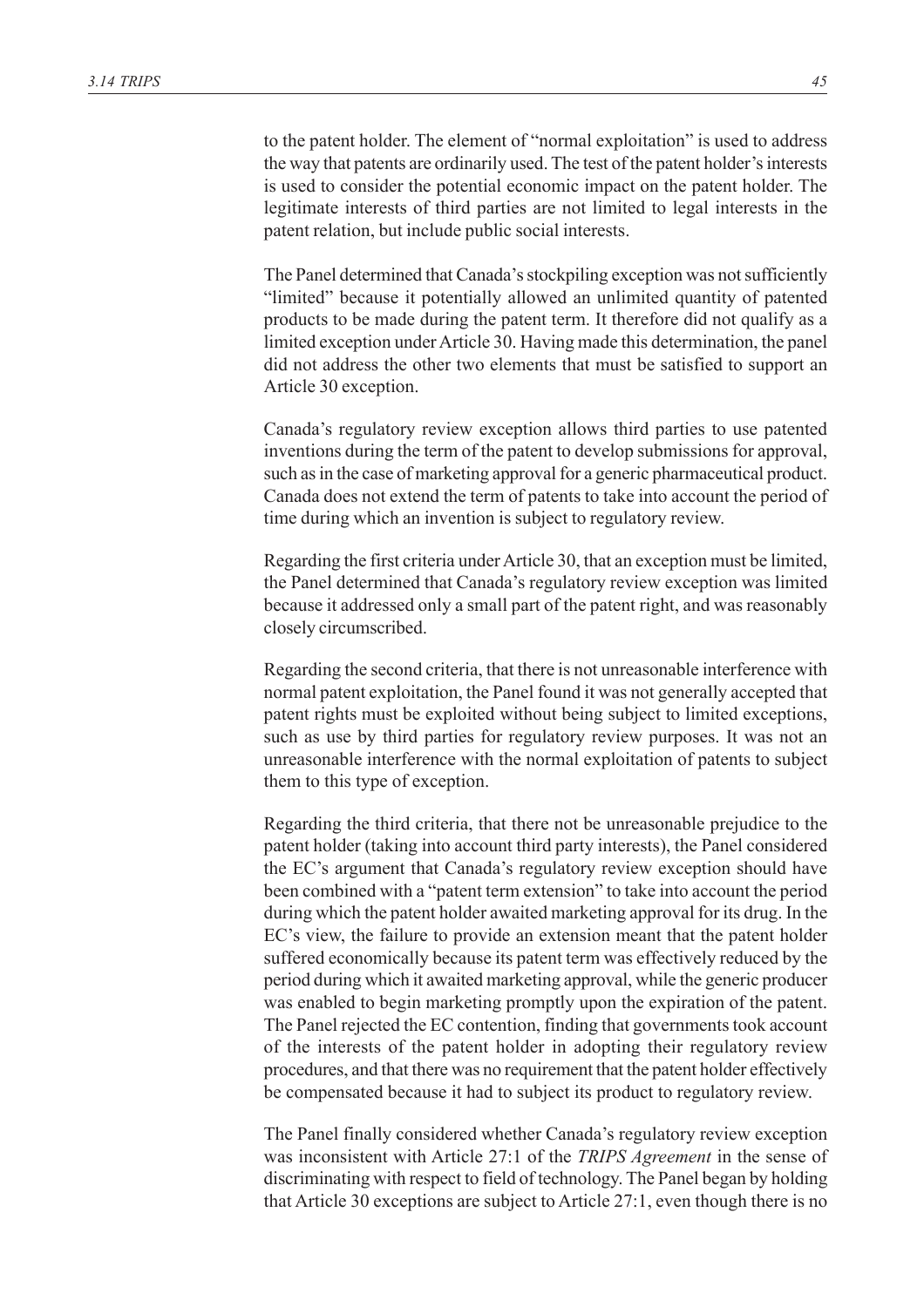to the patent holder. The element of "normal exploitation" is used to address the way that patents are ordinarily used. The test of the patent holder's interests is used to consider the potential economic impact on the patent holder. The legitimate interests of third parties are not limited to legal interests in the patent relation, but include public social interests.

The Panel determined that Canada's stockpiling exception was not sufficiently "limited" because it potentially allowed an unlimited quantity of patented products to be made during the patent term. It therefore did not qualify as a limited exception under Article 30. Having made this determination, the panel did not address the other two elements that must be satisfied to support an Article 30 exception.

Canada's regulatory review exception allows third parties to use patented inventions during the term of the patent to develop submissions for approval, such as in the case of marketing approval for a generic pharmaceutical product. Canada does not extend the term of patents to take into account the period of time during which an invention is subject to regulatory review.

Regarding the first criteria under Article 30, that an exception must be limited, the Panel determined that Canada's regulatory review exception was limited because it addressed only a small part of the patent right, and was reasonably closely circumscribed.

Regarding the second criteria, that there is not unreasonable interference with normal patent exploitation, the Panel found it was not generally accepted that patent rights must be exploited without being subject to limited exceptions, such as use by third parties for regulatory review purposes. It was not an unreasonable interference with the normal exploitation of patents to subject them to this type of exception.

Regarding the third criteria, that there not be unreasonable prejudice to the patent holder (taking into account third party interests), the Panel considered the EC's argument that Canada's regulatory review exception should have been combined with a "patent term extension" to take into account the period during which the patent holder awaited marketing approval for its drug. In the EC's view, the failure to provide an extension meant that the patent holder suffered economically because its patent term was effectively reduced by the period during which it awaited marketing approval, while the generic producer was enabled to begin marketing promptly upon the expiration of the patent. The Panel rejected the EC contention, finding that governments took account of the interests of the patent holder in adopting their regulatory review procedures, and that there was no requirement that the patent holder effectively be compensated because it had to subject its product to regulatory review.

The Panel finally considered whether Canada's regulatory review exception was inconsistent with Article 27:1 of the *TRIPS Agreement* in the sense of discriminating with respect to field of technology. The Panel began by holding that Article 30 exceptions are subject to Article 27:1, even though there is no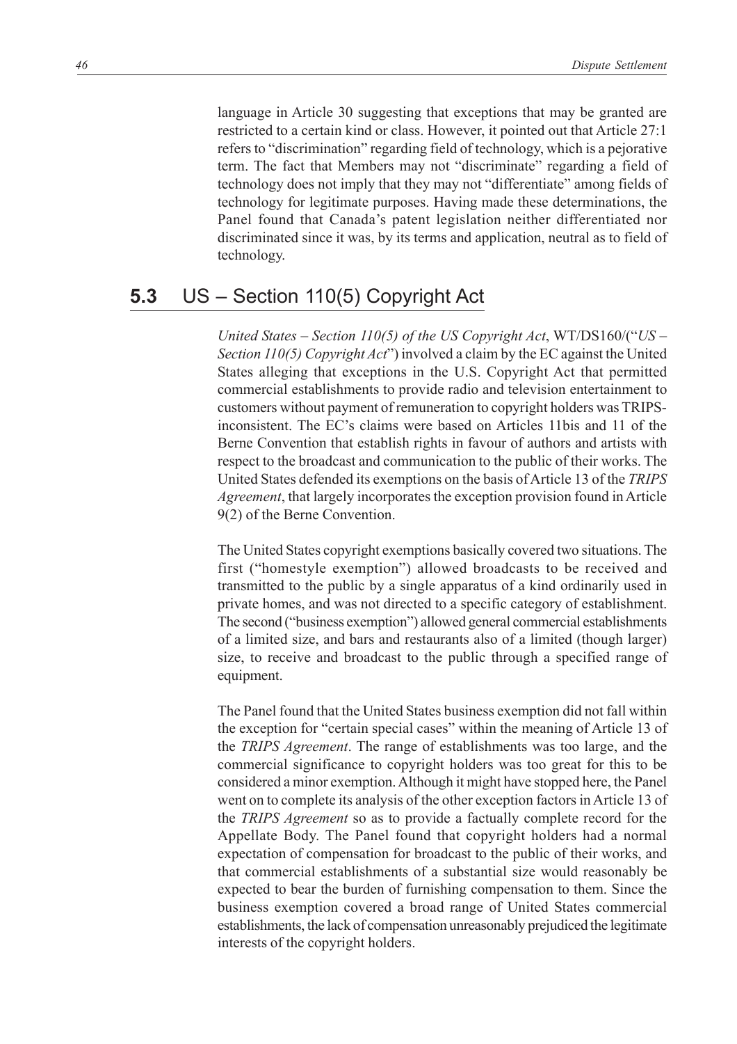language in Article 30 suggesting that exceptions that may be granted are restricted to a certain kind or class. However, it pointed out that Article 27:1 refers to "discrimination" regarding field of technology, which is a pejorative term. The fact that Members may not "discriminate" regarding a field of technology does not imply that they may not "differentiate" among fields of technology for legitimate purposes. Having made these determinations, the Panel found that Canada's patent legislation neither differentiated nor discriminated since it was, by its terms and application, neutral as to field of technology.

## 5.3 US – Section 110(5) Copyright Act

*United States – Section 110(5) of the US Copyright Act*, WT/DS160/("*US – Section 110(5) Copyright Act*") involved a claim by the EC against the United States alleging that exceptions in the U.S. Copyright Act that permitted commercial establishments to provide radio and television entertainment to customers without payment of remuneration to copyright holders was TRIPS-inconsistent. The EC's claims were based on Articles 11bis and 11 of the Berne Convention that establish rights in favour of authors and artists with respect to the broadcast and communication to the public of their works. The United States defended its exemptions on the basis of Article 13 of the *TRIPS Agreement*, that largely incorporates the exception provision found in Article 9(2) of the Berne Convention.

The United States copyright exemptions basically covered two situations. The first ("homestyle exemption") allowed broadcasts to be received and transmitted to the public by a single apparatus of a kind ordinarily used in private homes, and was not directed to a specific category of establishment. The second ("business exemption") allowed general commercial establishments of a limited size, and bars and restaurants also of a limited (though larger) size, to receive and broadcast to the public through a specified range of equipment.

The Panel found that the United States business exemption did not fall within the exception for "certain special cases" within the meaning of Article 13 of the *TRIPS Agreement*. The range of establishments was too large, and the commercial significance to copyright holders was too great for this to be considered a minor exemption. Although it might have stopped here, the Panel went on to complete its analysis of the other exception factors in Article 13 of the *TRIPS Agreement* so as to provide a factually complete record for the Appellate Body. The Panel found that copyright holders had a normal expectation of compensation for broadcast to the public of their works, and that commercial establishments of a substantial size would reasonably be expected to bear the burden of furnishing compensation to them. Since the business exemption covered a broad range of United States commercial establishments, the lack of compensation unreasonably prejudiced the legitimate interests of the copyright holders.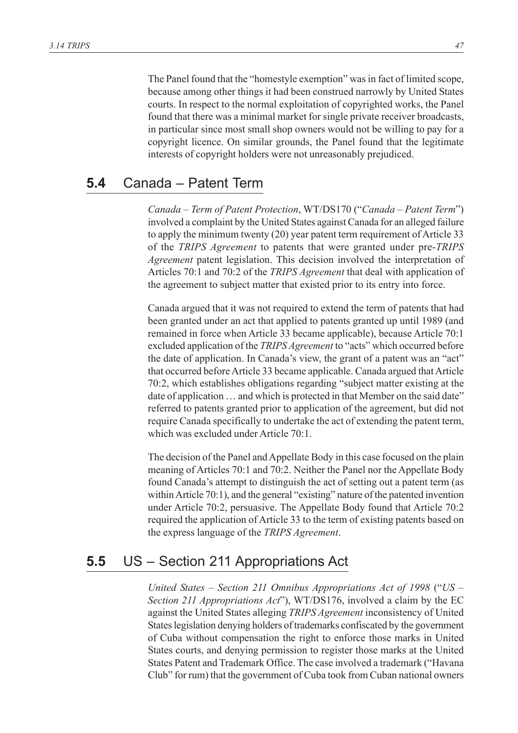The Panel found that the "homestyle exemption" was in fact of limited scope, because among other things it had been construed narrowly by United States courts. In respect to the normal exploitation of copyrighted works, the Panel found that there was a minimal market for single private receiver broadcasts, in particular since most small shop owners would not be willing to pay for a copyright licence. On similar grounds, the Panel found that the legitimate interests of copyright holders were not unreasonably prejudiced.

## 5.4 Canada – Patent Term

*Canada – Term of Patent Protection*, WT/DS170 ("*Canada – Patent Term*") involved a complaint by the United States against Canada for an alleged failure to apply the minimum twenty (20) year patent term requirement of Article 33 of the *TRIPS Agreement* to patents that were granted under pre-*TRIPS Agreement* patent legislation. This decision involved the interpretation of Articles 70:1 and 70:2 of the *TRIPS Agreement* that deal with application of the agreement to subject matter that existed prior to its entry into force.

Canada argued that it was not required to extend the term of patents that had been granted under an act that applied to patents granted up until 1989 (and remained in force when Article 33 became applicable), because Article 70:1 excluded application of the *TRIPS Agreement* to "acts" which occurred before the date of application. In Canada's view, the grant of a patent was an "act" that occurred before Article 33 became applicable. Canada argued that Article 70:2, which establishes obligations regarding "subject matter existing at the date of application … and which is protected in that Member on the said date" referred to patents granted prior to application of the agreement, but did not require Canada specifically to undertake the act of extending the patent term, which was excluded under Article 70:1.

The decision of the Panel and Appellate Body in this case focused on the plain meaning of Articles 70:1 and 70:2. Neither the Panel nor the Appellate Body found Canada's attempt to distinguish the act of setting out a patent term (as within Article 70:1), and the general "existing" nature of the patented invention under Article 70:2, persuasive. The Appellate Body found that Article 70:2 required the application of Article 33 to the term of existing patents based on the express language of the *TRIPS Agreement*.

## 5.5 US – Section 211 Appropriations Act

*United States – Section 211 Omnibus Appropriations Act of 1998* ("*US – Section 211 Appropriations Act*"), WT/DS176, involved a claim by the EC against the United States alleging *TRIPS Agreement* inconsistency of United States legislation denying holders of trademarks confiscated by the government of Cuba without compensation the right to enforce those marks in United States courts, and denying permission to register those marks at the United States Patent and Trademark Office. The case involved a trademark ("Havana Club" for rum) that the government of Cuba took from Cuban national owners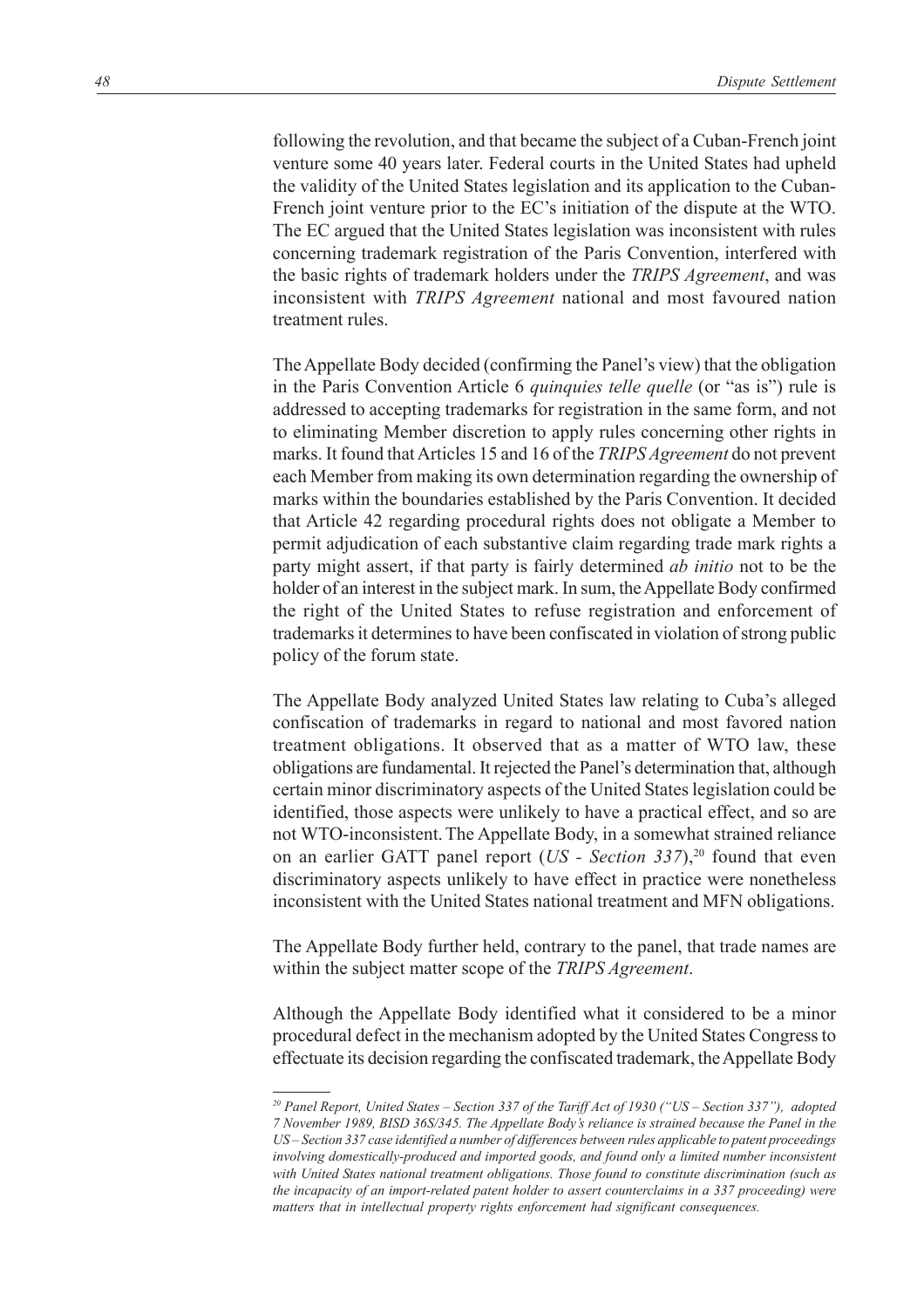following the revolution, and that became the subject of a Cuban-French joint venture some 40 years later. Federal courts in the United States had upheld the validity of the United States legislation and its application to the Cuban-French joint venture prior to the EC's initiation of the dispute at the WTO. The EC argued that the United States legislation was inconsistent with rules concerning trademark registration of the Paris Convention, interfered with the basic rights of trademark holders under the *TRIPS Agreement*, and was inconsistent with *TRIPS Agreement* national and most favoured nation treatment rules.

The Appellate Body decided (confirming the Panel's view) that the obligation in the Paris Convention Article 6 *quinquies telle quelle* (or "as is") rule is addressed to accepting trademarks for registration in the same form, and not to eliminating Member discretion to apply rules concerning other rights in marks. It found that Articles 15 and 16 of the *TRIPS Agreement* do not prevent each Member from making its own determination regarding the ownership of marks within the boundaries established by the Paris Convention. It decided that Article 42 regarding procedural rights does not obligate a Member to permit adjudication of each substantive claim regarding trade mark rights a party might assert, if that party is fairly determined *ab initio* not to be the holder of an interest in the subject mark. In sum, the Appellate Body confirmed the right of the United States to refuse registration and enforcement of trademarks it determines to have been confiscated in violation of strong public policy of the forum state.

The Appellate Body analyzed United States law relating to Cuba's alleged confiscation of trademarks in regard to national and most favored nation treatment obligations. It observed that as a matter of WTO law, these obligations are fundamental. It rejected the Panel's determination that, although certain minor discriminatory aspects of the United States legislation could be identified, those aspects were unlikely to have a practical effect, and so are not WTO-inconsistent. The Appellate Body, in a somewhat strained reliance on an earlier GATT panel report (*US - Section 337*),[20] found that even discriminatory aspects unlikely to have effect in practice were nonetheless inconsistent with the United States national treatment and MFN obligations.

The Appellate Body further held, contrary to the panel, that trade names are within the subject matter scope of the *TRIPS Agreement*.

Although the Appellate Body identified what it considered to be a minor procedural defect in the mechanism adopted by the United States Congress to effectuate its decision regarding the confiscated trademark, the Appellate Body

---

*[20] Panel Report, United States – Section 337 of the Tariff Act of 1930 ("US – Section 337"), adopted 7 November 1989, BISD 36S/345. The Appellate Body's reliance is strained because the Panel in the US – Section 337 case identified a number of differences between rules applicable to patent proceedings involving domestically-produced and imported goods, and found only a limited number inconsistent with United States national treatment obligations. Those found to constitute discrimination (such as the incapacity of an import-related patent holder to assert counterclaims in a 337 proceeding) were matters that in intellectual property rights enforcement had significant consequences.*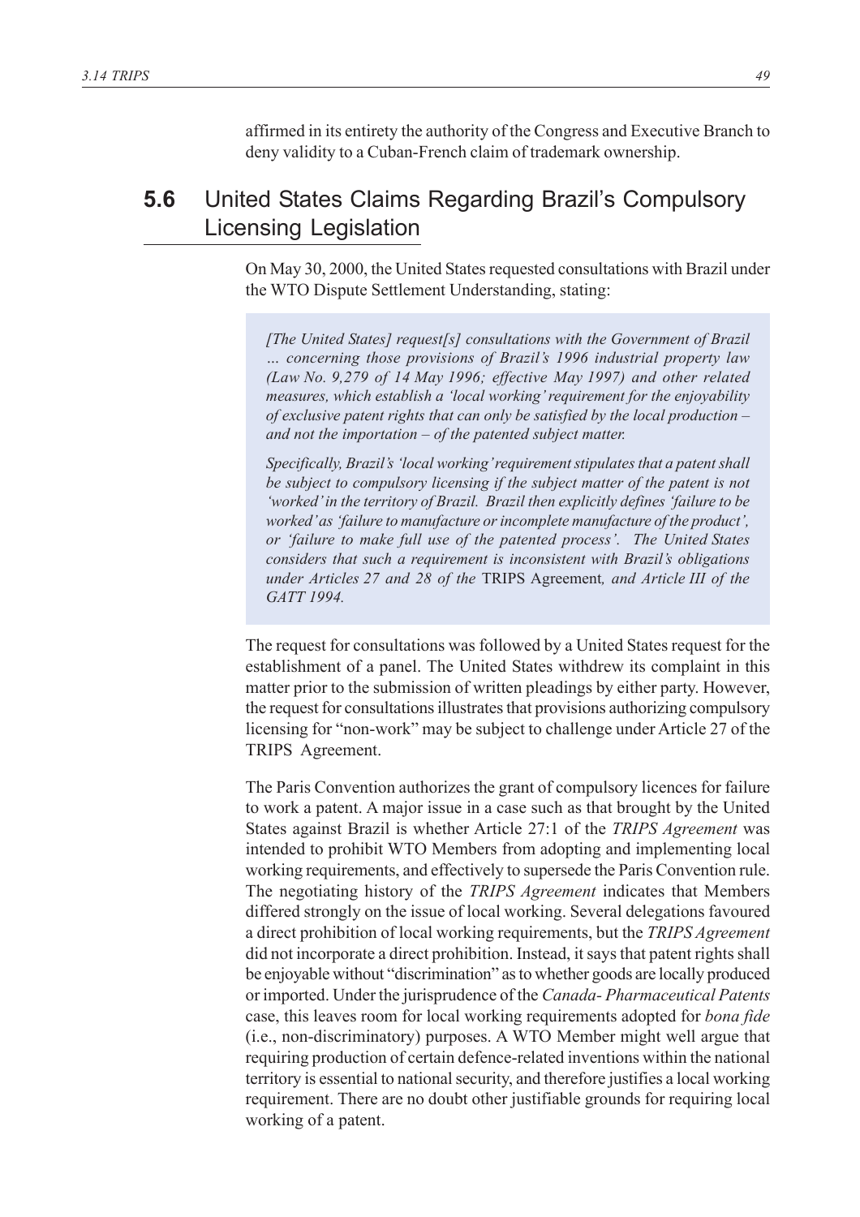affirmed in its entirety the authority of the Congress and Executive Branch to deny validity to a Cuban-French claim of trademark ownership.

## 5.6 United States Claims Regarding Brazil's Compulsory Licensing Legislation

On May 30, 2000, the United States requested consultations with Brazil under the WTO Dispute Settlement Understanding, stating:

> *[The United States] request[s] consultations with the Government of Brazil … concerning those provisions of Brazil's 1996 industrial property law (Law No. 9,279 of 14 May 1996; effective May 1997) and other related measures, which establish a 'local working' requirement for the enjoyability of exclusive patent rights that can only be satisfied by the local production – and not the importation – of the patented subject matter.*
>
> *Specifically, Brazil's 'local working' requirement stipulates that a patent shall be subject to compulsory licensing if the subject matter of the patent is not 'worked' in the territory of Brazil. Brazil then explicitly defines 'failure to be worked' as 'failure to manufacture or incomplete manufacture of the product', or 'failure to make full use of the patented process'. The United States considers that such a requirement is inconsistent with Brazil's obligations under Articles 27 and 28 of the* TRIPS Agreement*, and Article III of the GATT 1994.*

The request for consultations was followed by a United States request for the establishment of a panel. The United States withdrew its complaint in this matter prior to the submission of written pleadings by either party. However, the request for consultations illustrates that provisions authorizing compulsory licensing for "non-work" may be subject to challenge under Article 27 of the TRIPS Agreement.

The Paris Convention authorizes the grant of compulsory licences for failure to work a patent. A major issue in a case such as that brought by the United States against Brazil is whether Article 27:1 of the *TRIPS Agreement* was intended to prohibit WTO Members from adopting and implementing local working requirements, and effectively to supersede the Paris Convention rule. The negotiating history of the *TRIPS Agreement* indicates that Members differed strongly on the issue of local working. Several delegations favoured a direct prohibition of local working requirements, but the *TRIPS Agreement* did not incorporate a direct prohibition. Instead, it says that patent rights shall be enjoyable without "discrimination" as to whether goods are locally produced or imported. Under the jurisprudence of the *Canada- Pharmaceutical Patents* case, this leaves room for local working requirements adopted for *bona fide* (i.e., non-discriminatory) purposes. A WTO Member might well argue that requiring production of certain defence-related inventions within the national territory is essential to national security, and therefore justifies a local working requirement. There are no doubt other justifiable grounds for requiring local working of a patent.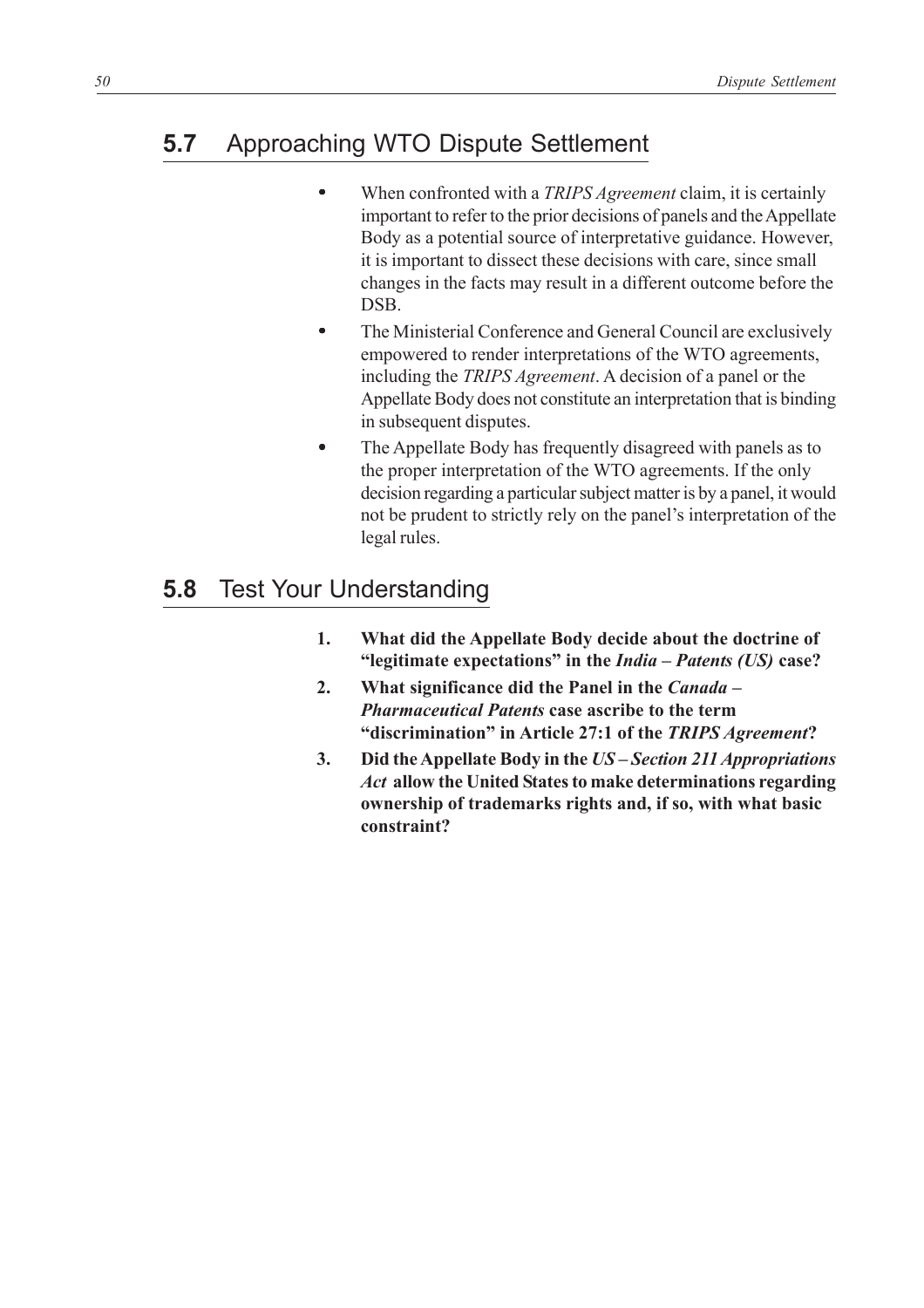## **5.7** Approaching WTO Dispute Settlement

- When confronted with a *TRIPS Agreement* claim, it is certainly important to refer to the prior decisions of panels and the Appellate Body as a potential source of interpretative guidance. However, it is important to dissect these decisions with care, since small changes in the facts may result in a different outcome before the DSB.
- The Ministerial Conference and General Council are exclusively empowered to render interpretations of the WTO agreements, including the *TRIPS Agreement*. A decision of a panel or the Appellate Body does not constitute an interpretation that is binding in subsequent disputes.
- The Appellate Body has frequently disagreed with panels as to the proper interpretation of the WTO agreements. If the only decision regarding a particular subject matter is by a panel, it would not be prudent to strictly rely on the panel's interpretation of the legal rules.

## **5.8** Test Your Understanding

1. **What did the Appellate Body decide about the doctrine of "legitimate expectations" in the *India – Patents (US)* case?**
2. **What significance did the Panel in the *Canada – Pharmaceutical Patents* case ascribe to the term "discrimination" in Article 27:1 of the *TRIPS Agreement*?**
3. **Did the Appellate Body in the *US – Section 211 Appropriations Act* allow the United States to make determinations regarding ownership of trademarks rights and, if so, with what basic constraint?**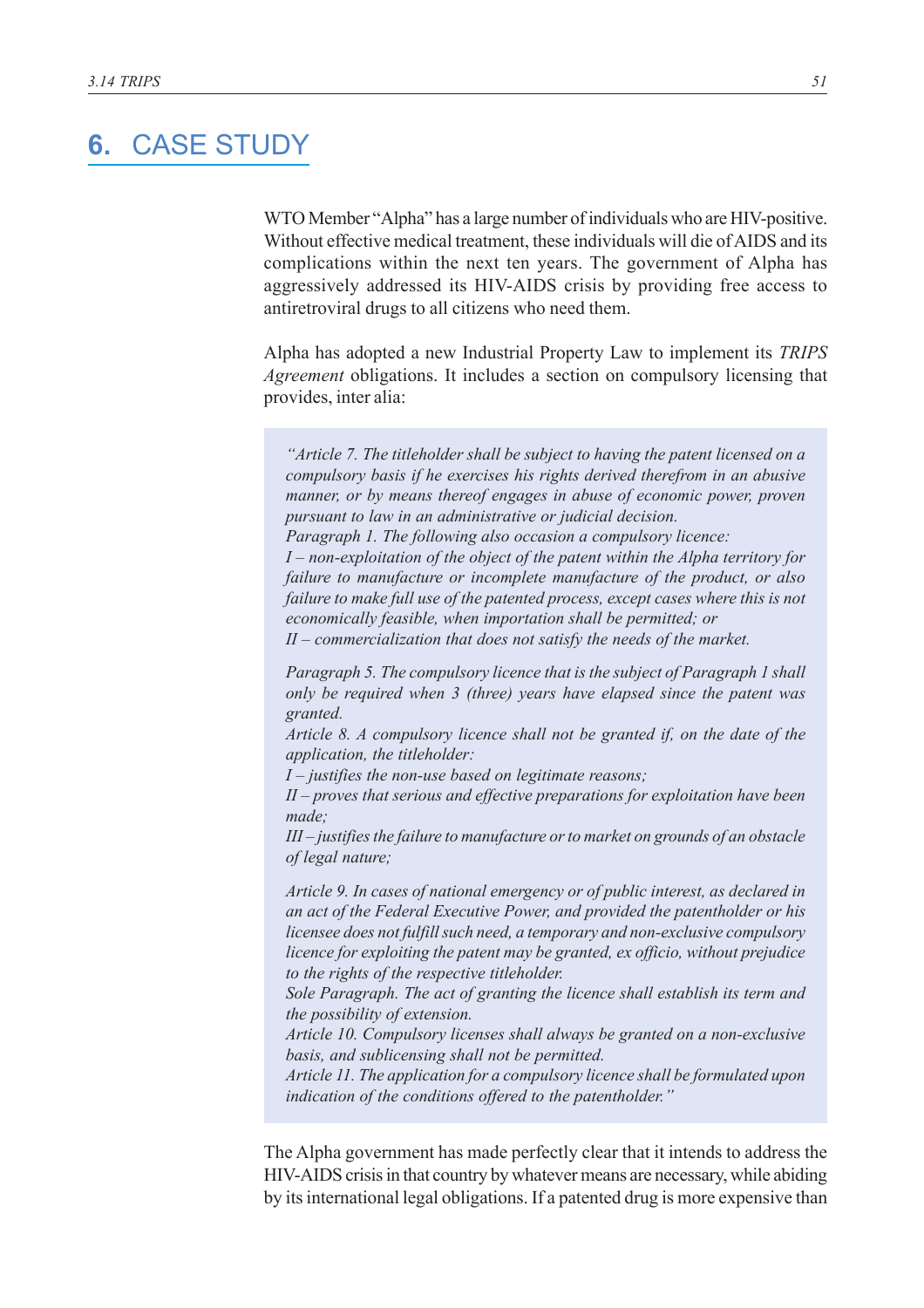## 6. CASE STUDY

WTO Member "Alpha" has a large number of individuals who are HIV-positive. Without effective medical treatment, these individuals will die of AIDS and its complications within the next ten years. The government of Alpha has aggressively addressed its HIV-AIDS crisis by providing free access to antiretroviral drugs to all citizens who need them.

Alpha has adopted a new Industrial Property Law to implement its *TRIPS Agreement* obligations. It includes a section on compulsory licensing that provides, inter alia:

> *"Article 7. The titleholder shall be subject to having the patent licensed on a compulsory basis if he exercises his rights derived therefrom in an abusive manner, or by means thereof engages in abuse of economic power, proven pursuant to law in an administrative or judicial decision.*
> *Paragraph 1. The following also occasion a compulsory licence:*
> *I – non-exploitation of the object of the patent within the Alpha territory for failure to manufacture or incomplete manufacture of the product, or also failure to make full use of the patented process, except cases where this is not economically feasible, when importation shall be permitted; or*
> *II – commercialization that does not satisfy the needs of the market.*
>
> *Paragraph 5. The compulsory licence that is the subject of Paragraph 1 shall only be required when 3 (three) years have elapsed since the patent was granted.*
> *Article 8. A compulsory licence shall not be granted if, on the date of the application, the titleholder:*
> *I – justifies the non-use based on legitimate reasons;*
> *II – proves that serious and effective preparations for exploitation have been made;*
> *III – justifies the failure to manufacture or to market on grounds of an obstacle of legal nature;*
>
> *Article 9. In cases of national emergency or of public interest, as declared in an act of the Federal Executive Power, and provided the patentholder or his licensee does not fulfill such need, a temporary and non-exclusive compulsory licence for exploiting the patent may be granted, ex officio, without prejudice to the rights of the respective titleholder.*
> *Sole Paragraph. The act of granting the licence shall establish its term and the possibility of extension.*
> *Article 10. Compulsory licenses shall always be granted on a non-exclusive basis, and sublicensing shall not be permitted.*
> *Article 11. The application for a compulsory licence shall be formulated upon indication of the conditions offered to the patentholder."*

The Alpha government has made perfectly clear that it intends to address the HIV-AIDS crisis in that country by whatever means are necessary, while abiding by its international legal obligations. If a patented drug is more expensive than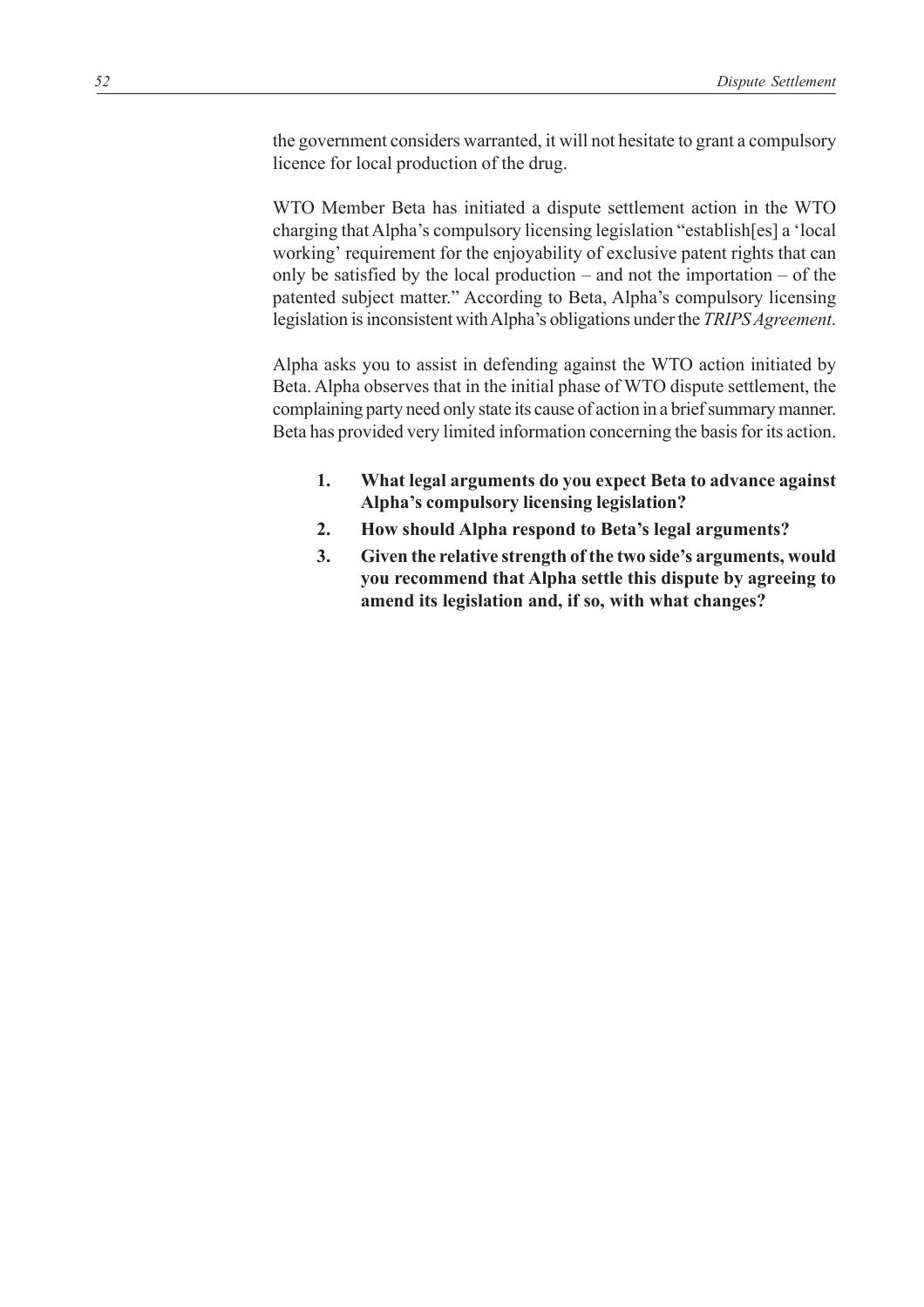the government considers warranted, it will not hesitate to grant a compulsory licence for local production of the drug.

WTO Member Beta has initiated a dispute settlement action in the WTO charging that Alpha's compulsory licensing legislation "establish[es] a 'local working' requirement for the enjoyability of exclusive patent rights that can only be satisfied by the local production – and not the importation – of the patented subject matter." According to Beta, Alpha's compulsory licensing legislation is inconsistent with Alpha's obligations under the *TRIPS Agreement*.

Alpha asks you to assist in defending against the WTO action initiated by Beta. Alpha observes that in the initial phase of WTO dispute settlement, the complaining party need only state its cause of action in a brief summary manner. Beta has provided very limited information concerning the basis for its action.

1. **What legal arguments do you expect Beta to advance against Alpha's compulsory licensing legislation?**
2. **How should Alpha respond to Beta's legal arguments?**
3. **Given the relative strength of the two side's arguments, would you recommend that Alpha settle this dispute by agreeing to amend its legislation and, if so, with what changes?**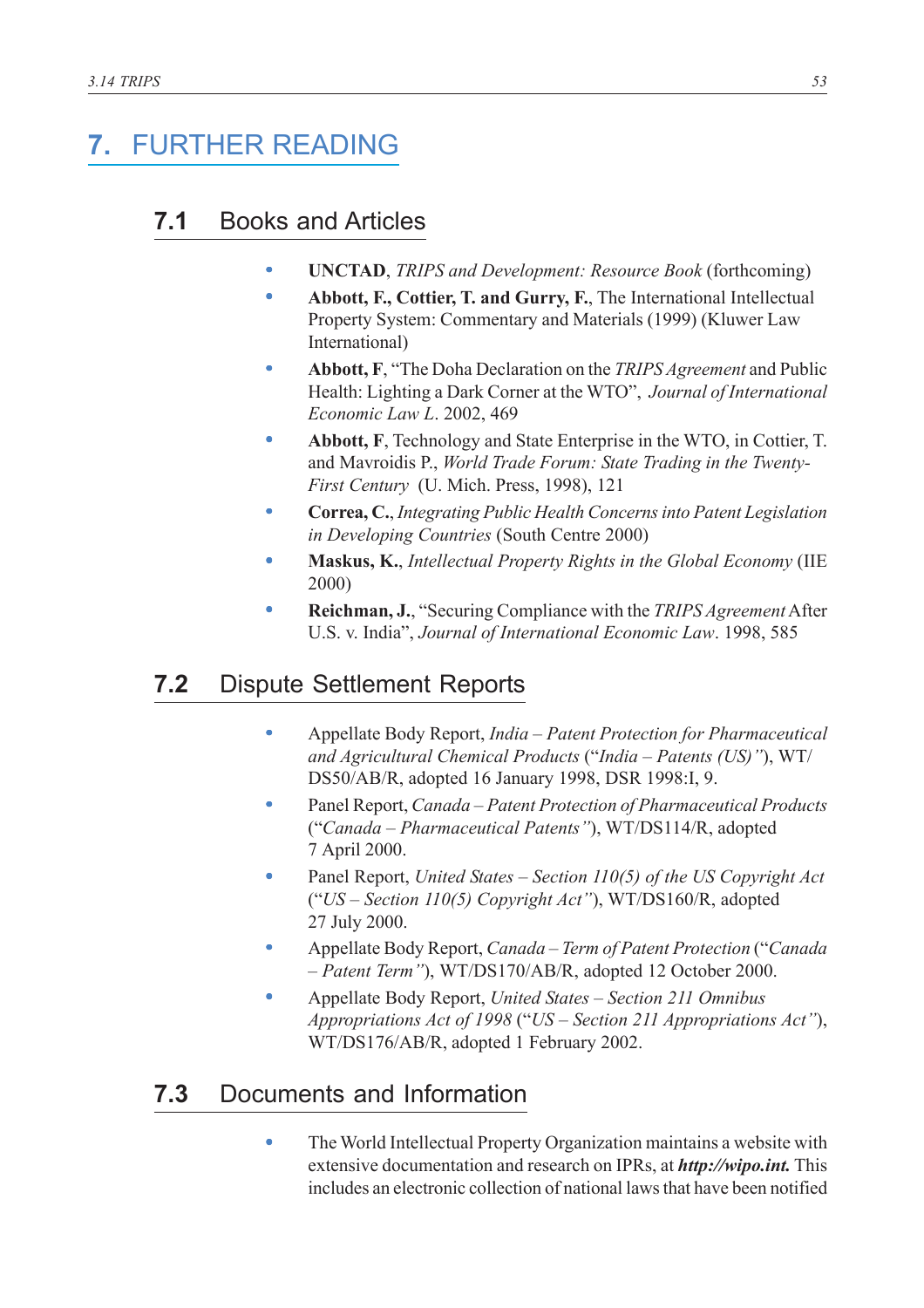# 7. FURTHER READING

## 7.1 Books and Articles

- **UNCTAD**, *TRIPS and Development: Resource Book* (forthcoming)
- **Abbott, F., Cottier, T. and Gurry, F.**, The International Intellectual Property System: Commentary and Materials (1999) (Kluwer Law International)
- **Abbott, F**, "The Doha Declaration on the *TRIPS Agreement* and Public Health: Lighting a Dark Corner at the WTO", *Journal of International Economic Law L*. 2002, 469
- **Abbott, F**, Technology and State Enterprise in the WTO, in Cottier, T. and Mavroidis P., *World Trade Forum: State Trading in the Twenty-First Century* (U. Mich. Press, 1998), 121
- **Correa, C.**, *Integrating Public Health Concerns into Patent Legislation in Developing Countries* (South Centre 2000)
- **Maskus, K.**, *Intellectual Property Rights in the Global Economy* (IIE 2000)
- **Reichman, J.**, "Securing Compliance with the *TRIPS Agreement* After U.S. v. India", *Journal of International Economic Law*. 1998, 585

## 7.2 Dispute Settlement Reports

- Appellate Body Report, *India – Patent Protection for Pharmaceutical and Agricultural Chemical Products* ("*India – Patents (US)*"), WT/DS50/AB/R, adopted 16 January 1998, DSR 1998:I, 9.
- Panel Report, *Canada – Patent Protection of Pharmaceutical Products* ("*Canada – Pharmaceutical Patents*"), WT/DS114/R, adopted 7 April 2000.
- Panel Report, *United States – Section 110(5) of the US Copyright Act* ("*US – Section 110(5) Copyright Act*"), WT/DS160/R, adopted 27 July 2000.
- Appellate Body Report, *Canada – Term of Patent Protection* ("*Canada – Patent Term*"), WT/DS170/AB/R, adopted 12 October 2000.
- Appellate Body Report, *United States – Section 211 Omnibus Appropriations Act of 1998* ("*US – Section 211 Appropriations Act*"), WT/DS176/AB/R, adopted 1 February 2002.

## 7.3 Documents and Information

- The World Intellectual Property Organization maintains a website with extensive documentation and research on IPRs, at ***http://wipo.int.*** This includes an electronic collection of national laws that have been notified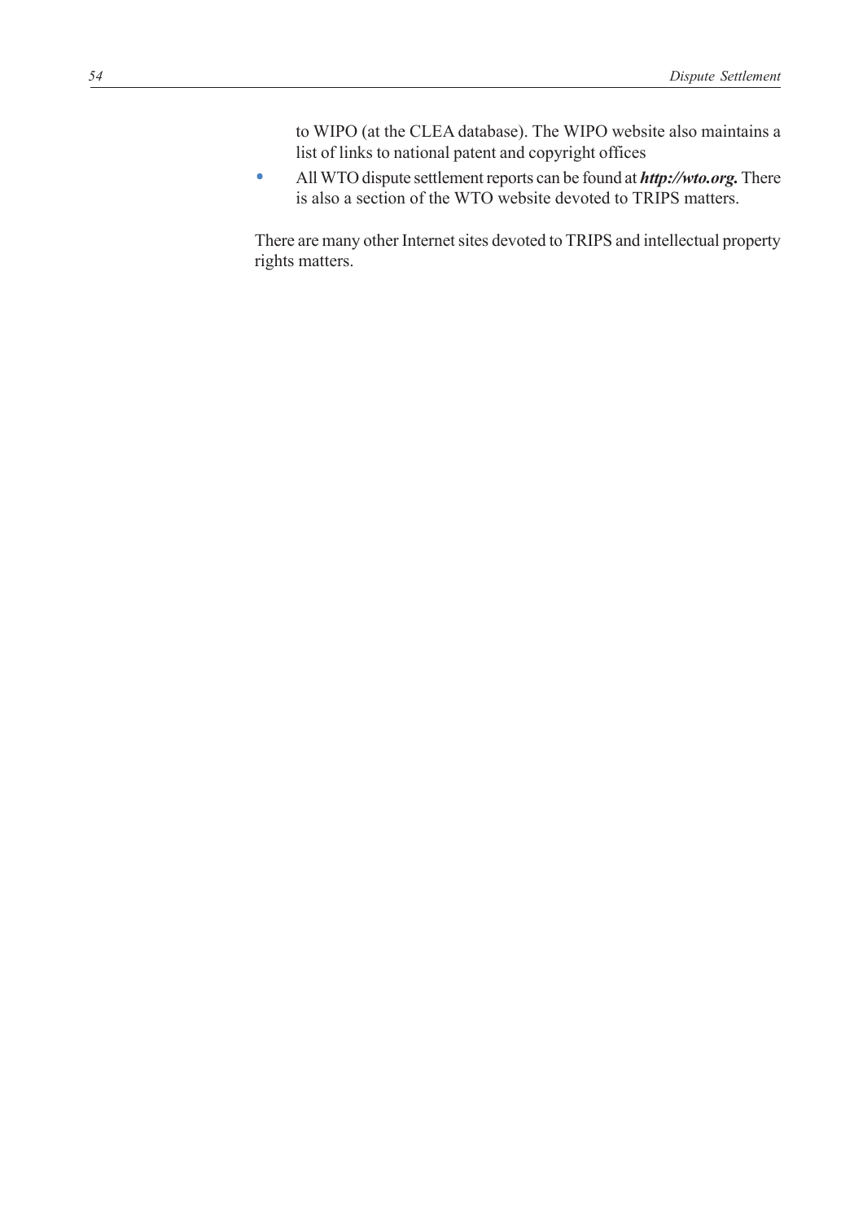to WIPO (at the CLEA database). The WIPO website also maintains a list of links to national patent and copyright offices

- All WTO dispute settlement reports can be found at ***http://wto.org.*** There is also a section of the WTO website devoted to TRIPS matters.

There are many other Internet sites devoted to TRIPS and intellectual property rights matters.